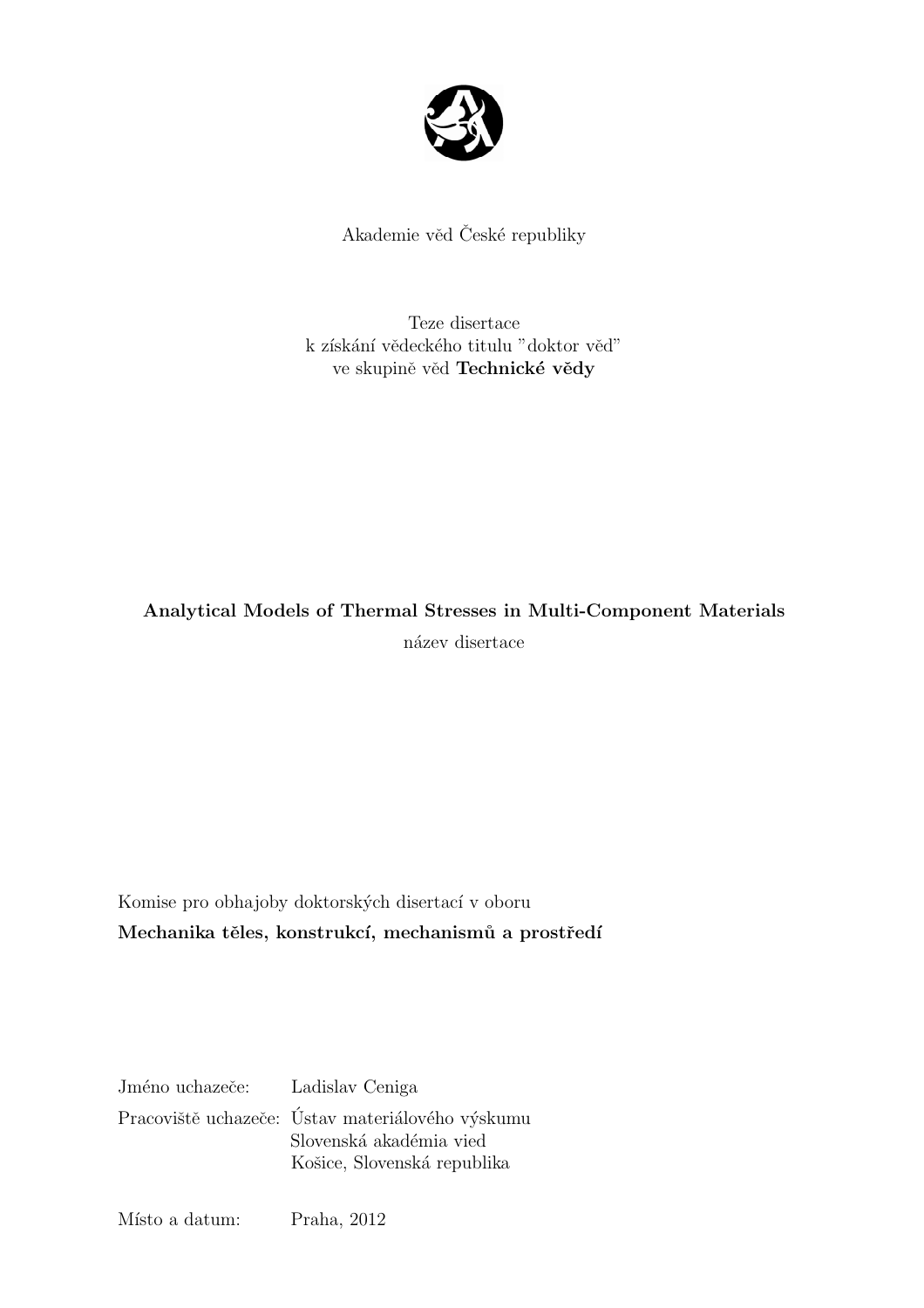Akademie věd České republiky

Teze disertace
k získání vědeckého titulu "doktor věd"
ve skupině věd **Technické vědy**

**Analytical Models of Thermal Stresses in Multi-Component Materials**
název disertace

Komise pro obhajoby doktorských disertací v oboru
**Mechanika těles, konstrukcí, mechanismů a prostředí**

Jméno uchazeče: Ladislav Ceniga

Pracoviště uchazeče: Ústav materiálového výskumu
Slovenská akadémia vied
Košice, Slovenská republika

Místo a datum: Praha, 2012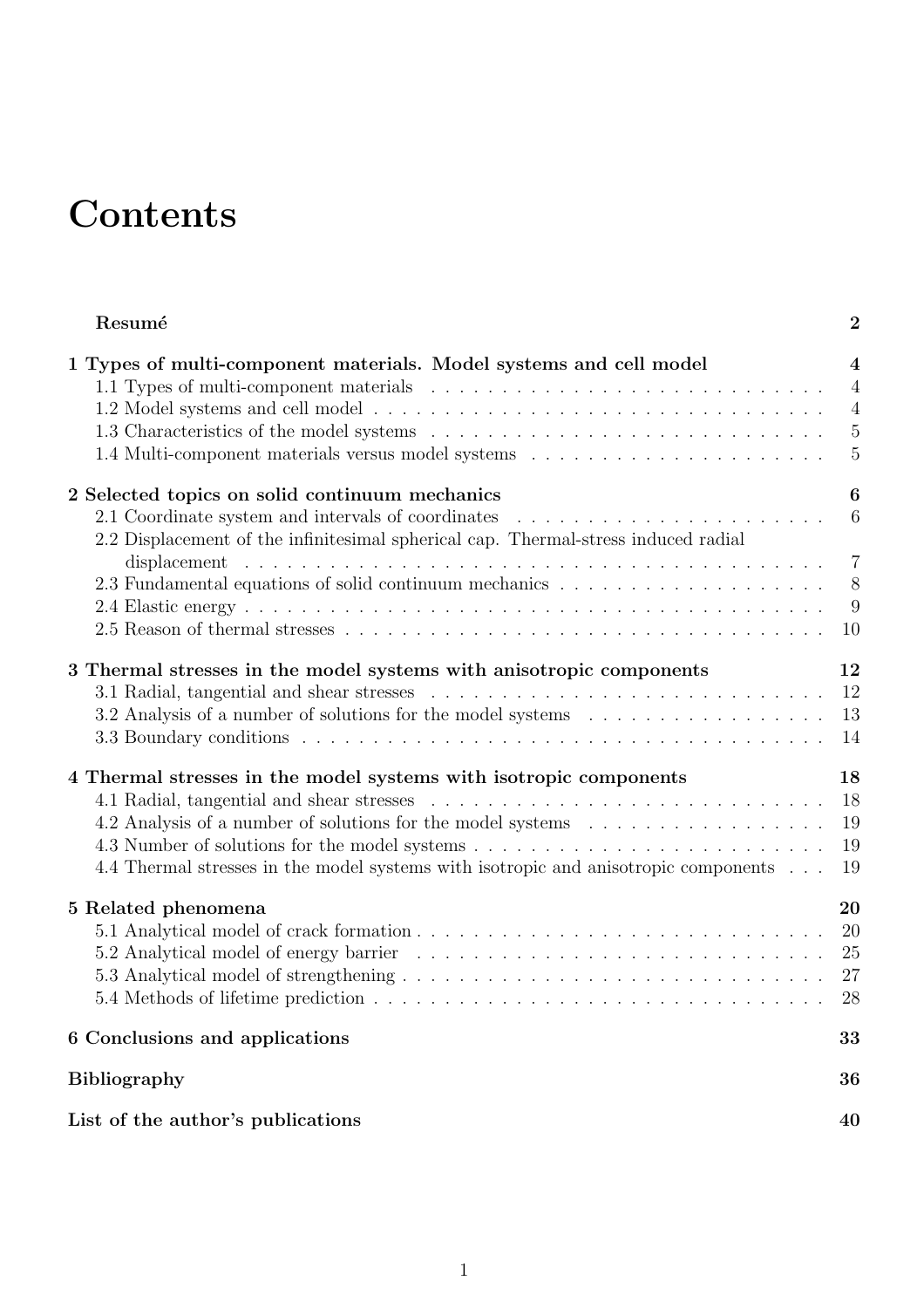# Contents

**Resumé** 2

**1 Types of multi-component materials. Model systems and cell model** 4

- 1.1 Types of multi-component materials 4
- 1.2 Model systems and cell model 4
- 1.3 Characteristics of the model systems 5
- 1.4 Multi-component materials versus model systems 5

**2 Selected topics on solid continuum mechanics** 6

- 2.1 Coordinate system and intervals of coordinates 6
- 2.2 Displacement of the infinitesimal spherical cap. Thermal-stress induced radial displacement 7
- 2.3 Fundamental equations of solid continuum mechanics 8
- 2.4 Elastic energy 9
- 2.5 Reason of thermal stresses 10

**3 Thermal stresses in the model systems with anisotropic components** 12

- 3.1 Radial, tangential and shear stresses 12
- 3.2 Analysis of a number of solutions for the model systems 13
- 3.3 Boundary conditions 14

**4 Thermal stresses in the model systems with isotropic components** 18

- 4.1 Radial, tangential and shear stresses 18
- 4.2 Analysis of a number of solutions for the model systems 19
- 4.3 Number of solutions for the model systems 19
- 4.4 Thermal stresses in the model systems with isotropic and anisotropic components 19

**5 Related phenomena** 20

- 5.1 Analytical model of crack formation 20
- 5.2 Analytical model of energy barrier 25
- 5.3 Analytical model of strengthening 27
- 5.4 Methods of lifetime prediction 28

**6 Conclusions and applications** 33

**Bibliography** 36

**List of the author's publications** 40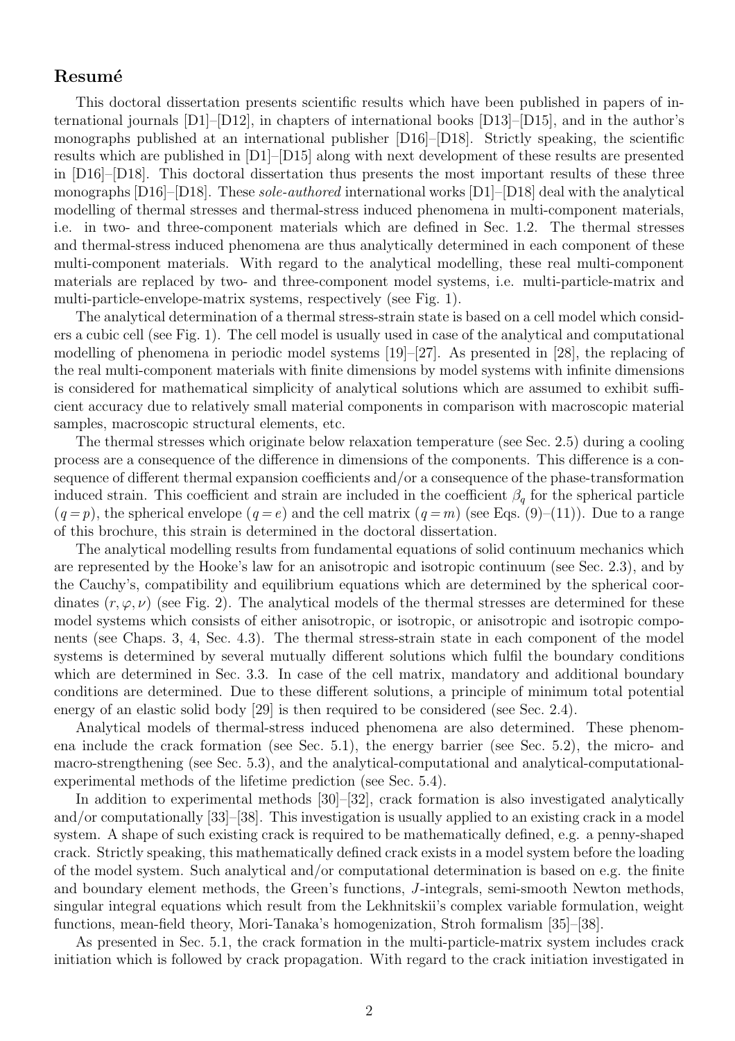## Resumé

This doctoral dissertation presents scientific results which have been published in papers of international journals [D1]–[D12], in chapters of international books [D13]–[D15], and in the author's monographs published at an international publisher [D16]–[D18]. Strictly speaking, the scientific results which are published in [D1]–[D15] along with next development of these results are presented in [D16]–[D18]. This doctoral dissertation thus presents the most important results of these three monographs [D16]–[D18]. These *sole-authored* international works [D1]–[D18] deal with the analytical modelling of thermal stresses and thermal-stress induced phenomena in multi-component materials, i.e. in two- and three-component materials which are defined in Sec. 1.2. The thermal stresses and thermal-stress induced phenomena are thus analytically determined in each component of these multi-component materials. With regard to the analytical modelling, these real multi-component materials are replaced by two- and three-component model systems, i.e. multi-particle-matrix and multi-particle-envelope-matrix systems, respectively (see Fig. 1).

The analytical determination of a thermal stress-strain state is based on a cell model which considers a cubic cell (see Fig. 1). The cell model is usually used in case of the analytical and computational modelling of phenomena in periodic model systems [19]–[27]. As presented in [28], the replacing of the real multi-component materials with finite dimensions by model systems with infinite dimensions is considered for mathematical simplicity of analytical solutions which are assumed to exhibit sufficient accuracy due to relatively small material components in comparison with macroscopic material samples, macroscopic structural elements, etc.

The thermal stresses which originate below relaxation temperature (see Sec. 2.5) during a cooling process are a consequence of the difference in dimensions of the components. This difference is a consequence of different thermal expansion coefficients and/or a consequence of the phase-transformation induced strain. This coefficient and strain are included in the coefficient $\beta_q$ for the spherical particle ($q = p$), the spherical envelope ($q = e$) and the cell matrix ($q = m$) (see Eqs. (9)–(11)). Due to a range of this brochure, this strain is determined in the doctoral dissertation.

The analytical modelling results from fundamental equations of solid continuum mechanics which are represented by the Hooke's law for an anisotropic and isotropic continuum (see Sec. 2.3), and by the Cauchy's, compatibility and equilibrium equations which are determined by the spherical coordinates $(r, \varphi, \nu)$ (see Fig. 2). The analytical models of the thermal stresses are determined for these model systems which consists of either anisotropic, or isotropic, or anisotropic and isotropic components (see Chaps. 3, 4, Sec. 4.3). The thermal stress-strain state in each component of the model systems is determined by several mutually different solutions which fulfil the boundary conditions which are determined in Sec. 3.3. In case of the cell matrix, mandatory and additional boundary conditions are determined. Due to these different solutions, a principle of minimum total potential energy of an elastic solid body [29] is then required to be considered (see Sec. 2.4).

Analytical models of thermal-stress induced phenomena are also determined. These phenomena include the crack formation (see Sec. 5.1), the energy barrier (see Sec. 5.2), the micro- and macro-strengthening (see Sec. 5.3), and the analytical-computational and analytical-computational-experimental methods of the lifetime prediction (see Sec. 5.4).

In addition to experimental methods [30]–[32], crack formation is also investigated analytically and/or computationally [33]–[38]. This investigation is usually applied to an existing crack in a model system. A shape of such existing crack is required to be mathematically defined, e.g. a penny-shaped crack. Strictly speaking, this mathematically defined crack exists in a model system before the loading of the model system. Such analytical and/or computational determination is based on e.g. the finite and boundary element methods, the Green's functions, $J$-integrals, semi-smooth Newton methods, singular integral equations which result from the Lekhnitskii's complex variable formulation, weight functions, mean-field theory, Mori-Tanaka's homogenization, Stroh formalism [35]–[38].

As presented in Sec. 5.1, the crack formation in the multi-particle-matrix system includes crack initiation which is followed by crack propagation. With regard to the crack initiation investigated in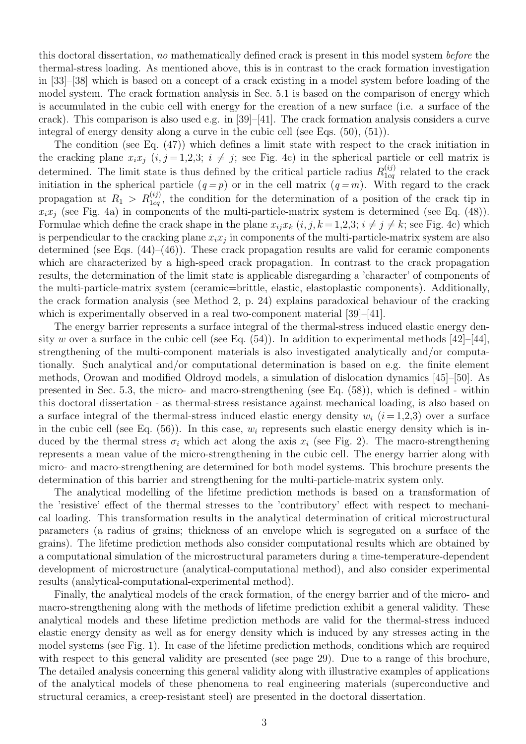this doctoral dissertation, *no* mathematically defined crack is present in this model system *before* the thermal-stress loading. As mentioned above, this is in contrast to the crack formation investigation in [33]–[38] which is based on a concept of a crack existing in a model system before loading of the model system. The crack formation analysis in Sec. 5.1 is based on the comparison of energy which is accumulated in the cubic cell with energy for the creation of a new surface (i.e. a surface of the crack). This comparison is also used e.g. in [39]–[41]. The crack formation analysis considers a curve integral of energy density along a curve in the cubic cell (see Eqs. (50), (51)).

The condition (see Eq. (47)) which defines a limit state with respect to the crack initiation in the cracking plane $x_i x_j$ ($i, j = 1,2,3$; $i \neq j$; see Fig. 4c) in the spherical particle or cell matrix is determined. The limit state is thus defined by the critical particle radius $R_{1cq}^{(ij)}$ related to the crack initiation in the spherical particle ($q = p$) or in the cell matrix ($q = m$). With regard to the crack propagation at $R_1 > R_{1cq}^{(ij)}$, the condition for the determination of a position of the crack tip in $x_i x_j$ (see Fig. 4a) in components of the multi-particle-matrix system is determined (see Eq. (48)). Formulae which define the crack shape in the plane $x_{ij} x_k$ ($i, j, k = 1,2,3$; $i \neq j \neq k$; see Fig. 4c) which is perpendicular to the cracking plane $x_i x_j$ in components of the multi-particle-matrix system are also determined (see Eqs. (44)–(46)). These crack propagation results are valid for ceramic components which are characterized by a high-speed crack propagation. In contrast to the crack propagation results, the determination of the limit state is applicable disregarding a 'character' of components of the multi-particle-matrix system (ceramic=brittle, elastic, elastoplastic components). Additionally, the crack formation analysis (see Method 2, p. 24) explains paradoxical behaviour of the cracking which is experimentally observed in a real two-component material [39]–[41].

The energy barrier represents a surface integral of the thermal-stress induced elastic energy density $w$ over a surface in the cubic cell (see Eq. (54)). In addition to experimental methods [42]–[44], strengthening of the multi-component materials is also investigated analytically and/or computationally. Such analytical and/or computational determination is based on e.g. the finite element methods, Orowan and modified Oldroyd models, a simulation of dislocation dynamics [45]–[50]. As presented in Sec. 5.3, the micro- and macro-strengthening (see Eq. (58)), which is defined - within this doctoral dissertation - as thermal-stress resistance against mechanical loading, is also based on a surface integral of the thermal-stress induced elastic energy density $w_i$ ($i = 1,2,3$) over a surface in the cubic cell (see Eq. (56)). In this case, $w_i$ represents such elastic energy density which is induced by the thermal stress $\sigma_i$ which act along the axis $x_i$ (see Fig. 2). The macro-strengthening represents a mean value of the micro-strengthening in the cubic cell. The energy barrier along with micro- and macro-strengthening are determined for both model systems. This brochure presents the determination of this barrier and strengthening for the multi-particle-matrix system only.

The analytical modelling of the lifetime prediction methods is based on a transformation of the 'resistive' effect of the thermal stresses to the 'contributory' effect with respect to mechanical loading. This transformation results in the analytical determination of critical microstructural parameters (a radius of grains; thickness of an envelope which is segregated on a surface of the grains). The lifetime prediction methods also consider computational results which are obtained by a computational simulation of the microstructural parameters during a time-temperature-dependent development of microstructure (analytical-computational method), and also consider experimental results (analytical-computational-experimental method).

Finally, the analytical models of the crack formation, of the energy barrier and of the micro- and macro-strengthening along with the methods of lifetime prediction exhibit a general validity. These analytical models and these lifetime prediction methods are valid for the thermal-stress induced elastic energy density as well as for energy density which is induced by any stresses acting in the model systems (see Fig. 1). In case of the lifetime prediction methods, conditions which are required with respect to this general validity are presented (see page 29). Due to a range of this brochure, The detailed analysis concerning this general validity along with illustrative examples of applications of the analytical models of these phenomena to real engineering materials (superconductive and structural ceramics, a creep-resistant steel) are presented in the doctoral dissertation.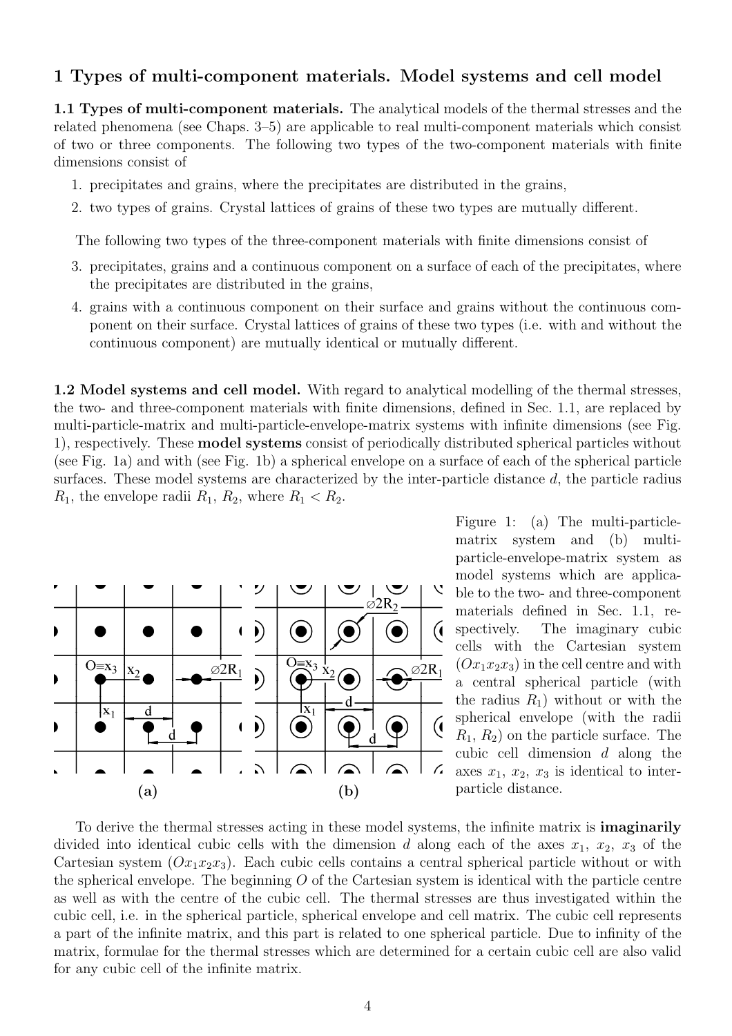# 1 Types of multi-component materials. Model systems and cell model

**1.1 Types of multi-component materials.** The analytical models of the thermal stresses and the related phenomena (see Chaps. 3–5) are applicable to real multi-component materials which consist of two or three components. The following two types of the two-component materials with finite dimensions consist of

1. precipitates and grains, where the precipitates are distributed in the grains,
2. two types of grains. Crystal lattices of grains of these two types are mutually different.

The following two types of the three-component materials with finite dimensions consist of

3. precipitates, grains and a continuous component on a surface of each of the precipitates, where the precipitates are distributed in the grains,
4. grains with a continuous component on their surface and grains without the continuous component on their surface. Crystal lattices of grains of these two types (i.e. with and without the continuous component) are mutually identical or mutually different.

**1.2 Model systems and cell model.** With regard to analytical modelling of the thermal stresses, the two- and three-component materials with finite dimensions, defined in Sec. 1.1, are replaced by multi-particle-matrix and multi-particle-envelope-matrix systems with infinite dimensions (see Fig. 1), respectively. These **model systems** consist of periodically distributed spherical particles without (see Fig. 1a) and with (see Fig. 1b) a spherical envelope on a surface of each of the spherical particle surfaces. These model systems are characterized by the inter-particle distance $d$, the particle radius $R_1$, the envelope radii $R_1$, $R_2$, where $R_1 < R_2$.

Figure 1: (a) The multi-particle-matrix system and (b) multi-particle-envelope-matrix system as model systems which are applicable to the two- and three-component materials defined in Sec. 1.1, respectively. The imaginary cubic cells with the Cartesian system $(Ox_1x_2x_3)$ in the cell centre and with a central spherical particle (with the radius $R_1$) without or with the spherical envelope (with the radii $R_1$, $R_2$) on the particle surface. The cubic cell dimension $d$ along the axes $x_1$, $x_2$, $x_3$ is identical to inter-particle distance.

To derive the thermal stresses acting in these model systems, the infinite matrix is **imaginarily** divided into identical cubic cells with the dimension $d$ along each of the axes $x_1$, $x_2$, $x_3$ of the Cartesian system $(Ox_1x_2x_3)$. Each cubic cells contains a central spherical particle without or with the spherical envelope. The beginning $O$ of the Cartesian system is identical with the particle centre as well as with the centre of the cubic cell. The thermal stresses are thus investigated within the cubic cell, i.e. in the spherical particle, spherical envelope and cell matrix. The cubic cell represents a part of the infinite matrix, and this part is related to one spherical particle. Due to infinity of the matrix, formulae for the thermal stresses which are determined for a certain cubic cell are also valid for any cubic cell of the infinite matrix.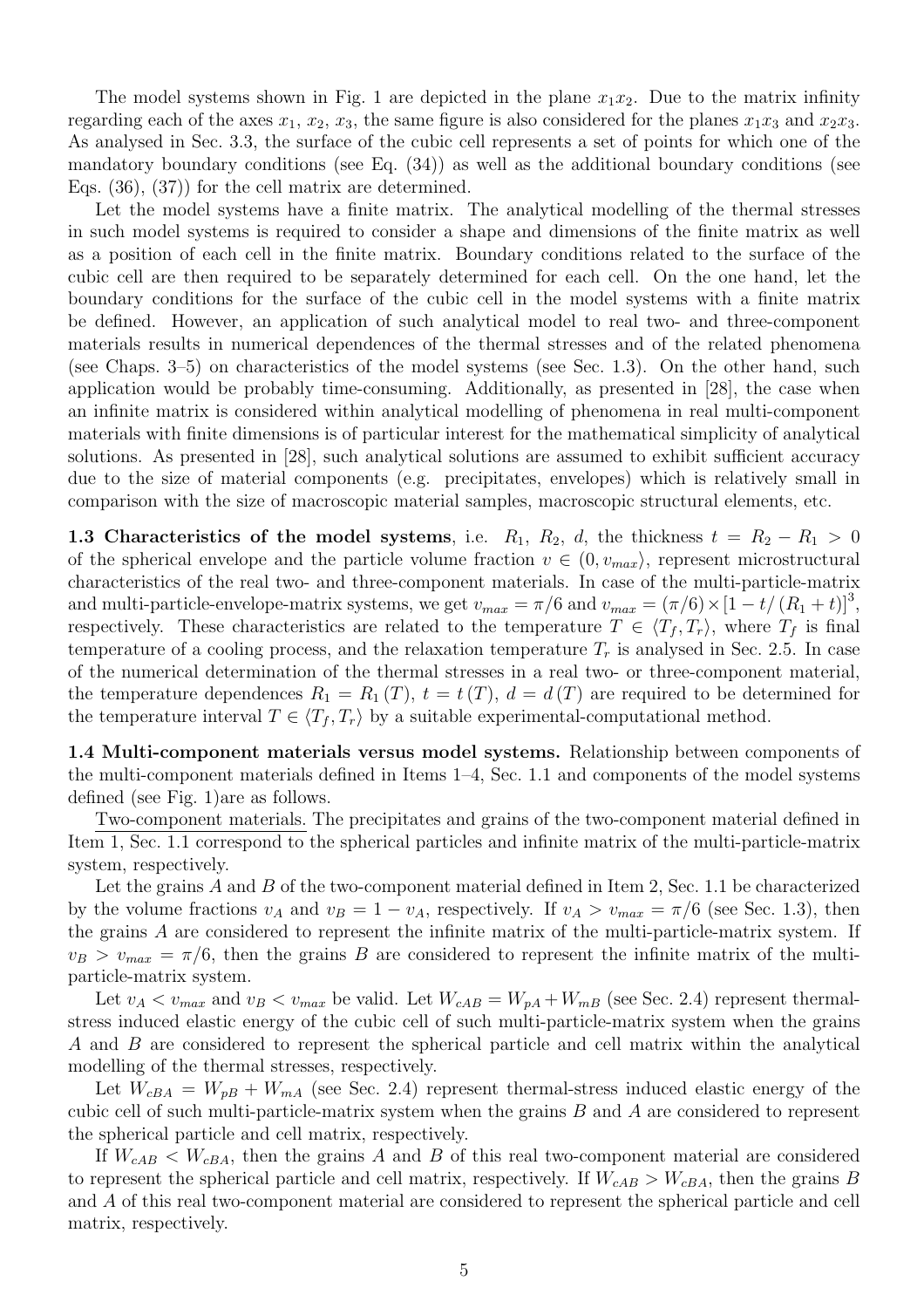The model systems shown in Fig. 1 are depicted in the plane $x_1x_2$. Due to the matrix infinity regarding each of the axes $x_1$, $x_2$, $x_3$, the same figure is also considered for the planes $x_1x_3$ and $x_2x_3$. As analysed in Sec. 3.3, the surface of the cubic cell represents a set of points for which one of the mandatory boundary conditions (see Eq. (34)) as well as the additional boundary conditions (see Eqs. (36), (37)) for the cell matrix are determined.

Let the model systems have a finite matrix. The analytical modelling of the thermal stresses in such model systems is required to consider a shape and dimensions of the finite matrix as well as a position of each cell in the finite matrix. Boundary conditions related to the surface of the cubic cell are then required to be separately determined for each cell. On the one hand, let the boundary conditions for the surface of the cubic cell in the model systems with a finite matrix be defined. However, an application of such analytical model to real two- and three-component materials results in numerical dependences of the thermal stresses and of the related phenomena (see Chaps. 3–5) on characteristics of the model systems (see Sec. 1.3). On the other hand, such application would be probably time-consuming. Additionally, as presented in [28], the case when an infinite matrix is considered within analytical modelling of phenomena in real multi-component materials with finite dimensions is of particular interest for the mathematical simplicity of analytical solutions. As presented in [28], such analytical solutions are assumed to exhibit sufficient accuracy due to the size of material components (e.g. precipitates, envelopes) which is relatively small in comparison with the size of macroscopic material samples, macroscopic structural elements, etc.

**1.3 Characteristics of the model systems**, i.e. $R_1$, $R_2$, $d$, the thickness $t = R_2 - R_1 > 0$ of the spherical envelope and the particle volume fraction $v \in (0, v_{max}\rangle$, represent microstructural characteristics of the real two- and three-component materials. In case of the multi-particle-matrix and multi-particle-envelope-matrix systems, we get $v_{max} = \pi/6$ and $v_{max} = (\pi/6) \times [1 - t/(R_1 + t)]^3$, respectively. These characteristics are related to the temperature $T \in \langle T_f, T_r\rangle$, where $T_f$ is final temperature of a cooling process, and the relaxation temperature $T_r$ is analysed in Sec. 2.5. In case of the numerical determination of the thermal stresses in a real two- or three-component material, the temperature dependences $R_1 = R_1(T)$, $t = t(T)$, $d = d(T)$ are required to be determined for the temperature interval $T \in \langle T_f, T_r\rangle$ by a suitable experimental-computational method.

**1.4 Multi-component materials versus model systems.** Relationship between components of the multi-component materials defined in Items 1–4, Sec. 1.1 and components of the model systems defined (see Fig. 1)are as follows.

Two-component materials. The precipitates and grains of the two-component material defined in Item 1, Sec. 1.1 correspond to the spherical particles and infinite matrix of the multi-particle-matrix system, respectively.

Let the grains $A$ and $B$ of the two-component material defined in Item 2, Sec. 1.1 be characterized by the volume fractions $v_A$ and $v_B = 1 - v_A$, respectively. If $v_A > v_{max} = \pi/6$ (see Sec. 1.3), then the grains $A$ are considered to represent the infinite matrix of the multi-particle-matrix system. If $v_B > v_{max} = \pi/6$, then the grains $B$ are considered to represent the infinite matrix of the multi-particle-matrix system.

Let $v_A < v_{max}$ and $v_B < v_{max}$ be valid. Let $W_{cAB} = W_{pA} + W_{mB}$ (see Sec. 2.4) represent thermal-stress induced elastic energy of the cubic cell of such multi-particle-matrix system when the grains $A$ and $B$ are considered to represent the spherical particle and cell matrix within the analytical modelling of the thermal stresses, respectively.

Let $W_{cBA} = W_{pB} + W_{mA}$ (see Sec. 2.4) represent thermal-stress induced elastic energy of the cubic cell of such multi-particle-matrix system when the grains $B$ and $A$ are considered to represent the spherical particle and cell matrix, respectively.

If $W_{cAB} < W_{cBA}$, then the grains $A$ and $B$ of this real two-component material are considered to represent the spherical particle and cell matrix, respectively. If $W_{cAB} > W_{cBA}$, then the grains $B$ and $A$ of this real two-component material are considered to represent the spherical particle and cell matrix, respectively.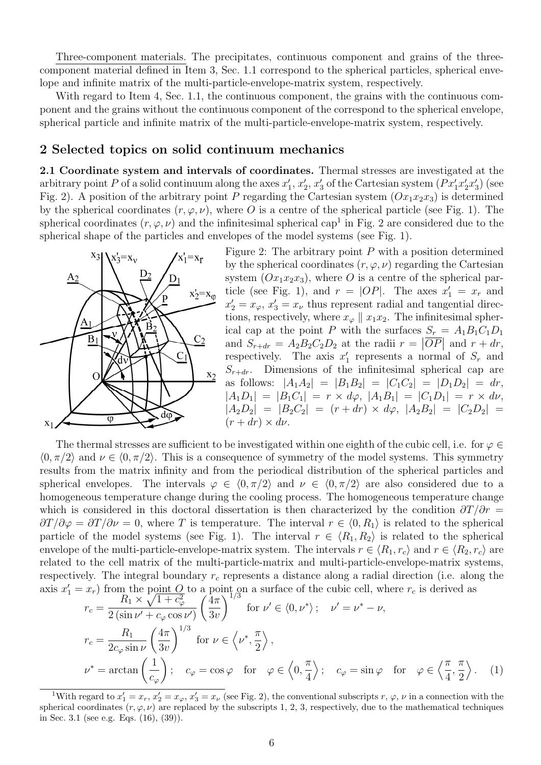Three-component materials. The precipitates, continuous component and grains of the three-component material defined in Item 3, Sec. 1.1 correspond to the spherical particles, spherical envelope and infinite matrix of the multi-particle-envelope-matrix system, respectively.

With regard to Item 4, Sec. 1.1, the continuous component, the grains with the continuous component and the grains without the continuous component of the correspond to the spherical envelope, spherical particle and infinite matrix of the multi-particle-envelope-matrix system, respectively.

## 2 Selected topics on solid continuum mechanics

**2.1 Coordinate system and intervals of coordinates.** Thermal stresses are investigated at the arbitrary point $P$ of a solid continuum along the axes $x_1'$, $x_2'$, $x_3'$ of the Cartesian system $(Px_1'x_2'x_3')$ (see Fig. 2). A position of the arbitrary point $P$ regarding the Cartesian system $(Ox_1x_2x_3)$ is determined by the spherical coordinates $(r, \varphi, \nu)$, where $O$ is a centre of the spherical particle (see Fig. 1). The spherical coordinates $(r, \varphi, \nu)$ and the infinitesimal spherical cap[1] in Fig. 2 are considered due to the spherical shape of the particles and envelopes of the model systems (see Fig. 1).

Figure 2: The arbitrary point $P$ with a position determined by the spherical coordinates $(r, \varphi, \nu)$ regarding the Cartesian system $(Ox_1x_2x_3)$, where $O$ is a centre of the spherical particle (see Fig. 1), and $r = |OP|$. The axes $x_1' = x_r$ and $x_2' = x_\varphi$, $x_3' = x_\nu$ thus represent radial and tangential directions, respectively, where $x_\varphi \parallel x_1x_2$. The infinitesimal spherical cap at the point $P$ with the surfaces $S_r = A_1B_1C_1D_1$ and $S_{r+dr} = A_2B_2C_2D_2$ at the radii $r = |\overline{OP}|$ and $r + dr$, respectively. The axis $x_1'$ represents a normal of $S_r$ and $S_{r+dr}$. Dimensions of the infinitesimal spherical cap are as follows: $|A_1A_2| = |B_1B_2| = |C_1C_2| = |D_1D_2| = dr$, $|A_1D_1| = |B_1C_1| = r \times d\varphi$, $|A_1B_1| = |C_1D_1| = r \times d\nu$, $|A_2D_2| = |B_2C_2| = (r + dr) \times d\varphi$, $|A_2B_2| = |C_2D_2| = (r + dr) \times d\nu$.

The thermal stresses are sufficient to be investigated within one eighth of the cubic cell, i.e. for $\varphi \in \langle 0, \pi/2\rangle$ and $\nu \in \langle 0, \pi/2\rangle$. This is a consequence of symmetry of the model systems. This symmetry results from the matrix infinity and from the periodical distribution of the spherical particles and spherical envelopes. The intervals $\varphi \in \langle 0, \pi/2\rangle$ and $\nu \in \langle 0, \pi/2\rangle$ are also considered due to a homogeneous temperature change during the cooling process. The homogeneous temperature change which is considered in this doctoral dissertation is then characterized by the condition $\partial T/\partial r = \partial T/\partial \varphi = \partial T/\partial \nu = 0$, where $T$ is temperature. The interval $r \in \langle 0, R_1\rangle$ is related to the spherical particle of the model systems (see Fig. 1). The interval $r \in \langle R_1, R_2\rangle$ is related to the spherical envelope of the multi-particle-envelope-matrix system. The intervals $r \in \langle R_1, r_c\rangle$ and $r \in \langle R_2, r_c\rangle$ are related to the cell matrix of the multi-particle-matrix and multi-particle-envelope-matrix systems, respectively. The integral boundary $r_c$ represents a distance along a radial direction (i.e. along the axis $x_1' = x_r$) from the point $O$ to a point on a surface of the cubic cell, where $r_c$ is derived as

$$
\begin{aligned}
r_c &= \frac{R_1 \times \sqrt{1 + c_\varphi^2}}{2\left(\sin\nu' + c_\varphi \cos\nu'\right)} \left(\frac{4\pi}{3v}\right)^{1/3} \quad \text{for } \nu' \in \langle 0, \nu^* \rangle; \quad \nu' = \nu^* - \nu, \\
r_c &= \frac{R_1}{2c_\varphi \sin\nu} \left(\frac{4\pi}{3v}\right)^{1/3} \quad \text{for } \nu \in \left\langle \nu^*, \frac{\pi}{2} \right\rangle, \\
\nu^* &= \arctan\left(\frac{1}{c_\varphi}\right); \quad c_\varphi = \cos\varphi \quad \text{for} \quad \varphi \in \left\langle 0, \frac{\pi}{4} \right\rangle; \quad c_\varphi = \sin\varphi \quad \text{for} \quad \varphi \in \left\langle \frac{\pi}{4}, \frac{\pi}{2} \right\rangle. \quad (1)
\end{aligned}
$$

[1] With regard to $x_1' = x_r$, $x_2' = x_\varphi$, $x_3' = x_\nu$ (see Fig. 2), the conventional subscripts $r$, $\varphi$, $\nu$ in a connection with the spherical coordinates $(r, \varphi, \nu)$ are replaced by the subscripts 1, 2, 3, respectively, due to the mathematical techniques in Sec. 3.1 (see e.g. Eqs. (16), (39)).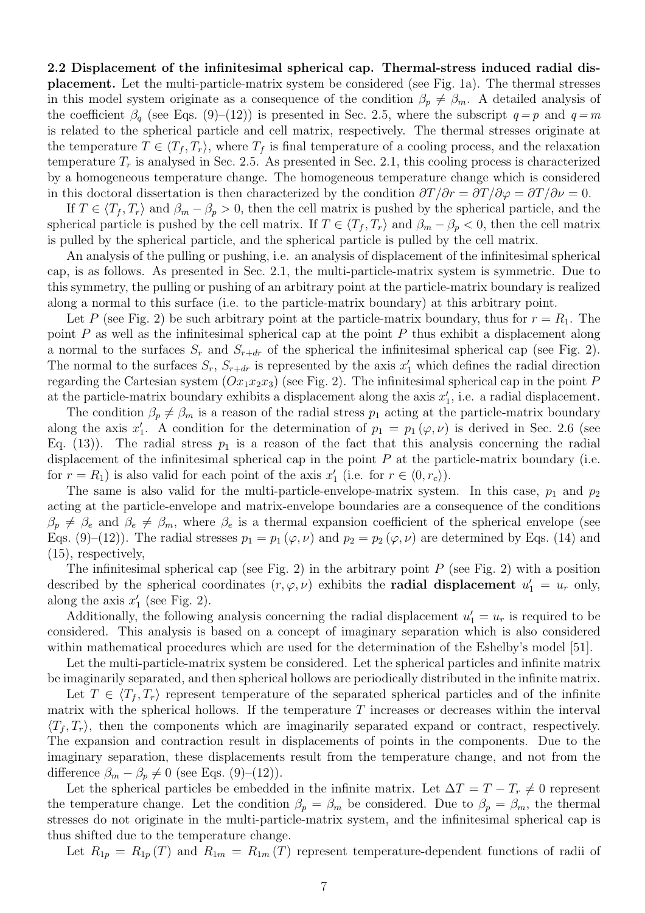**2.2 Displacement of the infinitesimal spherical cap. Thermal-stress induced radial displacement.** Let the multi-particle-matrix system be considered (see Fig. 1a). The thermal stresses in this model system originate as a consequence of the condition $\beta_p \neq \beta_m$. A detailed analysis of the coefficient $\beta_q$ (see Eqs. (9)–(12)) is presented in Sec. 2.5, where the subscript $q=p$ and $q=m$ is related to the spherical particle and cell matrix, respectively. The thermal stresses originate at the temperature $T \in \langle T_f, T_r \rangle$, where $T_f$ is final temperature of a cooling process, and the relaxation temperature $T_r$ is analysed in Sec. 2.5. As presented in Sec. 2.1, this cooling process is characterized by a homogeneous temperature change. The homogeneous temperature change which is considered in this doctoral dissertation is then characterized by the condition $\partial T / \partial r = \partial T / \partial \varphi = \partial T / \partial \nu = 0$.

If $T \in \langle T_f, T_r \rangle$ and $\beta_m - \beta_p > 0$, then the cell matrix is pushed by the spherical particle, and the spherical particle is pushed by the cell matrix. If $T \in \langle T_f, T_r \rangle$ and $\beta_m - \beta_p < 0$, then the cell matrix is pulled by the spherical particle, and the spherical particle is pulled by the cell matrix.

An analysis of the pulling or pushing, i.e. an analysis of displacement of the infinitesimal spherical cap, is as follows. As presented in Sec. 2.1, the multi-particle-matrix system is symmetric. Due to this symmetry, the pulling or pushing of an arbitrary point at the particle-matrix boundary is realized along a normal to this surface (i.e. to the particle-matrix boundary) at this arbitrary point.

Let $P$ (see Fig. 2) be such arbitrary point at the particle-matrix boundary, thus for $r = R_1$. The point $P$ as well as the infinitesimal spherical cap at the point $P$ thus exhibit a displacement along a normal to the surfaces $S_r$ and $S_{r+dr}$ of the spherical the infinitesimal spherical cap (see Fig. 2). The normal to the surfaces $S_r$, $S_{r+dr}$ is represented by the axis $x_1'$ which defines the radial direction regarding the Cartesian system $(Ox_1x_2x_3)$ (see Fig. 2). The infinitesimal spherical cap in the point $P$ at the particle-matrix boundary exhibits a displacement along the axis $x_1'$, i.e. a radial displacement.

The condition $\beta_p \neq \beta_m$ is a reason of the radial stress $p_1$ acting at the particle-matrix boundary along the axis $x_1'$. A condition for the determination of $p_1 = p_1(\varphi, \nu)$ is derived in Sec. 2.6 (see Eq. (13)). The radial stress $p_1$ is a reason of the fact that this analysis concerning the radial displacement of the infinitesimal spherical cap in the point $P$ at the particle-matrix boundary (i.e. for $r = R_1$) is also valid for each point of the axis $x_1'$ (i.e. for $r \in \langle 0, r_c \rangle$).

The same is also valid for the multi-particle-envelope-matrix system. In this case, $p_1$ and $p_2$ acting at the particle-envelope and matrix-envelope boundaries are a consequence of the conditions $\beta_p \neq \beta_e$ and $\beta_e \neq \beta_m$, where $\beta_e$ is a thermal expansion coefficient of the spherical envelope (see Eqs. (9)–(12)). The radial stresses $p_1 = p_1(\varphi, \nu)$ and $p_2 = p_2(\varphi, \nu)$ are determined by Eqs. (14) and (15), respectively,

The infinitesimal spherical cap (see Fig. 2) in the arbitrary point $P$ (see Fig. 2) with a position described by the spherical coordinates $(r, \varphi, \nu)$ exhibits the **radial displacement** $u_1' = u_r$ only, along the axis $x_1'$ (see Fig. 2).

Additionally, the following analysis concerning the radial displacement $u_1' = u_r$ is required to be considered. This analysis is based on a concept of imaginary separation which is also considered within mathematical procedures which are used for the determination of the Eshelby's model [51].

Let the multi-particle-matrix system be considered. Let the spherical particles and infinite matrix be imaginarily separated, and then spherical hollows are periodically distributed in the infinite matrix.

Let $T \in \langle T_f, T_r \rangle$ represent temperature of the separated spherical particles and of the infinite matrix with the spherical hollows. If the temperature $T$ increases or decreases within the interval $\langle T_f, T_r \rangle$, then the components which are imaginarily separated expand or contract, respectively. The expansion and contraction result in displacements of points in the components. Due to the imaginary separation, these displacements result from the temperature change, and not from the difference $\beta_m - \beta_p \neq 0$ (see Eqs. (9)–(12)).

Let the spherical particles be embedded in the infinite matrix. Let $\Delta T = T - T_r \neq 0$ represent the temperature change. Let the condition $\beta_p = \beta_m$ be considered. Due to $\beta_p = \beta_m$, the thermal stresses do not originate in the multi-particle-matrix system, and the infinitesimal spherical cap is thus shifted due to the temperature change.

Let $R_{1p} = R_{1p}(T)$ and $R_{1m} = R_{1m}(T)$ represent temperature-dependent functions of radii of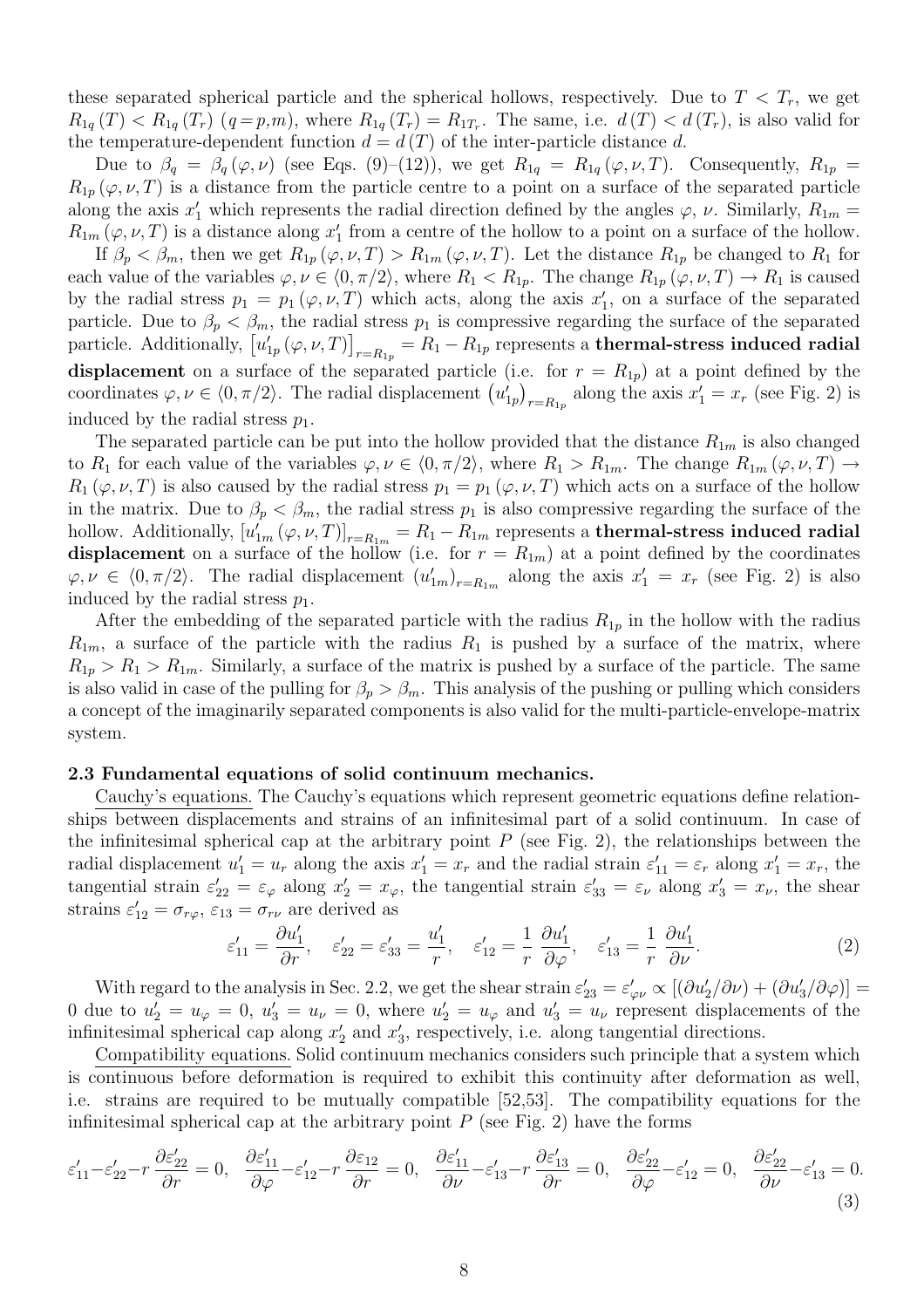these separated spherical particle and the spherical hollows, respectively. Due to $T < T_r$, we get $R_{1q}(T) < R_{1q}(T_r)$ $(q = p, m)$, where $R_{1q}(T_r) = R_{1T_r}$. The same, i.e. $d(T) < d(T_r)$, is also valid for the temperature-dependent function $d = d(T)$ of the inter-particle distance $d$.

Due to $\beta_q = \beta_q(\varphi, \nu)$ (see Eqs. (9)–(12)), we get $R_{1q} = R_{1q}(\varphi, \nu, T)$. Consequently, $R_{1p} = R_{1p}(\varphi, \nu, T)$ is a distance from the particle centre to a point on a surface of the separated particle along the axis $x_1'$ which represents the radial direction defined by the angles $\varphi$, $\nu$. Similarly, $R_{1m} = R_{1m}(\varphi, \nu, T)$ is a distance along $x_1'$ from a centre of the hollow to a point on a surface of the hollow.

If $\beta_p < \beta_m$, then we get $R_{1p}(\varphi, \nu, T) > R_{1m}(\varphi, \nu, T)$. Let the distance $R_{1p}$ be changed to $R_1$ for each value of the variables $\varphi, \nu \in \langle 0, \pi/2 \rangle$, where $R_1 < R_{1p}$. The change $R_{1p}(\varphi, \nu, T) \to R_1$ is caused by the radial stress $p_1 = p_1(\varphi, \nu, T)$ which acts, along the axis $x_1'$, on a surface of the separated particle. Due to $\beta_p < \beta_m$, the radial stress $p_1$ is compressive regarding the surface of the separated particle. Additionally, $\left[u_{1p}'(\varphi, \nu, T)\right]_{r=R_{1p}} = R_1 - R_{1p}$ represents a **thermal-stress induced radial displacement** on a surface of the separated particle (i.e. for $r = R_{1p}$) at a point defined by the coordinates $\varphi, \nu \in \langle 0, \pi/2 \rangle$. The radial displacement $\left(u_{1p}'\right)_{r=R_{1p}}$ along the axis $x_1' = x_r$ (see Fig. 2) is induced by the radial stress $p_1$.

The separated particle can be put into the hollow provided that the distance $R_{1m}$ is also changed to $R_1$ for each value of the variables $\varphi, \nu \in \langle 0, \pi/2 \rangle$, where $R_1 > R_{1m}$. The change $R_{1m}(\varphi, \nu, T) \to R_1(\varphi, \nu, T)$ is also caused by the radial stress $p_1 = p_1(\varphi, \nu, T)$ which acts on a surface of the hollow in the matrix. Due to $\beta_p < \beta_m$, the radial stress $p_1$ is also compressive regarding the surface of the hollow. Additionally, $[u_{1m}'(\varphi, \nu, T)]_{r=R_{1m}} = R_1 - R_{1m}$ represents a **thermal-stress induced radial displacement** on a surface of the hollow (i.e. for $r = R_{1m}$) at a point defined by the coordinates $\varphi, \nu \in \langle 0, \pi/2 \rangle$. The radial displacement $(u_{1m}')_{r=R_{1m}}$ along the axis $x_1' = x_r$ (see Fig. 2) is also induced by the radial stress $p_1$.

After the embedding of the separated particle with the radius $R_{1p}$ in the hollow with the radius $R_{1m}$, a surface of the particle with the radius $R_1$ is pushed by a surface of the matrix, where $R_{1p} > R_1 > R_{1m}$. Similarly, a surface of the matrix is pushed by a surface of the particle. The same is also valid in case of the pulling for $\beta_p > \beta_m$. This analysis of the pushing or pulling which considers a concept of the imaginarily separated components is also valid for the multi-particle-envelope-matrix system.

### 2.3 Fundamental equations of solid continuum mechanics.

Cauchy's equations. The Cauchy's equations which represent geometric equations define relationships between displacements and strains of an infinitesimal part of a solid continuum. In case of the infinitesimal spherical cap at the arbitrary point $P$ (see Fig. 2), the relationships between the radial displacement $u_1' = u_r$ along the axis $x_1' = x_r$ and the radial strain $\varepsilon_{11}' = \varepsilon_r$ along $x_1' = x_r$, the tangential strain $\varepsilon_{22}' = \varepsilon_\varphi$ along $x_2' = x_\varphi$, the tangential strain $\varepsilon_{33}' = \varepsilon_\nu$ along $x_3' = x_\nu$, the shear strains $\varepsilon_{12}' = \sigma_{r\varphi}$, $\varepsilon_{13} = \sigma_{r\nu}$ are derived as

$$\varepsilon_{11}' = \frac{\partial u_1'}{\partial r}, \quad \varepsilon_{22}' = \varepsilon_{33}' = \frac{u_1'}{r}, \quad \varepsilon_{12}' = \frac{1}{r}\,\frac{\partial u_1'}{\partial \varphi}, \quad \varepsilon_{13}' = \frac{1}{r}\,\frac{\partial u_1'}{\partial \nu}. \tag{2}$$

With regard to the analysis in Sec. 2.2, we get the shear strain $\varepsilon_{23}' = \varepsilon_{\varphi\nu}' \propto [(\partial u_2'/\partial \nu) + (\partial u_3'/\partial \varphi)] = 0$ due to $u_2' = u_\varphi = 0$, $u_3' = u_\nu = 0$, where $u_2' = u_\varphi$ and $u_3' = u_\nu$ represent displacements of the infinitesimal spherical cap along $x_2'$ and $x_3'$, respectively, i.e. along tangential directions.

Compatibility equations. Solid continuum mechanics considers such principle that a system which is continuous before deformation is required to exhibit this continuity after deformation as well, i.e. strains are required to be mutually compatible [52,53]. The compatibility equations for the infinitesimal spherical cap at the arbitrary point $P$ (see Fig. 2) have the forms

$$\varepsilon_{11}' - \varepsilon_{22}' - r\,\frac{\partial \varepsilon_{22}'}{\partial r} = 0, \quad \frac{\partial \varepsilon_{11}'}{\partial \varphi} - \varepsilon_{12}' - r\,\frac{\partial \varepsilon_{12}}{\partial r} = 0, \quad \frac{\partial \varepsilon_{11}'}{\partial \nu} - \varepsilon_{13}' - r\,\frac{\partial \varepsilon_{13}'}{\partial r} = 0, \quad \frac{\partial \varepsilon_{22}'}{\partial \varphi} - \varepsilon_{12}' = 0, \quad \frac{\partial \varepsilon_{22}'}{\partial \nu} - \varepsilon_{13}' = 0. \tag{3}$$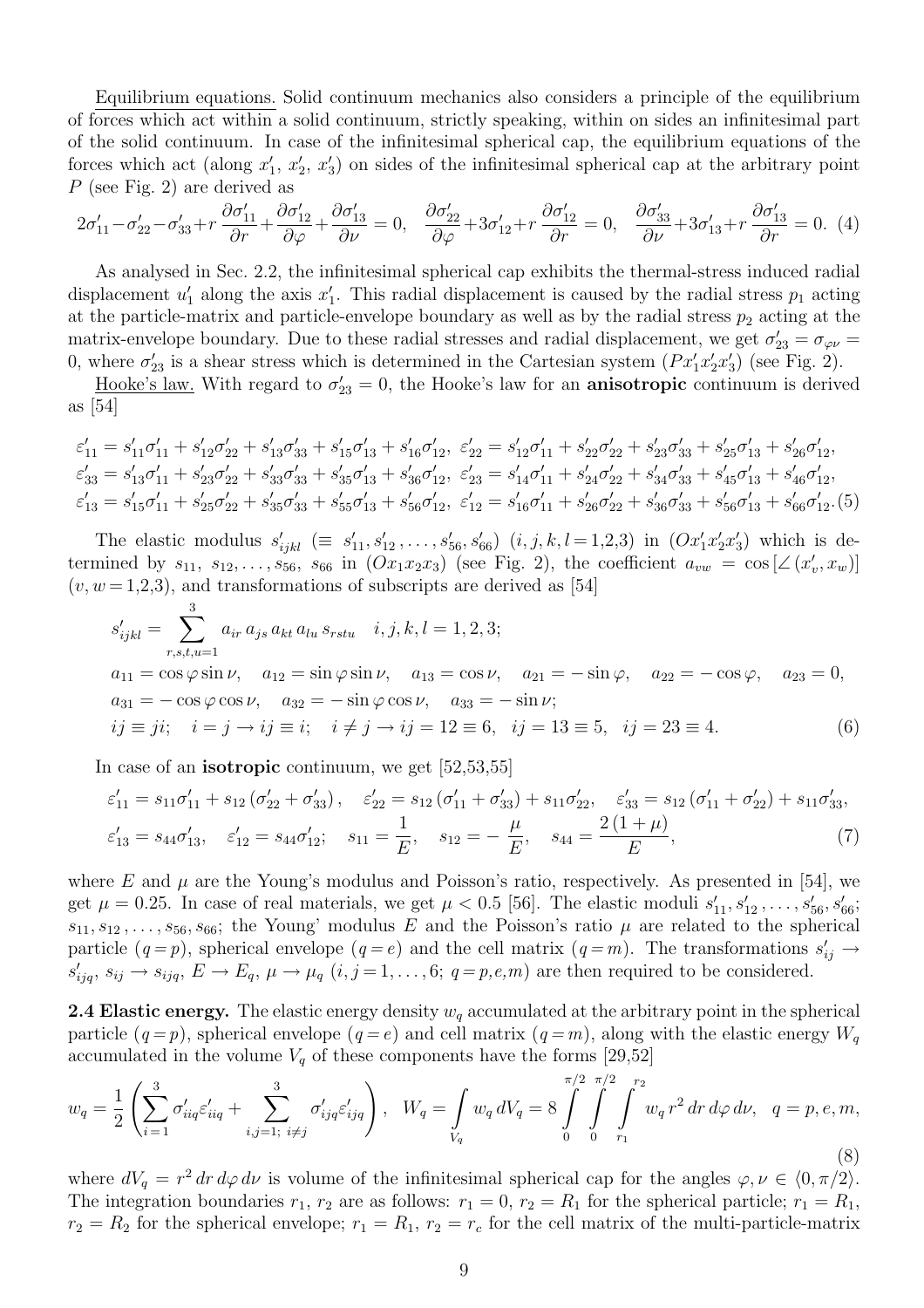Equilibrium equations. Solid continuum mechanics also considers a principle of the equilibrium of forces which act within a solid continuum, strictly speaking, within on sides an infinitesimal part of the solid continuum. In case of the infinitesimal spherical cap, the equilibrium equations of the forces which act (along $x_1'$, $x_2'$, $x_3'$) on sides of the infinitesimal spherical cap at the arbitrary point $P$ (see Fig. 2) are derived as

$$2\sigma_{11}'-\sigma_{22}'-\sigma_{33}'+r\,\frac{\partial\sigma_{11}'}{\partial r}+\frac{\partial\sigma_{12}'}{\partial\varphi}+\frac{\partial\sigma_{13}'}{\partial\nu}=0,\quad \frac{\partial\sigma_{22}'}{\partial\varphi}+3\sigma_{12}'+r\,\frac{\partial\sigma_{12}'}{\partial r}=0,\quad \frac{\partial\sigma_{33}'}{\partial\nu}+3\sigma_{13}'+r\,\frac{\partial\sigma_{13}'}{\partial r}=0. \quad (4)$$

As analysed in Sec. 2.2, the infinitesimal spherical cap exhibits the thermal-stress induced radial displacement $u_1'$ along the axis $x_1'$. This radial displacement is caused by the radial stress $p_1$ acting at the particle-matrix and particle-envelope boundary as well as by the radial stress $p_2$ acting at the matrix-envelope boundary. Due to these radial stresses and radial displacement, we get $\sigma_{23}'=\sigma_{\varphi\nu}=0$, where $\sigma_{23}'$ is a shear stress which is determined in the Cartesian system $(Px_1'x_2'x_3')$ (see Fig. 2).

Hooke's law. With regard to $\sigma_{23}'=0$, the Hooke's law for an **anisotropic** continuum is derived as [54]

$$\begin{aligned}
&\varepsilon_{11}'=s_{11}'\sigma_{11}'+s_{12}'\sigma_{22}'+s_{13}'\sigma_{33}'+s_{15}'\sigma_{13}'+s_{16}'\sigma_{12}',\ \ \varepsilon_{22}'=s_{12}'\sigma_{11}'+s_{22}'\sigma_{22}'+s_{23}'\sigma_{33}'+s_{25}'\sigma_{13}'+s_{26}'\sigma_{12}',\\
&\varepsilon_{33}'=s_{13}'\sigma_{11}'+s_{23}'\sigma_{22}'+s_{33}'\sigma_{33}'+s_{35}'\sigma_{13}'+s_{36}'\sigma_{12}',\ \ \varepsilon_{23}'=s_{14}'\sigma_{11}'+s_{24}'\sigma_{22}'+s_{34}'\sigma_{33}'+s_{45}'\sigma_{13}'+s_{46}'\sigma_{12}',\\
&\varepsilon_{13}'=s_{15}'\sigma_{11}'+s_{25}'\sigma_{22}'+s_{35}'\sigma_{33}'+s_{55}'\sigma_{13}'+s_{56}'\sigma_{12}',\ \ \varepsilon_{12}'=s_{16}'\sigma_{11}'+s_{26}'\sigma_{22}'+s_{36}'\sigma_{33}'+s_{56}'\sigma_{13}'+s_{66}'\sigma_{12}'.
\end{aligned}\quad (5)$$

The elastic modulus $s_{ijkl}'$ $(\equiv s_{11}', s_{12}', \ldots, s_{56}', s_{66}')$ $(i,j,k,l=1,2,3)$ in $(Ox_1'x_2'x_3')$ which is determined by $s_{11}$, $s_{12},\ldots,s_{56}$, $s_{66}$ in $(Ox_1x_2x_3)$ (see Fig. 2), the coefficient $a_{vw}=\cos\left[\angle\left(x_v', x_w\right)\right]$ $(v,w=1,2,3)$, and transformations of subscripts are derived as [54]

$$\begin{aligned}
&s_{ijkl}'=\sum_{r,s,t,u=1}^{3} a_{ir}\,a_{js}\,a_{kt}\,a_{lu}\,s_{rstu} \quad i,j,k,l=1,2,3;\\
&a_{11}=\cos\varphi\sin\nu,\quad a_{12}=\sin\varphi\sin\nu,\quad a_{13}=\cos\nu,\quad a_{21}=-\sin\varphi,\quad a_{22}=-\cos\varphi,\quad a_{23}=0,\\
&a_{31}=-\cos\varphi\cos\nu,\quad a_{32}=-\sin\varphi\cos\nu,\quad a_{33}=-\sin\nu;\\
&ij\equiv ji;\quad i=j\rightarrow ij\equiv i;\quad i\neq j\rightarrow ij=12\equiv 6,\quad ij=13\equiv 5,\quad ij=23\equiv 4.
\end{aligned}\quad (6)$$

In case of an **isotropic** continuum, we get [52,53,55]

$$\begin{aligned}
&\varepsilon_{11}'=s_{11}\sigma_{11}'+s_{12}\left(\sigma_{22}'+\sigma_{33}'\right),\quad \varepsilon_{22}'=s_{12}\left(\sigma_{11}'+\sigma_{33}'\right)+s_{11}\sigma_{22}',\quad \varepsilon_{33}'=s_{12}\left(\sigma_{11}'+\sigma_{22}'\right)+s_{11}\sigma_{33}',\\
&\varepsilon_{13}'=s_{44}\sigma_{13}',\quad \varepsilon_{12}'=s_{44}\sigma_{12}';\quad s_{11}=\frac{1}{E},\quad s_{12}=-\frac{\mu}{E},\quad s_{44}=\frac{2\left(1+\mu\right)}{E},
\end{aligned}\quad (7)$$

where $E$ and $\mu$ are the Young's modulus and Poisson's ratio, respectively. As presented in [54], we get $\mu=0.25$. In case of real materials, we get $\mu<0.5$ [56]. The elastic moduli $s_{11}', s_{12}', \ldots, s_{56}', s_{66}'$; $s_{11}, s_{12}, \ldots, s_{56}, s_{66}$; the Young' modulus $E$ and the Poisson's ratio $\mu$ are related to the spherical particle $(q=p)$, spherical envelope $(q=e)$ and the cell matrix $(q=m)$. The transformations $s_{ij}'\rightarrow s_{ijq}'$, $s_{ij}\rightarrow s_{ijq}$, $E\rightarrow E_q$, $\mu\rightarrow\mu_q$ $(i,j=1,\ldots,6;\ q=p,e,m)$ are then required to be considered.

**2.4 Elastic energy.** The elastic energy density $w_q$ accumulated at the arbitrary point in the spherical particle $(q=p)$, spherical envelope $(q=e)$ and cell matrix $(q=m)$, along with the elastic energy $W_q$ accumulated in the volume $V_q$ of these components have the forms [29,52]

$$w_q=\frac{1}{2}\left(\sum_{i=1}^{3}\sigma_{iiq}'\varepsilon_{iiq}'+\sum_{i,j=1;\ i\neq j}^{3}\sigma_{ijq}'\varepsilon_{ijq}'\right),\quad W_q=\int_{V_q} w_q\,dV_q=8\int_0^{\pi/2}\int_0^{\pi/2}\int_{r_1}^{r_2} w_q\,r^2\,dr\,d\varphi\,d\nu,\quad q=p,e,m, \quad (8)$$

where $dV_q=r^2\,dr\,d\varphi\,d\nu$ is volume of the infinitesimal spherical cap for the angles $\varphi,\nu\in\langle 0,\pi/2\rangle$. The integration boundaries $r_1$, $r_2$ are as follows: $r_1=0$, $r_2=R_1$ for the spherical particle; $r_1=R_1$, $r_2=R_2$ for the spherical envelope; $r_1=R_1$, $r_2=r_c$ for the cell matrix of the multi-particle-matrix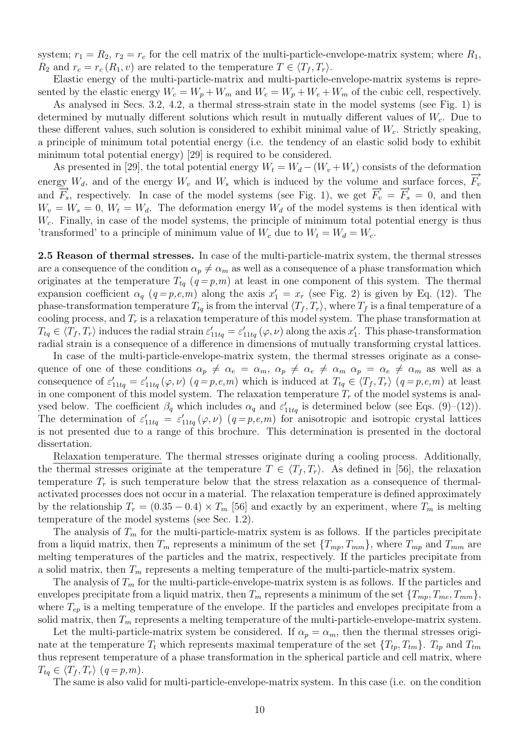system; $r_1 = R_2$, $r_2 = r_c$ for the cell matrix of the multi-particle-envelope-matrix system; where $R_1$, $R_2$ and $r_c = r_c(R_1, v)$ are related to the temperature $T \in \langle T_f, T_r \rangle$.

Elastic energy of the multi-particle-matrix and multi-particle-envelope-matrix systems is represented by the elastic energy $W_c = W_p + W_m$ and $W_c = W_p + W_e + W_m$ of the cubic cell, respectively.

As analysed in Secs. 3.2, 4.2, a thermal stress-strain state in the model systems (see Fig. 1) is determined by mutually different solutions which result in mutually different values of $W_c$. Due to these different values, such solution is considered to exhibit minimal value of $W_c$. Strictly speaking, a principle of minimum total potential energy (i.e. the tendency of an elastic solid body to exhibit minimum total potential energy) [29] is required to be considered.

As presented in [29], the total potential energy $W_t = W_d - (W_v + W_s)$ consists of the deformation energy $W_d$, and of the energy $W_v$ and $W_s$ which is induced by the volume and surface forces, $\overrightarrow{F_v}$ and $\overrightarrow{F_s}$, respectively. In case of the model systems (see Fig. 1), we get $\overrightarrow{F_v} = \overrightarrow{F_s} = 0$, and then $W_v = W_s = 0$, $W_t = W_d$. The deformation energy $W_d$ of the model systems is then identical with $W_c$. Finally, in case of the model systems, the principle of minimum total potential energy is thus 'transformed' to a principle of minimum value of $W_c$ due to $W_t = W_d = W_c$.

**2.5 Reason of thermal stresses.** In case of the multi-particle-matrix system, the thermal stresses are a consequence of the condition $\alpha_p \neq \alpha_m$ as well as a consequence of a phase transformation which originates at the temperature $T_{tq}$ $(q = p,m)$ at least in one component of this system. The thermal expansion coefficient $\alpha_q$ $(q = p,e,m)$ along the axis $x'_1 = x_r$ (see Fig. 2) is given by Eq. (12). The phase-transformation temperature $T_{tq}$ is from the interval $\langle T_f, T_r \rangle$, where $T_f$ is a final temperature of a cooling process, and $T_r$ is a relaxation temperature of this model system. The phase transformation at $T_{tq} \in \langle T_f, T_r \rangle$ induces the radial strain $\varepsilon'_{11tq} = \varepsilon'_{11tq}(\varphi, \nu)$ along the axis $x'_1$. This phase-transformation radial strain is a consequence of a difference in dimensions of mutually transforming crystal lattices.

In case of the multi-particle-envelope-matrix system, the thermal stresses originate as a consequence of one of these conditions $\alpha_p \neq \alpha_e = \alpha_m$, $\alpha_p \neq \alpha_e \neq \alpha_m$ $\alpha_p = \alpha_e \neq \alpha_m$ as well as a consequence of $\varepsilon'_{11tq} = \varepsilon'_{11tq}(\varphi, \nu)$ $(q = p,e,m)$ which is induced at $T_{tq} \in \langle T_f, T_r \rangle$ $(q = p,e,m)$ at least in one component of this model system. The relaxation temperature $T_r$ of the model systems is analysed below. The coefficient $\beta_q$ which includes $\alpha_q$ and $\varepsilon'_{11tq}$ is determined below (see Eqs. (9)–(12)). The determination of $\varepsilon'_{11tq} = \varepsilon'_{11tq}(\varphi, \nu)$ $(q = p,e,m)$ for anisotropic and isotropic crystal lattices is not presented due to a range of this brochure. This determination is presented in the doctoral dissertation.

Relaxation temperature. The thermal stresses originate during a cooling process. Additionally, the thermal stresses originate at the temperature $T \in \langle T_f, T_r \rangle$. As defined in [56], the relaxation temperature $T_r$ is such temperature below that the stress relaxation as a consequence of thermal-activated processes does not occur in a material. The relaxation temperature is defined approximately by the relationship $T_r = (0.35 - 0.4) \times T_m$ [56] and exactly by an experiment, where $T_m$ is melting temperature of the model systems (see Sec. 1.2).

The analysis of $T_m$ for the multi-particle-matrix system is as follows. If the particles precipitate from a liquid matrix, then $T_m$ represents a minimum of the set $\{T_{mp}, T_{mm}\}$, where $T_{mp}$ and $T_{mm}$ are melting temperatures of the particles and the matrix, respectively. If the particles precipitate from a solid matrix, then $T_m$ represents a melting temperature of the multi-particle-matrix system.

The analysis of $T_m$ for the multi-particle-envelope-matrix system is as follows. If the particles and envelopes precipitate from a liquid matrix, then $T_m$ represents a minimum of the set $\{T_{mp}, T_{me}, T_{mm}\}$, where $T_{ep}$ is a melting temperature of the envelope. If the particles and envelopes precipitate from a solid matrix, then $T_m$ represents a melting temperature of the multi-particle-envelope-matrix system.

Let the multi-particle-matrix system be considered. If $\alpha_p = \alpha_m$, then the thermal stresses originate at the temperature $T_t$ which represents maximal temperature of the set $\{T_{tp}, T_{tm}\}$. $T_{tp}$ and $T_{tm}$ thus represent temperature of a phase transformation in the spherical particle and cell matrix, where $T_{tq} \in \langle T_f, T_r \rangle$ $(q = p,m)$.

The same is also valid for multi-particle-envelope-matrix system. In this case (i.e. on the condition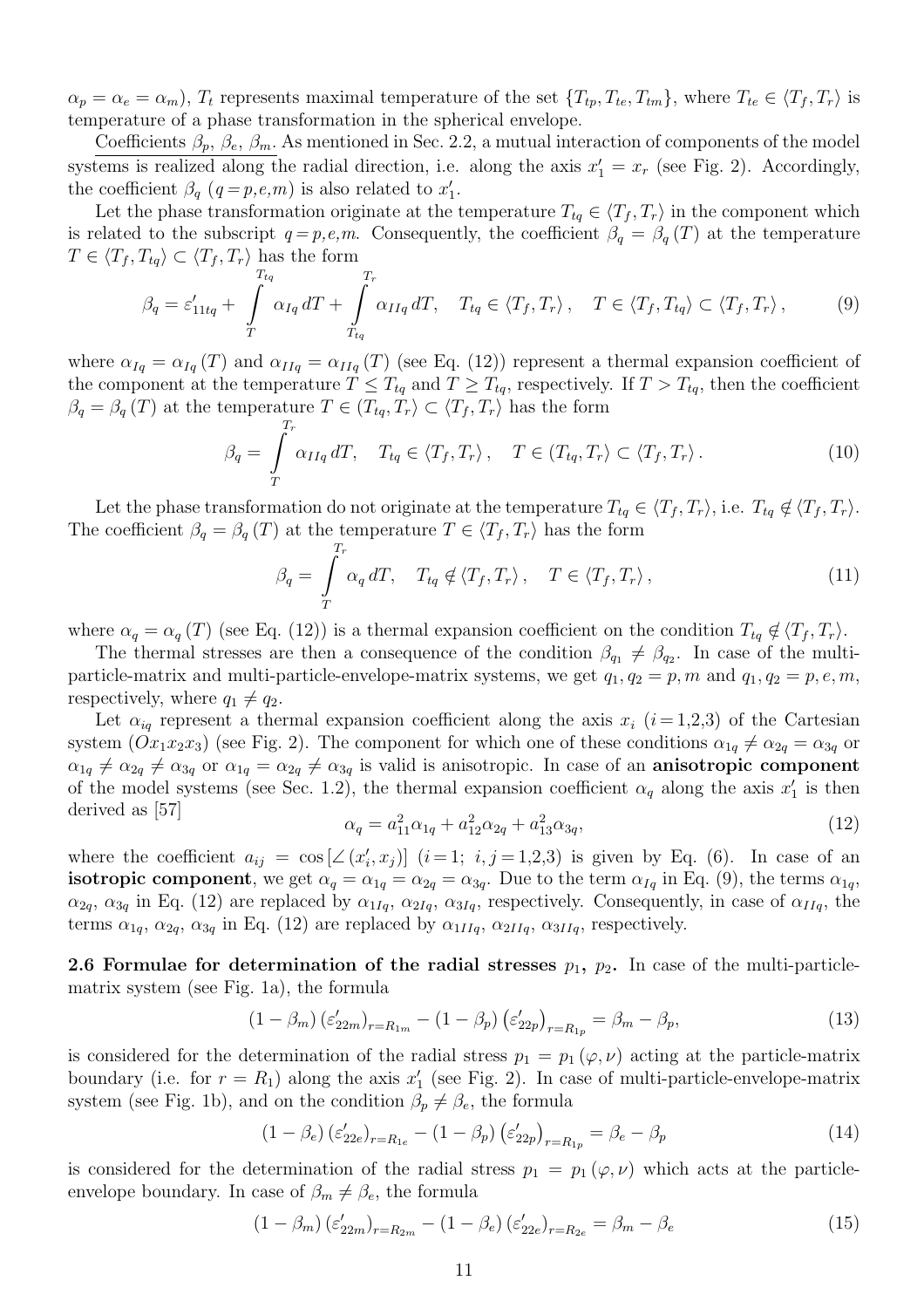$\alpha_p = \alpha_e = \alpha_m$), $T_t$ represents maximal temperature of the set $\{T_{tp}, T_{te}, T_{tm}\}$, where $T_{te} \in \langle T_f, T_r\rangle$ is temperature of a phase transformation in the spherical envelope.

Coefficients $\beta_p$, $\beta_e$, $\beta_m$. As mentioned in Sec. 2.2, a mutual interaction of components of the model systems is realized along the radial direction, i.e. along the axis $x_1' = x_r$ (see Fig. 2). Accordingly, the coefficient $\beta_q$ ($q = p,e,m$) is also related to $x_1'$.

Let the phase transformation originate at the temperature $T_{tq} \in \langle T_f, T_r\rangle$ in the component which is related to the subscript $q = p,e,m$. Consequently, the coefficient $\beta_q = \beta_q(T)$ at the temperature $T \in \langle T_f, T_{tq}\rangle \subset \langle T_f, T_r\rangle$ has the form

$$\beta_q = \varepsilon_{11tq}' + \int_T^{T_{tq}} \alpha_{Iq}\, dT + \int_{T_{tq}}^{T_r} \alpha_{IIq}\, dT, \quad T_{tq} \in \langle T_f, T_r\rangle, \quad T \in \langle T_f, T_{tq}\rangle \subset \langle T_f, T_r\rangle, \tag{9}$$

where $\alpha_{Iq} = \alpha_{Iq}(T)$ and $\alpha_{IIq} = \alpha_{IIq}(T)$ (see Eq. (12)) represent a thermal expansion coefficient of the component at the temperature $T \leq T_{tq}$ and $T \geq T_{tq}$, respectively. If $T > T_{tq}$, then the coefficient $\beta_q = \beta_q(T)$ at the temperature $T \in (T_{tq}, T_r\rangle \subset \langle T_f, T_r\rangle$ has the form

$$\beta_q = \int_T^{T_r} \alpha_{IIq}\, dT, \quad T_{tq} \in \langle T_f, T_r\rangle, \quad T \in (T_{tq}, T_r\rangle \subset \langle T_f, T_r\rangle. \tag{10}$$

Let the phase transformation do not originate at the temperature $T_{tq} \in \langle T_f, T_r\rangle$, i.e. $T_{tq} \notin \langle T_f, T_r\rangle$. The coefficient $\beta_q = \beta_q(T)$ at the temperature $T \in \langle T_f, T_r\rangle$ has the form

$$\beta_q = \int_T^{T_r} \alpha_q\, dT, \quad T_{tq} \notin \langle T_f, T_r\rangle, \quad T \in \langle T_f, T_r\rangle, \tag{11}$$

where $\alpha_q = \alpha_q(T)$ (see Eq. (12)) is a thermal expansion coefficient on the condition $T_{tq} \notin \langle T_f, T_r\rangle$.

The thermal stresses are then a consequence of the condition $\beta_{q_1} \neq \beta_{q_2}$. In case of the multi-particle-matrix and multi-particle-envelope-matrix systems, we get $q_1, q_2 = p,m$ and $q_1, q_2 = p,e,m$, respectively, where $q_1 \neq q_2$.

Let $\alpha_{iq}$ represent a thermal expansion coefficient along the axis $x_i$ ($i = 1,2,3$) of the Cartesian system ($Ox_1x_2x_3$) (see Fig. 2). The component for which one of these conditions $\alpha_{1q} \neq \alpha_{2q} = \alpha_{3q}$ or $\alpha_{1q} \neq \alpha_{2q} \neq \alpha_{3q}$ or $\alpha_{1q} = \alpha_{2q} \neq \alpha_{3q}$ is valid is anisotropic. In case of an **anisotropic component** of the model systems (see Sec. 1.2), the thermal expansion coefficient $\alpha_q$ along the axis $x_1'$ is then derived as [57]

$$\alpha_q = a_{11}^2\alpha_{1q} + a_{12}^2\alpha_{2q} + a_{13}^2\alpha_{3q}, \tag{12}$$

where the coefficient $a_{ij} = \cos\left[\angle(x_i', x_j)\right]$ ($i = 1;\ i,j = 1,2,3$) is given by Eq. (6). In case of an **isotropic component**, we get $\alpha_q = \alpha_{1q} = \alpha_{2q} = \alpha_{3q}$. Due to the term $\alpha_{Iq}$ in Eq. (9), the terms $\alpha_{1q}$, $\alpha_{2q}$, $\alpha_{3q}$ in Eq. (12) are replaced by $\alpha_{1Iq}$, $\alpha_{2Iq}$, $\alpha_{3Iq}$, respectively. Consequently, in case of $\alpha_{IIq}$, the terms $\alpha_{1q}$, $\alpha_{2q}$, $\alpha_{3q}$ in Eq. (12) are replaced by $\alpha_{1IIq}$, $\alpha_{2IIq}$, $\alpha_{3IIq}$, respectively.

**2.6 Formulae for determination of the radial stresses $p_1$, $p_2$.** In case of the multi-particle-matrix system (see Fig. 1a), the formula

$$(1 - \beta_m)\left(\varepsilon_{22m}'\right)_{r=R_{1m}} - (1 - \beta_p)\left(\varepsilon_{22p}'\right)_{r=R_{1p}} = \beta_m - \beta_p, \tag{13}$$

is considered for the determination of the radial stress $p_1 = p_1(\varphi, \nu)$ acting at the particle-matrix boundary (i.e. for $r = R_1$) along the axis $x_1'$ (see Fig. 2). In case of multi-particle-envelope-matrix system (see Fig. 1b), and on the condition $\beta_p \neq \beta_e$, the formula

$$(1 - \beta_e)\left(\varepsilon_{22e}'\right)_{r=R_{1e}} - (1 - \beta_p)\left(\varepsilon_{22p}'\right)_{r=R_{1p}} = \beta_e - \beta_p \tag{14}$$

is considered for the determination of the radial stress $p_1 = p_1(\varphi, \nu)$ which acts at the particle-envelope boundary. In case of $\beta_m \neq \beta_e$, the formula

$$(1 - \beta_m)\left(\varepsilon_{22m}'\right)_{r=R_{2m}} - (1 - \beta_e)\left(\varepsilon_{22e}'\right)_{r=R_{2e}} = \beta_m - \beta_e \tag{15}$$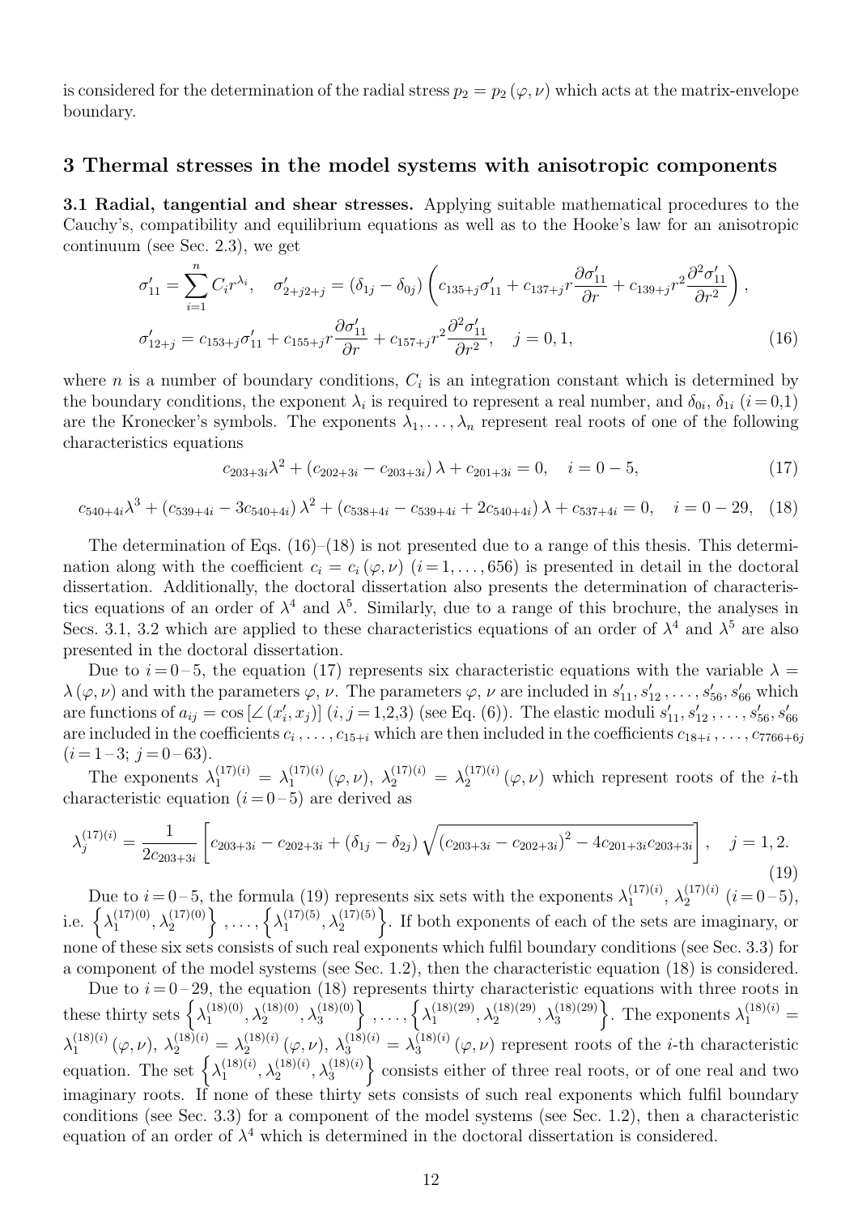is considered for the determination of the radial stress $p_2 = p_2(\varphi, \nu)$ which acts at the matrix-envelope boundary.

## 3 Thermal stresses in the model systems with anisotropic components

**3.1 Radial, tangential and shear stresses.** Applying suitable mathematical procedures to the Cauchy's, compatibility and equilibrium equations as well as to the Hooke's law for an anisotropic continuum (see Sec. 2.3), we get

$$\sigma'_{11} = \sum_{i=1}^{n} C_i r^{\lambda_i}, \quad \sigma'_{2+j2+j} = (\delta_{1j} - \delta_{0j}) \left( c_{135+j}\sigma'_{11} + c_{137+j} r \frac{\partial \sigma'_{11}}{\partial r} + c_{139+j} r^2 \frac{\partial^2 \sigma'_{11}}{\partial r^2} \right),$$

$$\sigma'_{12+j} = c_{153+j}\sigma'_{11} + c_{155+j} r \frac{\partial \sigma'_{11}}{\partial r} + c_{157+j} r^2 \frac{\partial^2 \sigma'_{11}}{\partial r^2}, \quad j = 0, 1, \tag{16}$$

where $n$ is a number of boundary conditions, $C_i$ is an integration constant which is determined by the boundary conditions, the exponent $\lambda_i$ is required to represent a real number, and $\delta_{0i}$, $\delta_{1i}$ $(i = 0{,}1)$ are the Kronecker's symbols. The exponents $\lambda_1, \ldots, \lambda_n$ represent real roots of one of the following characteristics equations

$$c_{203+3i}\lambda^2 + (c_{202+3i} - c_{203+3i})\lambda + c_{201+3i} = 0, \quad i = 0-5, \tag{17}$$

$$c_{540+4i}\lambda^3 + (c_{539+4i} - 3c_{540+4i})\lambda^2 + (c_{538+4i} - c_{539+4i} + 2c_{540+4i})\lambda + c_{537+4i} = 0, \quad i = 0-29, \tag{18}$$

The determination of Eqs. (16)–(18) is not presented due to a range of this thesis. This determination along with the coefficient $c_i = c_i(\varphi, \nu)$ $(i = 1, \ldots, 656)$ is presented in detail in the doctoral dissertation. Additionally, the doctoral dissertation also presents the determination of characteristics equations of an order of $\lambda^4$ and $\lambda^5$. Similarly, due to a range of this brochure, the analyses in Secs. 3.1, 3.2 which are applied to these characteristics equations of an order of $\lambda^4$ and $\lambda^5$ are also presented in the doctoral dissertation.

Due to $i = 0-5$, the equation (17) represents six characteristic equations with the variable $\lambda = \lambda(\varphi, \nu)$ and with the parameters $\varphi$, $\nu$. The parameters $\varphi$, $\nu$ are included in $s'_{11}, s'_{12}, \ldots, s'_{56}, s'_{66}$ which are functions of $a_{ij} = \cos[\angle(x'_i, x_j)]$ $(i, j = 1{,}2{,}3)$ (see Eq. (6)). The elastic moduli $s'_{11}, s'_{12}, \ldots, s'_{56}, s'_{66}$ are included in the coefficients $c_i, \ldots, c_{15+i}$ which are then included in the coefficients $c_{18+i}, \ldots, c_{7766+6j}$ $(i = 1-3;\ j = 0-63)$.

The exponents $\lambda_1^{(17)(i)} = \lambda_1^{(17)(i)}(\varphi, \nu)$, $\lambda_2^{(17)(i)} = \lambda_2^{(17)(i)}(\varphi, \nu)$ which represent roots of the $i$-th characteristic equation $(i = 0-5)$ are derived as

$$\lambda_j^{(17)(i)} = \frac{1}{2c_{203+3i}} \left[ c_{203+3i} - c_{202+3i} + (\delta_{1j} - \delta_{2j}) \sqrt{(c_{203+3i} - c_{202+3i})^2 - 4c_{201+3i}c_{203+3i}} \right], \quad j = 1, 2. \tag{19}$$

Due to $i = 0-5$, the formula (19) represents six sets with the exponents $\lambda_1^{(17)(i)}$, $\lambda_2^{(17)(i)}$ $(i = 0-5)$, i.e. $\left\{\lambda_1^{(17)(0)}, \lambda_2^{(17)(0)}\right\}, \ldots, \left\{\lambda_1^{(17)(5)}, \lambda_2^{(17)(5)}\right\}$. If both exponents of each of the sets are imaginary, or none of these six sets consists of such real exponents which fulfil boundary conditions (see Sec. 3.3) for a component of the model systems (see Sec. 1.2), then the characteristic equation (18) is considered.

Due to $i = 0-29$, the equation (18) represents thirty characteristic equations with three roots in these thirty sets $\left\{\lambda_1^{(18)(0)}, \lambda_2^{(18)(0)}, \lambda_3^{(18)(0)}\right\}, \ldots, \left\{\lambda_1^{(18)(29)}, \lambda_2^{(18)(29)}, \lambda_3^{(18)(29)}\right\}$. The exponents $\lambda_1^{(18)(i)} = \lambda_1^{(18)(i)}(\varphi, \nu)$, $\lambda_2^{(18)(i)} = \lambda_2^{(18)(i)}(\varphi, \nu)$, $\lambda_3^{(18)(i)} = \lambda_3^{(18)(i)}(\varphi, \nu)$ represent roots of the $i$-th characteristic equation. The set $\left\{\lambda_1^{(18)(i)}, \lambda_2^{(18)(i)}, \lambda_3^{(18)(i)}\right\}$ consists either of three real roots, or of one real and two imaginary roots. If none of these thirty sets consists of such real exponents which fulfil boundary conditions (see Sec. 3.3) for a component of the model systems (see Sec. 1.2), then a characteristic equation of an order of $\lambda^4$ which is determined in the doctoral dissertation is considered.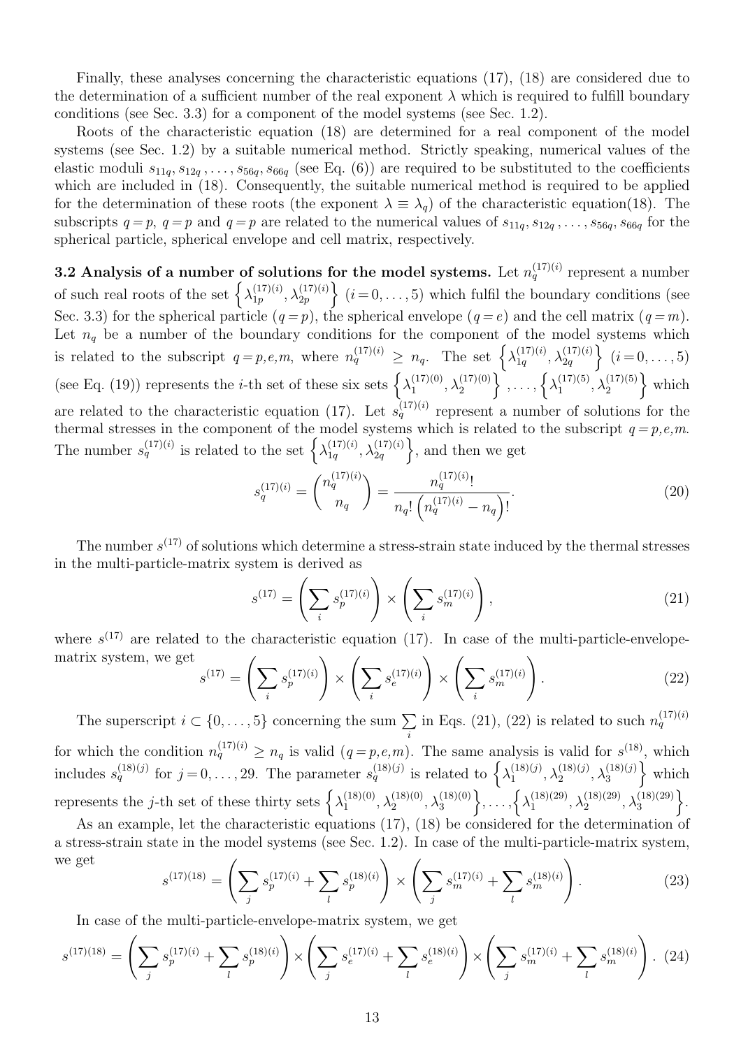Finally, these analyses concerning the characteristic equations (17), (18) are considered due to the determination of a sufficient number of the real exponent $\lambda$ which is required to fulfill boundary conditions (see Sec. 3.3) for a component of the model systems (see Sec. 1.2).

Roots of the characteristic equation (18) are determined for a real component of the model systems (see Sec. 1.2) by a suitable numerical method. Strictly speaking, numerical values of the elastic moduli $s_{11q}, s_{12q}, \ldots, s_{56q}, s_{66q}$ (see Eq. (6)) are required to be substituted to the coefficients which are included in (18). Consequently, the suitable numerical method is required to be applied for the determination of these roots (the exponent $\lambda \equiv \lambda_q$) of the characteristic equation(18). The subscripts $q = p$, $q = p$ and $q = p$ are related to the numerical values of $s_{11q}, s_{12q}, \ldots, s_{56q}, s_{66q}$ for the spherical particle, spherical envelope and cell matrix, respectively.

**3.2 Analysis of a number of solutions for the model systems.** Let $n_q^{(17)(i)}$ represent a number of such real roots of the set $\left\{\lambda_{1p}^{(17)(i)}, \lambda_{2p}^{(17)(i)}\right\}$ $(i = 0, \ldots, 5)$ which fulfil the boundary conditions (see Sec. 3.3) for the spherical particle $(q = p)$, the spherical envelope $(q = e)$ and the cell matrix $(q = m)$. Let $n_q$ be a number of the boundary conditions for the component of the model systems which is related to the subscript $q = p, e, m$, where $n_q^{(17)(i)} \geq n_q$. The set $\left\{\lambda_{1q}^{(17)(i)}, \lambda_{2q}^{(17)(i)}\right\}$ $(i = 0, \ldots, 5)$ (see Eq. (19)) represents the $i$-th set of these six sets $\left\{\lambda_1^{(17)(0)}, \lambda_2^{(17)(0)}\right\}, \ldots, \left\{\lambda_1^{(17)(5)}, \lambda_2^{(17)(5)}\right\}$ which are related to the characteristic equation (17). Let $s_q^{(17)(i)}$ represent a number of solutions for the thermal stresses in the component of the model systems which is related to the subscript $q = p, e, m$. The number $s_q^{(17)(i)}$ is related to the set $\left\{\lambda_{1q}^{(17)(i)}, \lambda_{2q}^{(17)(i)}\right\}$, and then we get

$$s_q^{(17)(i)} = \binom{n_q^{(17)(i)}}{n_q} = \frac{n_q^{(17)(i)}!}{n_q! \left(n_q^{(17)(i)} - n_q\right)!}. \tag{20}$$

The number $s^{(17)}$ of solutions which determine a stress-strain state induced by the thermal stresses in the multi-particle-matrix system is derived as

$$s^{(17)} = \left(\sum_i s_p^{(17)(i)}\right) \times \left(\sum_i s_m^{(17)(i)}\right), \tag{21}$$

where $s^{(17)}$ are related to the characteristic equation (17). In case of the multi-particle-envelope-matrix system, we get

$$s^{(17)} = \left(\sum_i s_p^{(17)(i)}\right) \times \left(\sum_i s_e^{(17)(i)}\right) \times \left(\sum_i s_m^{(17)(i)}\right). \tag{22}$$

The superscript $i \subset \{0, \ldots, 5\}$ concerning the sum $\sum_i$ in Eqs. (21), (22) is related to such $n_q^{(17)(i)}$ for which the condition $n_q^{(17)(i)} \geq n_q$ is valid $(q = p, e, m)$. The same analysis is valid for $s^{(18)}$, which includes $s_q^{(18)(j)}$ for $j = 0, \ldots, 29$. The parameter $s_q^{(18)(j)}$ is related to $\left\{\lambda_1^{(18)(j)}, \lambda_2^{(18)(j)}, \lambda_3^{(18)(j)}\right\}$ which represents the $j$-th set of these thirty sets $\left\{\lambda_1^{(18)(0)}, \lambda_2^{(18)(0)}, \lambda_3^{(18)(0)}\right\}, \ldots, \left\{\lambda_1^{(18)(29)}, \lambda_2^{(18)(29)}, \lambda_3^{(18)(29)}\right\}$.

As an example, let the characteristic equations (17), (18) be considered for the determination of a stress-strain state in the model systems (see Sec. 1.2). In case of the multi-particle-matrix system, we get

$$s^{(17)(18)} = \left(\sum_j s_p^{(17)(i)} + \sum_l s_p^{(18)(i)}\right) \times \left(\sum_j s_m^{(17)(i)} + \sum_l s_m^{(18)(i)}\right). \tag{23}$$

In case of the multi-particle-envelope-matrix system, we get

$$s^{(17)(18)} = \left(\sum_j s_p^{(17)(i)} + \sum_l s_p^{(18)(i)}\right) \times \left(\sum_j s_e^{(17)(i)} + \sum_l s_e^{(18)(i)}\right) \times \left(\sum_j s_m^{(17)(i)} + \sum_l s_m^{(18)(i)}\right). \tag{24}$$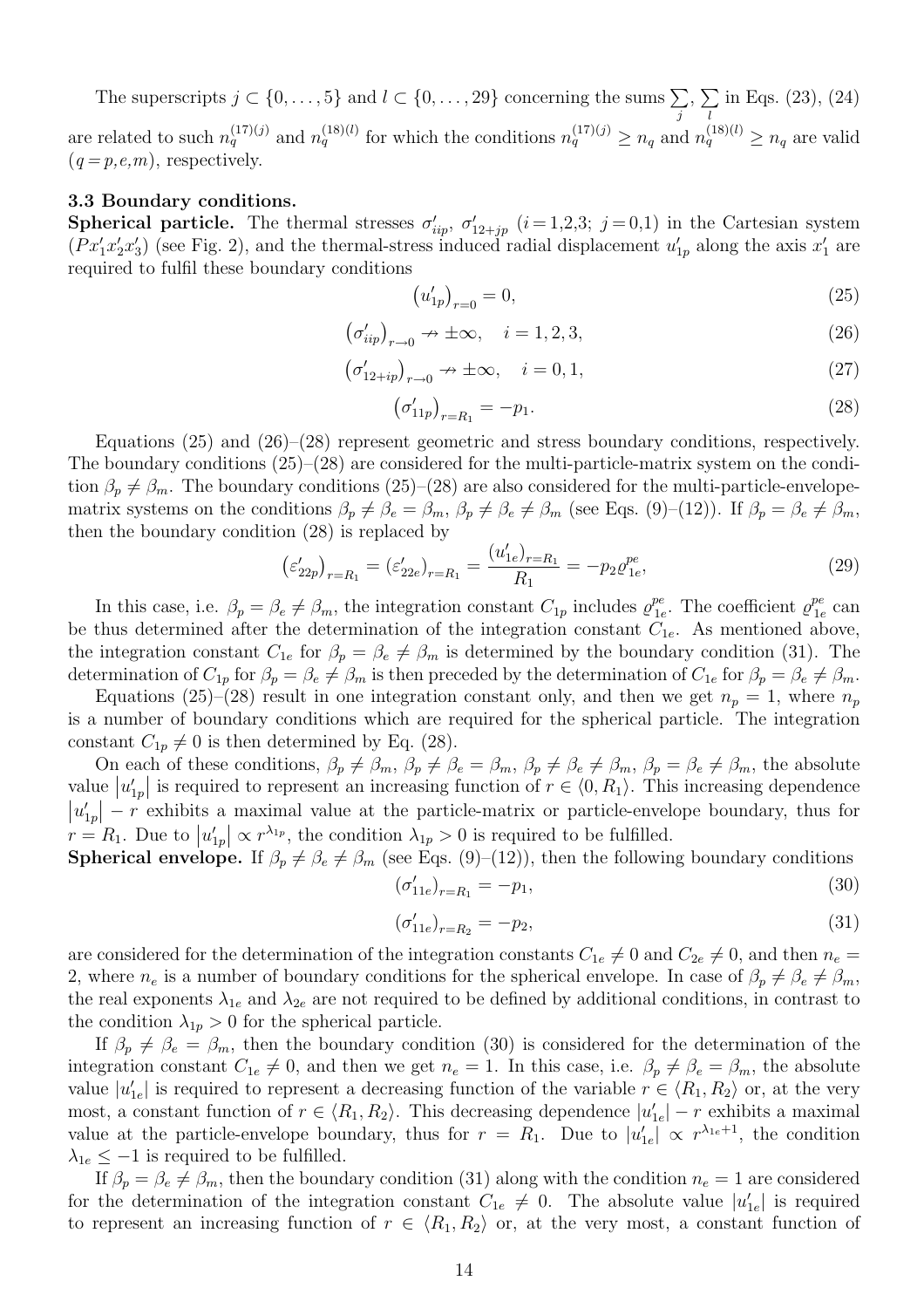The superscripts $j \subset \{0, \ldots, 5\}$ and $l \subset \{0, \ldots, 29\}$ concerning the sums $\sum_j$, $\sum_l$ in Eqs. (23), (24) are related to such $n_q^{(17)(j)}$ and $n_q^{(18)(l)}$ for which the conditions $n_q^{(17)(j)} \geq n_q$ and $n_q^{(18)(l)} \geq n_q$ are valid $(q = p, e, m)$, respectively.

### 3.3 Boundary conditions.

**Spherical particle.** The thermal stresses $\sigma'_{iip}$, $\sigma'_{12+jp}$ $(i = 1,2,3;\ j = 0,1)$ in the Cartesian system $(Px'_1x'_2x'_3)$ (see Fig. 2), and the thermal-stress induced radial displacement $u'_{1p}$ along the axis $x'_1$ are required to fulfil these boundary conditions

$$\left(u'_{1p}\right)_{r=0} = 0, \tag{25}$$

$$\left(\sigma'_{iip}\right)_{r\to 0} \nrightarrow \pm\infty, \quad i = 1, 2, 3, \tag{26}$$

$$\left(\sigma'_{12+ip}\right)_{r\to 0} \nrightarrow \pm\infty, \quad i = 0, 1, \tag{27}$$

$$\left(\sigma'_{11p}\right)_{r=R_1} = -p_1. \tag{28}$$

Equations (25) and (26)–(28) represent geometric and stress boundary conditions, respectively. The boundary conditions (25)–(28) are considered for the multi-particle-matrix system on the condition $\beta_p \neq \beta_m$. The boundary conditions (25)–(28) are also considered for the multi-particle-envelope-matrix systems on the conditions $\beta_p \neq \beta_e = \beta_m$, $\beta_p \neq \beta_e \neq \beta_m$ (see Eqs. (9)–(12)). If $\beta_p = \beta_e \neq \beta_m$, then the boundary condition (28) is replaced by

$$\left(\varepsilon'_{22p}\right)_{r=R_1} = \left(\varepsilon'_{22e}\right)_{r=R_1} = \frac{\left(u'_{1e}\right)_{r=R_1}}{R_1} = -p_2\varrho^{pe}_{1e}, \tag{29}$$

In this case, i.e. $\beta_p = \beta_e \neq \beta_m$, the integration constant $C_{1p}$ includes $\varrho^{pe}_{1e}$. The coefficient $\varrho^{pe}_{1e}$ can be thus determined after the determination of the integration constant $C_{1e}$. As mentioned above, the integration constant $C_{1e}$ for $\beta_p = \beta_e \neq \beta_m$ is determined by the boundary condition (31). The determination of $C_{1p}$ for $\beta_p = \beta_e \neq \beta_m$ is then preceded by the determination of $C_{1e}$ for $\beta_p = \beta_e \neq \beta_m$.

Equations (25)–(28) result in one integration constant only, and then we get $n_p = 1$, where $n_p$ is a number of boundary conditions which are required for the spherical particle. The integration constant $C_{1p} \neq 0$ is then determined by Eq. (28).

On each of these conditions, $\beta_p \neq \beta_m$, $\beta_p \neq \beta_e = \beta_m$, $\beta_p \neq \beta_e \neq \beta_m$, $\beta_p = \beta_e \neq \beta_m$, the absolute value $\left|u'_{1p}\right|$ is required to represent an increasing function of $r \in \langle 0, R_1\rangle$. This increasing dependence $\left|u'_{1p}\right| - r$ exhibits a maximal value at the particle-matrix or particle-envelope boundary, thus for $r = R_1$. Due to $\left|u'_{1p}\right| \propto r^{\lambda_{1p}}$, the condition $\lambda_{1p} > 0$ is required to be fulfilled.

**Spherical envelope.** If $\beta_p \neq \beta_e \neq \beta_m$ (see Eqs. (9)–(12)), then the following boundary conditions

$$\left(\sigma'_{11e}\right)_{r=R_1} = -p_1, \tag{30}$$

$$\left(\sigma'_{11e}\right)_{r=R_2} = -p_2, \tag{31}$$

are considered for the determination of the integration constants $C_{1e} \neq 0$ and $C_{2e} \neq 0$, and then $n_e = 2$, where $n_e$ is a number of boundary conditions for the spherical envelope. In case of $\beta_p \neq \beta_e \neq \beta_m$, the real exponents $\lambda_{1e}$ and $\lambda_{2e}$ are not required to be defined by additional conditions, in contrast to the condition $\lambda_{1p} > 0$ for the spherical particle.

If $\beta_p \neq \beta_e = \beta_m$, then the boundary condition (30) is considered for the determination of the integration constant $C_{1e} \neq 0$, and then we get $n_e = 1$. In this case, i.e. $\beta_p \neq \beta_e = \beta_m$, the absolute value $|u'_{1e}|$ is required to represent a decreasing function of the variable $r \in \langle R_1, R_2\rangle$ or, at the very most, a constant function of $r \in \langle R_1, R_2\rangle$. This decreasing dependence $|u'_{1e}| - r$ exhibits a maximal value at the particle-envelope boundary, thus for $r = R_1$. Due to $|u'_{1e}| \propto r^{\lambda_{1e}+1}$, the condition $\lambda_{1e} \leq -1$ is required to be fulfilled.

If $\beta_p = \beta_e \neq \beta_m$, then the boundary condition (31) along with the condition $n_e = 1$ are considered for the determination of the integration constant $C_{1e} \neq 0$. The absolute value $|u'_{1e}|$ is required to represent an increasing function of $r \in \langle R_1, R_2\rangle$ or, at the very most, a constant function of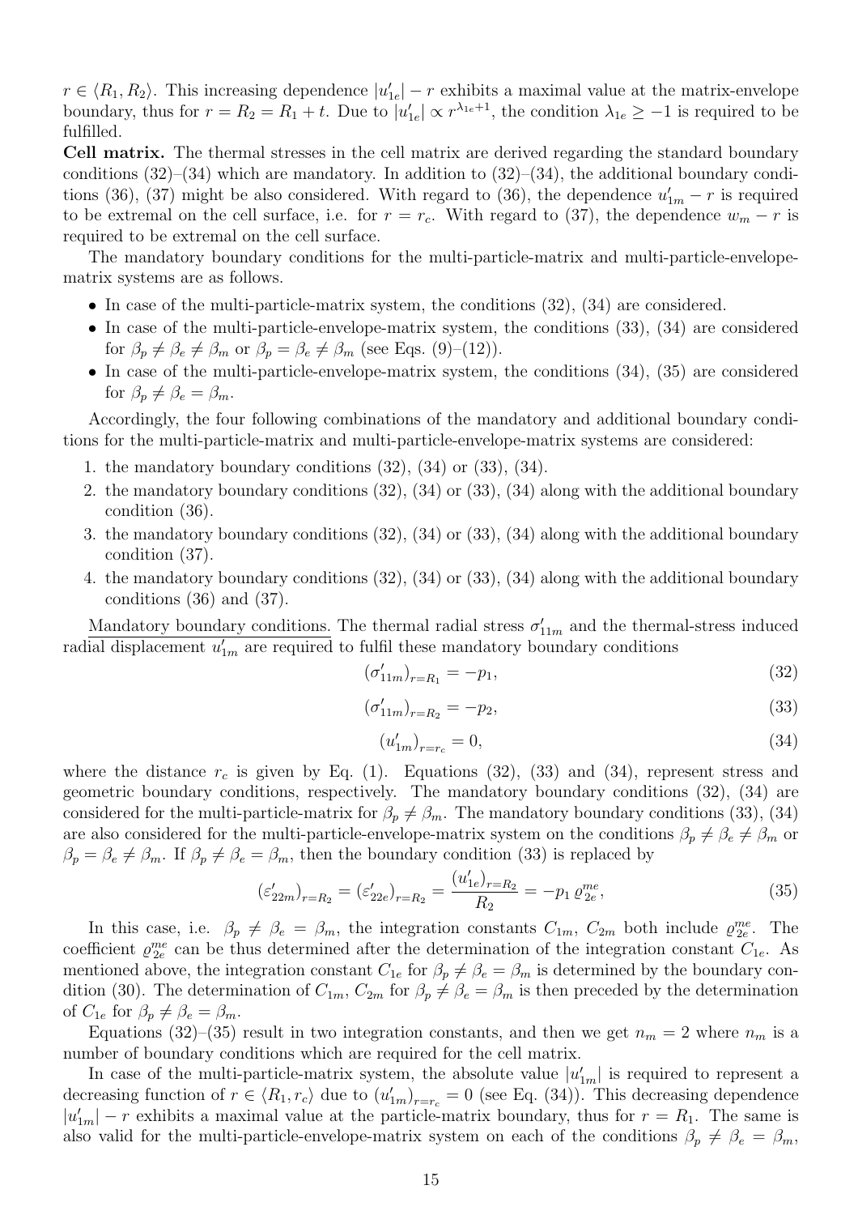$r \in \langle R_1, R_2 \rangle$. This increasing dependence $|u'_{1e}| - r$ exhibits a maximal value at the matrix-envelope boundary, thus for $r = R_2 = R_1 + t$. Due to $|u'_{1e}| \propto r^{\lambda_{1e}+1}$, the condition $\lambda_{1e} \geq -1$ is required to be fulfilled.

**Cell matrix.** The thermal stresses in the cell matrix are derived regarding the standard boundary conditions (32)–(34) which are mandatory. In addition to (32)–(34), the additional boundary conditions (36), (37) might be also considered. With regard to (36), the dependence $u'_{1m} - r$ is required to be extremal on the cell surface, i.e. for $r = r_c$. With regard to (37), the dependence $w_m - r$ is required to be extremal on the cell surface.

The mandatory boundary conditions for the multi-particle-matrix and multi-particle-envelope-matrix systems are as follows.

- In case of the multi-particle-matrix system, the conditions (32), (34) are considered.
- In case of the multi-particle-envelope-matrix system, the conditions (33), (34) are considered for $\beta_p \neq \beta_e \neq \beta_m$ or $\beta_p = \beta_e \neq \beta_m$ (see Eqs. (9)–(12)).
- In case of the multi-particle-envelope-matrix system, the conditions (34), (35) are considered for $\beta_p \neq \beta_e = \beta_m$.

Accordingly, the four following combinations of the mandatory and additional boundary conditions for the multi-particle-matrix and multi-particle-envelope-matrix systems are considered:

1. the mandatory boundary conditions (32), (34) or (33), (34).
2. the mandatory boundary conditions (32), (34) or (33), (34) along with the additional boundary condition (36).
3. the mandatory boundary conditions (32), (34) or (33), (34) along with the additional boundary condition (37).
4. the mandatory boundary conditions (32), (34) or (33), (34) along with the additional boundary conditions (36) and (37).

Mandatory boundary conditions. The thermal radial stress $\sigma'_{11m}$ and the thermal-stress induced radial displacement $u'_{1m}$ are required to fulfil these mandatory boundary conditions

$$(\sigma'_{11m})_{r=R_1} = -p_1, \tag{32}$$

$$(\sigma'_{11m})_{r=R_2} = -p_2, \tag{33}$$

$$(u'_{1m})_{r=r_c} = 0, \tag{34}$$

where the distance $r_c$ is given by Eq. (1). Equations (32), (33) and (34), represent stress and geometric boundary conditions, respectively. The mandatory boundary conditions (32), (34) are considered for the multi-particle-matrix for $\beta_p \neq \beta_m$. The mandatory boundary conditions (33), (34) are also considered for the multi-particle-envelope-matrix system on the conditions $\beta_p \neq \beta_e \neq \beta_m$ or $\beta_p = \beta_e \neq \beta_m$. If $\beta_p \neq \beta_e = \beta_m$, then the boundary condition (33) is replaced by

$$(\varepsilon'_{22m})_{r=R_2} = (\varepsilon'_{22e})_{r=R_2} = \frac{(u'_{1e})_{r=R_2}}{R_2} = -p_1\, \varrho^{me}_{2e}, \tag{35}$$

In this case, i.e. $\beta_p \neq \beta_e = \beta_m$, the integration constants $C_{1m}$, $C_{2m}$ both include $\varrho^{me}_{2e}$. The coefficient $\varrho^{me}_{2e}$ can be thus determined after the determination of the integration constant $C_{1e}$. As mentioned above, the integration constant $C_{1e}$ for $\beta_p \neq \beta_e = \beta_m$ is determined by the boundary condition (30). The determination of $C_{1m}$, $C_{2m}$ for $\beta_p \neq \beta_e = \beta_m$ is then preceded by the determination of $C_{1e}$ for $\beta_p \neq \beta_e = \beta_m$.

Equations (32)–(35) result in two integration constants, and then we get $n_m = 2$ where $n_m$ is a number of boundary conditions which are required for the cell matrix.

In case of the multi-particle-matrix system, the absolute value $|u'_{1m}|$ is required to represent a decreasing function of $r \in \langle R_1, r_c \rangle$ due to $(u'_{1m})_{r=r_c} = 0$ (see Eq. (34)). This decreasing dependence $|u'_{1m}| - r$ exhibits a maximal value at the particle-matrix boundary, thus for $r = R_1$. The same is also valid for the multi-particle-envelope-matrix system on each of the conditions $\beta_p \neq \beta_e = \beta_m$,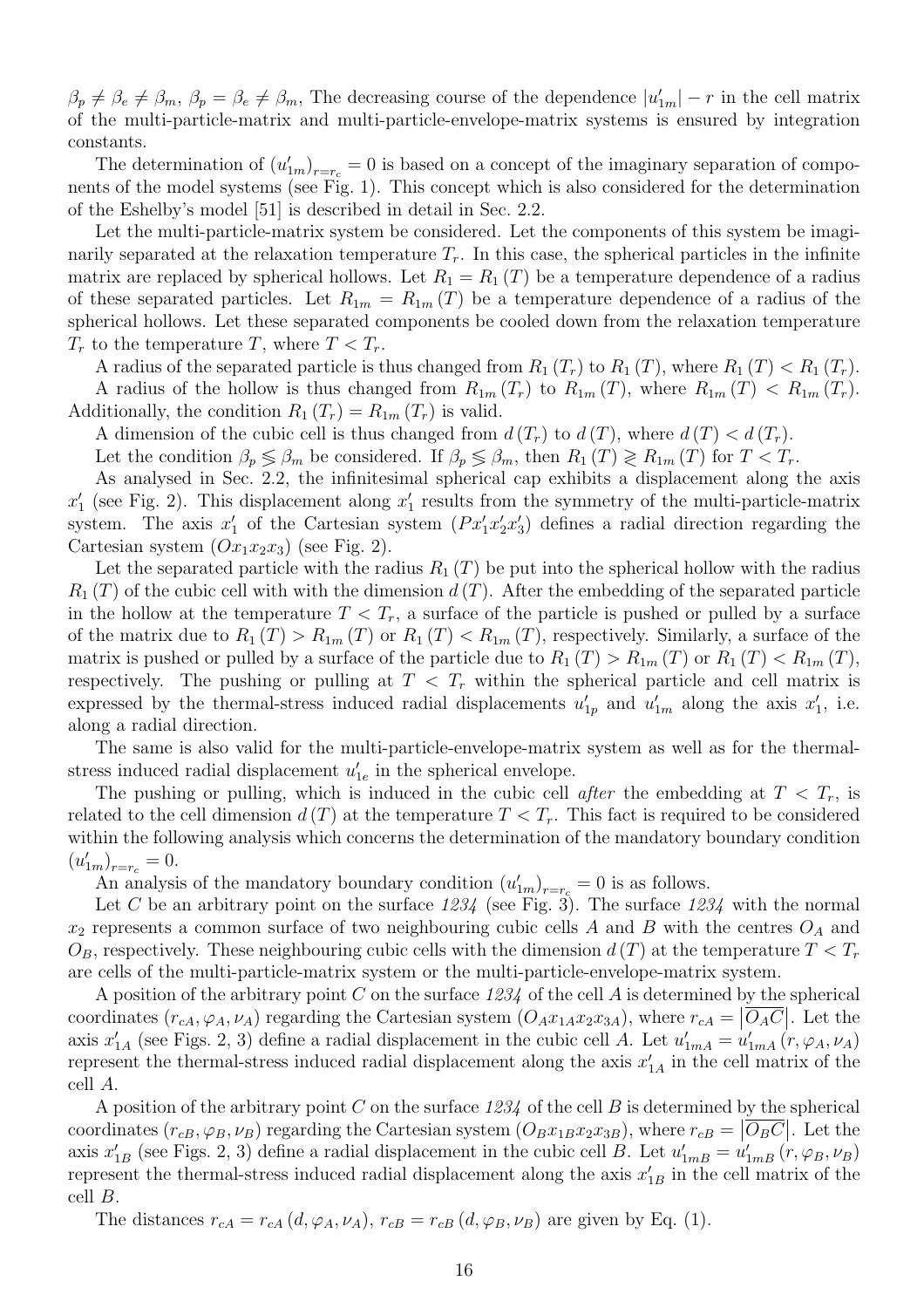$\beta_p \neq \beta_e \neq \beta_m$, $\beta_p = \beta_e \neq \beta_m$, The decreasing course of the dependence $|u'_{1m}| - r$ in the cell matrix of the multi-particle-matrix and multi-particle-envelope-matrix systems is ensured by integration constants.

The determination of $(u'_{1m})_{r=r_c} = 0$ is based on a concept of the imaginary separation of components of the model systems (see Fig. 1). This concept which is also considered for the determination of the Eshelby's model [51] is described in detail in Sec. 2.2.

Let the multi-particle-matrix system be considered. Let the components of this system be imaginarily separated at the relaxation temperature $T_r$. In this case, the spherical particles in the infinite matrix are replaced by spherical hollows. Let $R_1 = R_1(T)$ be a temperature dependence of a radius of these separated particles. Let $R_{1m} = R_{1m}(T)$ be a temperature dependence of a radius of the spherical hollows. Let these separated components be cooled down from the relaxation temperature $T_r$ to the temperature $T$, where $T < T_r$.

A radius of the separated particle is thus changed from $R_1(T_r)$ to $R_1(T)$, where $R_1(T) < R_1(T_r)$.

A radius of the hollow is thus changed from $R_{1m}(T_r)$ to $R_{1m}(T)$, where $R_{1m}(T) < R_{1m}(T_r)$. Additionally, the condition $R_1(T_r) = R_{1m}(T_r)$ is valid.

A dimension of the cubic cell is thus changed from $d(T_r)$ to $d(T)$, where $d(T) < d(T_r)$.

Let the condition $\beta_p \lesseqgtr \beta_m$ be considered. If $\beta_p \lesseqgtr \beta_m$, then $R_1(T) \gtreqless R_{1m}(T)$ for $T < T_r$.

As analysed in Sec. 2.2, the infinitesimal spherical cap exhibits a displacement along the axis $x'_1$ (see Fig. 2). This displacement along $x'_1$ results from the symmetry of the multi-particle-matrix system. The axis $x'_1$ of the Cartesian system $(Px'_1x'_2x'_3)$ defines a radial direction regarding the Cartesian system $(Ox_1x_2x_3)$ (see Fig. 2).

Let the separated particle with the radius $R_1(T)$ be put into the spherical hollow with the radius $R_1(T)$ of the cubic cell with with the dimension $d(T)$. After the embedding of the separated particle in the hollow at the temperature $T < T_r$, a surface of the particle is pushed or pulled by a surface of the matrix due to $R_1(T) > R_{1m}(T)$ or $R_1(T) < R_{1m}(T)$, respectively. Similarly, a surface of the matrix is pushed or pulled by a surface of the particle due to $R_1(T) > R_{1m}(T)$ or $R_1(T) < R_{1m}(T)$, respectively. The pushing or pulling at $T < T_r$ within the spherical particle and cell matrix is expressed by the thermal-stress induced radial displacements $u'_{1p}$ and $u'_{1m}$ along the axis $x'_1$, i.e. along a radial direction.

The same is also valid for the multi-particle-envelope-matrix system as well as for the thermal-stress induced radial displacement $u'_{1e}$ in the spherical envelope.

The pushing or pulling, which is induced in the cubic cell *after* the embedding at $T < T_r$, is related to the cell dimension $d(T)$ at the temperature $T < T_r$. This fact is required to be considered within the following analysis which concerns the determination of the mandatory boundary condition $(u'_{1m})_{r=r_c} = 0$.

An analysis of the mandatory boundary condition $(u'_{1m})_{r=r_c} = 0$ is as follows.

Let $C$ be an arbitrary point on the surface *1234* (see Fig. 3). The surface *1234* with the normal $x_2$ represents a common surface of two neighbouring cubic cells $A$ and $B$ with the centres $O_A$ and $O_B$, respectively. These neighbouring cubic cells with the dimension $d(T)$ at the temperature $T < T_r$ are cells of the multi-particle-matrix system or the multi-particle-envelope-matrix system.

A position of the arbitrary point $C$ on the surface *1234* of the cell $A$ is determined by the spherical coordinates $(r_{cA}, \varphi_A, \nu_A)$ regarding the Cartesian system $(O_Ax_{1A}x_2x_{3A})$, where $r_{cA} = \left|\overline{O_AC}\right|$. Let the axis $x'_{1A}$ (see Figs. 2, 3) define a radial displacement in the cubic cell $A$. Let $u'_{1mA} = u'_{1mA}(r, \varphi_A, \nu_A)$ represent the thermal-stress induced radial displacement along the axis $x'_{1A}$ in the cell matrix of the cell $A$.

A position of the arbitrary point $C$ on the surface *1234* of the cell $B$ is determined by the spherical coordinates $(r_{cB}, \varphi_B, \nu_B)$ regarding the Cartesian system $(O_Bx_{1B}x_2x_{3B})$, where $r_{cB} = \left|\overline{O_BC}\right|$. Let the axis $x'_{1B}$ (see Figs. 2, 3) define a radial displacement in the cubic cell $B$. Let $u'_{1mB} = u'_{1mB}(r, \varphi_B, \nu_B)$ represent the thermal-stress induced radial displacement along the axis $x'_{1B}$ in the cell matrix of the cell $B$.

The distances $r_{cA} = r_{cA}(d, \varphi_A, \nu_A)$, $r_{cB} = r_{cB}(d, \varphi_B, \nu_B)$ are given by Eq. (1).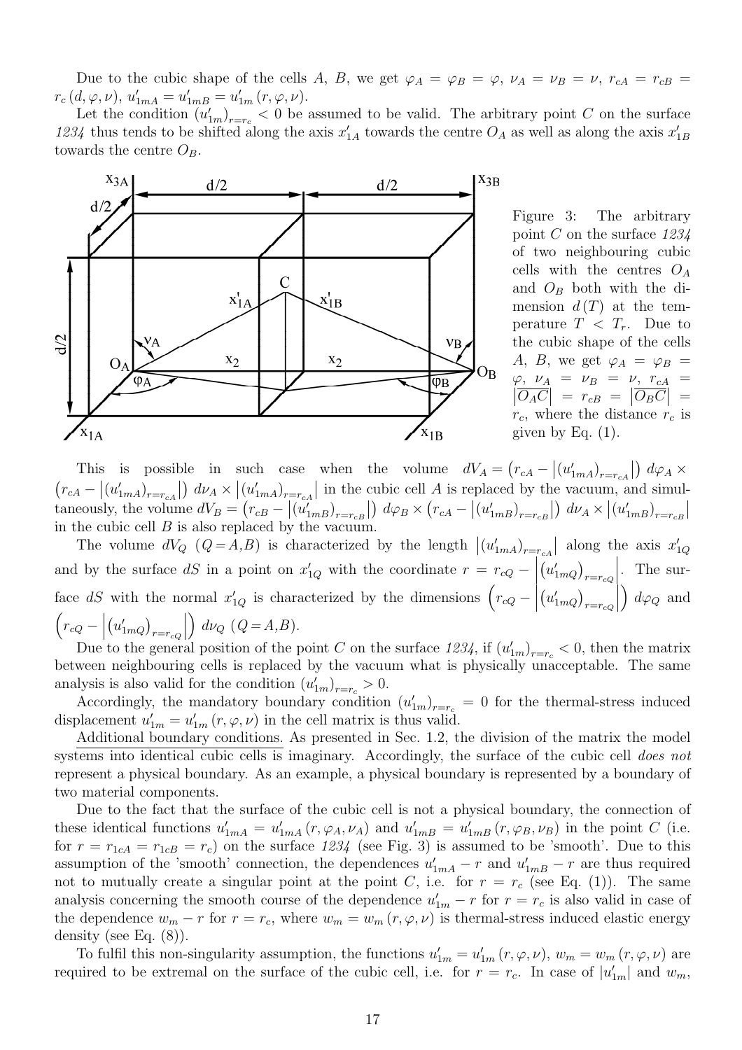Due to the cubic shape of the cells $A$, $B$, we get $\varphi_A = \varphi_B = \varphi$, $\nu_A = \nu_B = \nu$, $r_{cA} = r_{cB} = r_c(d, \varphi, \nu)$, $u'_{1mA} = u'_{1mB} = u'_{1m}(r, \varphi, \nu)$.

Let the condition $(u'_{1m})_{r=r_c} < 0$ be assumed to be valid. The arbitrary point $C$ on the surface *1234* thus tends to be shifted along the axis $x'_{1A}$ towards the centre $O_A$ as well as along the axis $x'_{1B}$ towards the centre $O_B$.

Figure 3: The arbitrary point $C$ on the surface *1234* of two neighbouring cubic cells with the centres $O_A$ and $O_B$ both with the dimension $d(T)$ at the temperature $T < T_r$. Due to the cubic shape of the cells $A$, $B$, we get $\varphi_A = \varphi_B = \varphi$, $\nu_A = \nu_B = \nu$, $r_{cA} = \left|\overline{O_A C}\right| = r_{cB} = \left|\overline{O_B C}\right| = r_c$, where the distance $r_c$ is given by Eq. (1).

This is possible in such case when the volume $dV_A = \left(r_{cA} - \left|(u'_{1mA})_{r=r_{cA}}\right|\right) d\varphi_A \times \left(r_{cA} - \left|(u'_{1mA})_{r=r_{cA}}\right|\right) d\nu_A \times \left|(u'_{1mA})_{r=r_{cA}}\right|$ in the cubic cell $A$ is replaced by the vacuum, and simultaneously, the volume $dV_B = \left(r_{cB} - \left|(u'_{1mB})_{r=r_{cB}}\right|\right) d\varphi_B \times \left(r_{cA} - \left|(u'_{1mB})_{r=r_{cB}}\right|\right) d\nu_A \times \left|(u'_{1mB})_{r=r_{cB}}\right|$ in the cubic cell $B$ is also replaced by the vacuum.

The volume $dV_Q$ $(Q = A,B)$ is characterized by the length $\left|(u'_{1mA})_{r=r_{cA}}\right|$ along the axis $x'_{1Q}$ and by the surface $dS$ in a point on $x'_{1Q}$ with the coordinate $r = r_{cQ} - \left|\left(u'_{1mQ}\right)_{r=r_{cQ}}\right|$. The surface $dS$ with the normal $x'_{1Q}$ is characterized by the dimensions $\left(r_{cQ} - \left|\left(u'_{1mQ}\right)_{r=r_{cQ}}\right|\right) d\varphi_Q$ and $\left(r_{cQ} - \left|\left(u'_{1mQ}\right)_{r=r_{cQ}}\right|\right) d\nu_Q$ $(Q = A,B)$.

Due to the general position of the point $C$ on the surface *1234*, if $(u'_{1m})_{r=r_c} < 0$, then the matrix between neighbouring cells is replaced by the vacuum what is physically unacceptable. The same analysis is also valid for the condition $(u'_{1m})_{r=r_c} > 0$.

Accordingly, the mandatory boundary condition $(u'_{1m})_{r=r_c} = 0$ for the thermal-stress induced displacement $u'_{1m} = u'_{1m}(r, \varphi, \nu)$ in the cell matrix is thus valid.

Additional boundary conditions. As presented in Sec. 1.2, the division of the matrix the model systems into identical cubic cells is imaginary. Accordingly, the surface of the cubic cell *does not* represent a physical boundary. As an example, a physical boundary is represented by a boundary of two material components.

Due to the fact that the surface of the cubic cell is not a physical boundary, the connection of these identical functions $u'_{1mA} = u'_{1mA}(r, \varphi_A, \nu_A)$ and $u'_{1mB} = u'_{1mB}(r, \varphi_B, \nu_B)$ in the point $C$ (i.e. for $r = r_{1cA} = r_{1cB} = r_c$) on the surface *1234* (see Fig. 3) is assumed to be 'smooth'. Due to this assumption of the 'smooth' connection, the dependences $u'_{1mA} - r$ and $u'_{1mB} - r$ are thus required not to mutually create a singular point at the point $C$, i.e. for $r = r_c$ (see Eq. (1)). The same analysis concerning the smooth course of the dependence $u'_{1m} - r$ for $r = r_c$ is also valid in case of the dependence $w_m - r$ for $r = r_c$, where $w_m = w_m(r, \varphi, \nu)$ is thermal-stress induced elastic energy density (see Eq. (8)).

To fulfil this non-singularity assumption, the functions $u'_{1m} = u'_{1m}(r, \varphi, \nu)$, $w_m = w_m(r, \varphi, \nu)$ are required to be extremal on the surface of the cubic cell, i.e. for $r = r_c$. In case of $|u'_{1m}|$ and $w_m$,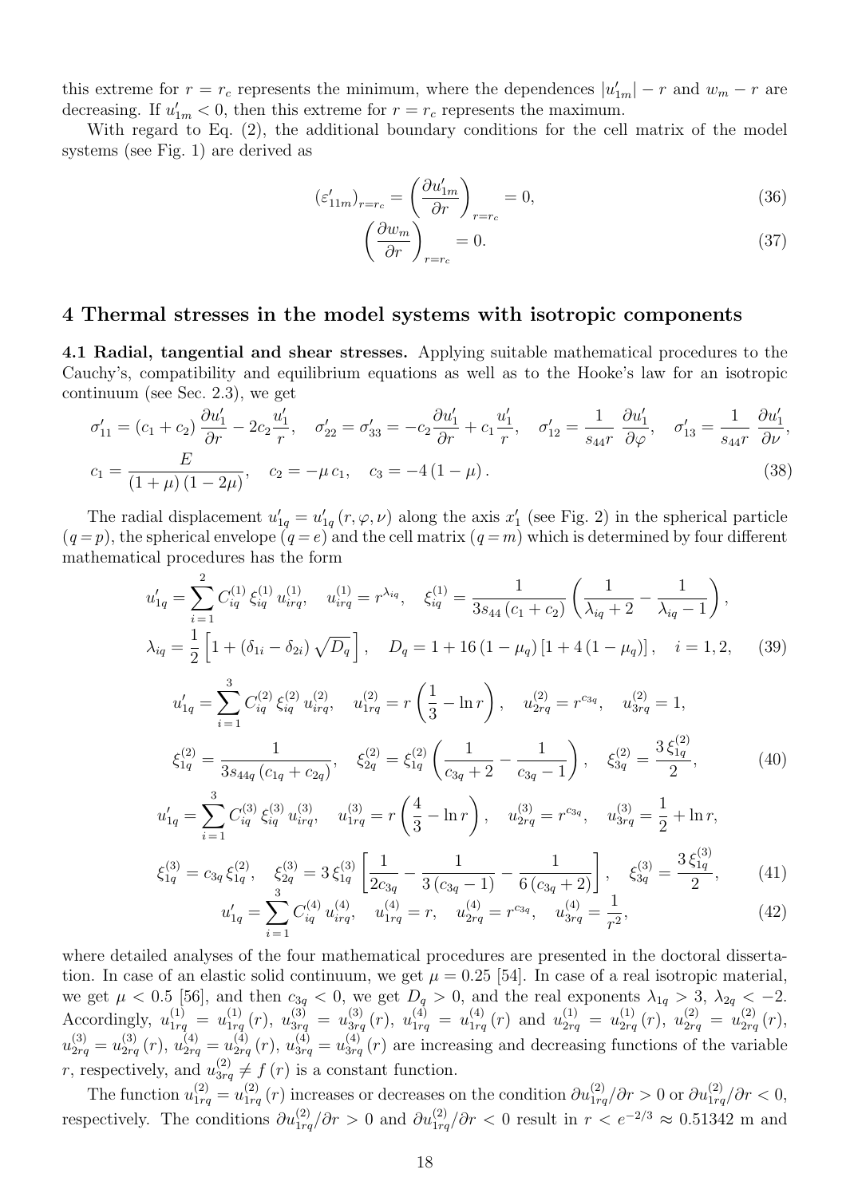this extreme for $r = r_c$ represents the minimum, where the dependences $|u'_{1m}| - r$ and $w_m - r$ are decreasing. If $u'_{1m} < 0$, then this extreme for $r = r_c$ represents the maximum.

With regard to Eq. (2), the additional boundary conditions for the cell matrix of the model systems (see Fig. 1) are derived as

$$\left(\varepsilon'_{11m}\right)_{r=r_c} = \left(\frac{\partial u'_{1m}}{\partial r}\right)_{r=r_c} = 0, \tag{36}$$

$$\left(\frac{\partial w_m}{\partial r}\right)_{r=r_c} = 0. \tag{37}$$

## 4 Thermal stresses in the model systems with isotropic components

**4.1 Radial, tangential and shear stresses.** Applying suitable mathematical procedures to the Cauchy's, compatibility and equilibrium equations as well as to the Hooke's law for an isotropic continuum (see Sec. 2.3), we get

$$\sigma'_{11} = (c_1 + c_2)\,\frac{\partial u'_1}{\partial r} - 2c_2\frac{u'_1}{r}, \quad \sigma'_{22} = \sigma'_{33} = -c_2\frac{\partial u'_1}{\partial r} + c_1\frac{u'_1}{r}, \quad \sigma'_{12} = \frac{1}{s_{44}r}\,\frac{\partial u'_1}{\partial \varphi}, \quad \sigma'_{13} = \frac{1}{s_{44}r}\,\frac{\partial u'_1}{\partial \nu},$$
$$c_1 = \frac{E}{(1+\mu)(1-2\mu)}, \quad c_2 = -\mu\, c_1, \quad c_3 = -4\,(1-\mu)\,. \tag{38}$$

The radial displacement $u'_{1q} = u'_{1q}(r, \varphi, \nu)$ along the axis $x'_1$ (see Fig. 2) in the spherical particle $(q = p)$, the spherical envelope $(q = e)$ and the cell matrix $(q = m)$ which is determined by four different mathematical procedures has the form

$$u'_{1q} = \sum_{i=1}^{2} C^{(1)}_{iq}\,\xi^{(1)}_{iq}\,u^{(1)}_{irq}, \quad u^{(1)}_{irq} = r^{\lambda_{iq}}, \quad \xi^{(1)}_{iq} = \frac{1}{3s_{44}\,(c_1+c_2)}\left(\frac{1}{\lambda_{iq}+2} - \frac{1}{\lambda_{iq}-1}\right),$$
$$\lambda_{iq} = \frac{1}{2}\left[1 + (\delta_{1i} - \delta_{2i})\sqrt{D_q}\,\right], \quad D_q = 1 + 16\,(1-\mu_q)\,[1 + 4\,(1-\mu_q)]\,, \quad i = 1, 2, \tag{39}$$

$$u'_{1q} = \sum_{i=1}^{3} C^{(2)}_{iq}\,\xi^{(2)}_{iq}\,u^{(2)}_{irq}, \quad u^{(2)}_{1rq} = r\left(\frac{1}{3} - \ln r\right), \quad u^{(2)}_{2rq} = r^{c_{3q}}, \quad u^{(2)}_{3rq} = 1,$$
$$\xi^{(2)}_{1q} = \frac{1}{3s_{44q}\,(c_{1q}+c_{2q})}, \quad \xi^{(2)}_{2q} = \xi^{(2)}_{1q}\left(\frac{1}{c_{3q}+2} - \frac{1}{c_{3q}-1}\right), \quad \xi^{(2)}_{3q} = \frac{3\,\xi^{(2)}_{1q}}{2}, \tag{40}$$

$$u'_{1q} = \sum_{i=1}^{3} C^{(3)}_{iq}\,\xi^{(3)}_{iq}\,u^{(3)}_{irq}, \quad u^{(3)}_{1rq} = r\left(\frac{4}{3} - \ln r\right), \quad u^{(3)}_{2rq} = r^{c_{3q}}, \quad u^{(3)}_{3rq} = \frac{1}{2} + \ln r,$$
$$\xi^{(3)}_{1q} = c_{3q}\,\xi^{(2)}_{1q}, \quad \xi^{(3)}_{2q} = 3\,\xi^{(3)}_{1q}\left[\frac{1}{2c_{3q}} - \frac{1}{3\,(c_{3q}-1)} - \frac{1}{6\,(c_{3q}+2)}\right], \quad \xi^{(3)}_{3q} = \frac{3\,\xi^{(3)}_{1q}}{2}, \tag{41}$$

$$u'_{1q} = \sum_{i=1}^{3} C^{(4)}_{iq}\,u^{(4)}_{irq}, \quad u^{(4)}_{1rq} = r, \quad u^{(4)}_{2rq} = r^{c_{3q}}, \quad u^{(4)}_{3rq} = \frac{1}{r^2}, \tag{42}$$

where detailed analyses of the four mathematical procedures are presented in the doctoral dissertation. In case of an elastic solid continuum, we get $\mu = 0.25$ [54]. In case of a real isotropic material, we get $\mu < 0.5$ [56], and then $c_{3q} < 0$, we get $D_q > 0$, and the real exponents $\lambda_{1q} > 3$, $\lambda_{2q} < -2$. Accordingly, $u^{(1)}_{1rq} = u^{(1)}_{1rq}(r)$, $u^{(3)}_{3rq} = u^{(3)}_{3rq}(r)$, $u^{(4)}_{1rq} = u^{(4)}_{1rq}(r)$ and $u^{(1)}_{2rq} = u^{(1)}_{2rq}(r)$, $u^{(2)}_{2rq} = u^{(2)}_{2rq}(r)$, $u^{(3)}_{2rq} = u^{(3)}_{2rq}(r)$, $u^{(4)}_{2rq} = u^{(4)}_{2rq}(r)$, $u^{(4)}_{3rq} = u^{(4)}_{3rq}(r)$ are increasing and decreasing functions of the variable $r$, respectively, and $u^{(2)}_{3rq} \neq f(r)$ is a constant function.

The function $u^{(2)}_{1rq} = u^{(2)}_{1rq}(r)$ increases or decreases on the condition $\partial u^{(2)}_{1rq}/\partial r > 0$ or $\partial u^{(2)}_{1rq}/\partial r < 0$, respectively. The conditions $\partial u^{(2)}_{1rq}/\partial r > 0$ and $\partial u^{(2)}_{1rq}/\partial r < 0$ result in $r < e^{-2/3} \approx 0.51342$ m and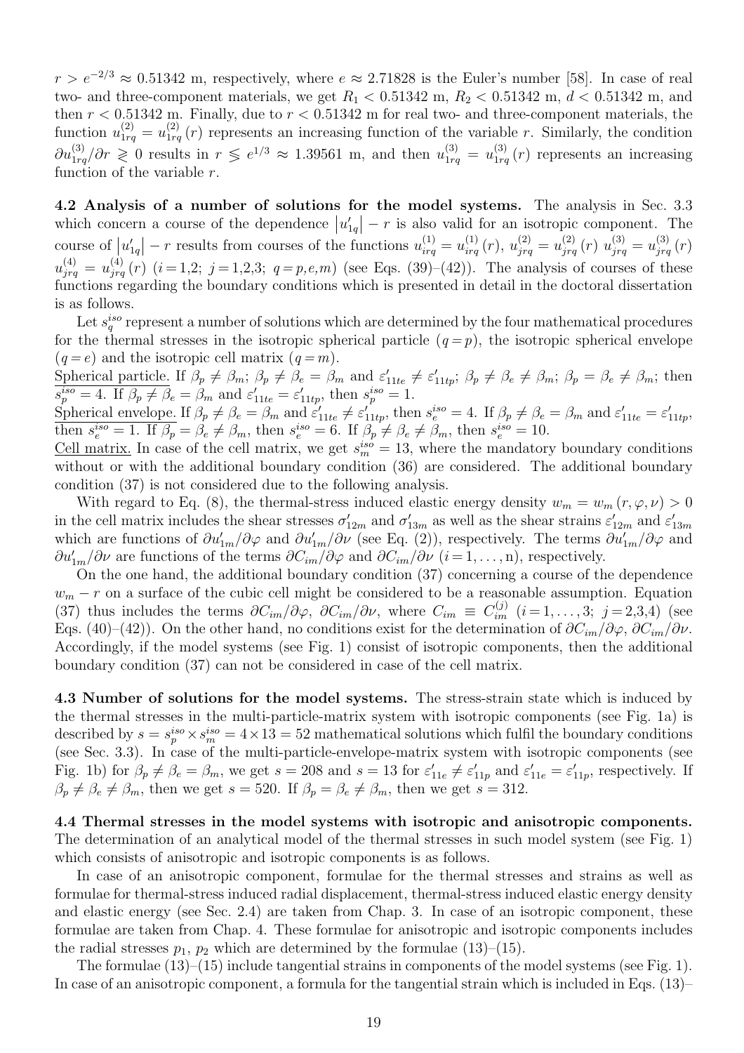$r > e^{-2/3} \approx 0.51342$ m, respectively, where $e \approx 2.71828$ is the Euler's number [58]. In case of real two- and three-component materials, we get $R_1 < 0.51342$ m, $R_2 < 0.51342$ m, $d < 0.51342$ m, and then $r < 0.51342$ m. Finally, due to $r < 0.51342$ m for real two- and three-component materials, the function $u_{1rq}^{(2)} = u_{1rq}^{(2)}(r)$ represents an increasing function of the variable $r$. Similarly, the condition $\partial u_{1rq}^{(3)}/\partial r \gtrless 0$ results in $r \lessgtr e^{1/3} \approx 1.39561$ m, and then $u_{1rq}^{(3)} = u_{1rq}^{(3)}(r)$ represents an increasing function of the variable $r$.

**4.2 Analysis of a number of solutions for the model systems.** The analysis in Sec. 3.3 which concern a course of the dependence $\left|u'_{1q}\right| - r$ is also valid for an isotropic component. The course of $\left|u'_{1q}\right| - r$ results from courses of the functions $u_{irq}^{(1)} = u_{irq}^{(1)}(r)$, $u_{jrq}^{(2)} = u_{jrq}^{(2)}(r)$ $u_{jrq}^{(3)} = u_{jrq}^{(3)}(r)$ $u_{jrq}^{(4)} = u_{jrq}^{(4)}(r)$ $(i = 1{,}2;\ j = 1{,}2{,}3;\ q = p{,}e{,}m)$ (see Eqs. (39)–(42)). The analysis of courses of these functions regarding the boundary conditions which is presented in detail in the doctoral dissertation is as follows.

Let $s_q^{iso}$ represent a number of solutions which are determined by the four mathematical procedures for the thermal stresses in the isotropic spherical particle $(q = p)$, the isotropic spherical envelope $(q = e)$ and the isotropic cell matrix $(q = m)$.

Spherical particle. If $\beta_p \neq \beta_m$; $\beta_p \neq \beta_e = \beta_m$ and $\varepsilon'_{11te} \neq \varepsilon'_{11tp}$; $\beta_p \neq \beta_e \neq \beta_m$; $\beta_p = \beta_e \neq \beta_m$; then $s_p^{iso} = 4$. If $\beta_p \neq \beta_e = \beta_m$ and $\varepsilon'_{11te} = \varepsilon'_{11tp}$, then $s_p^{iso} = 1$.

Spherical envelope. If $\beta_p \neq \beta_e = \beta_m$ and $\varepsilon'_{11te} \neq \varepsilon'_{11tp}$, then $s_e^{iso} = 4$. If $\beta_p \neq \beta_e = \beta_m$ and $\varepsilon'_{11te} = \varepsilon'_{11tp}$, then $s_e^{iso} = 1$. If $\beta_p = \beta_e \neq \beta_m$, then $s_e^{iso} = 6$. If $\beta_p \neq \beta_e \neq \beta_m$, then $s_e^{iso} = 10$.

Cell matrix. In case of the cell matrix, we get $s_m^{iso} = 13$, where the mandatory boundary conditions without or with the additional boundary condition (36) are considered. The additional boundary condition (37) is not considered due to the following analysis.

With regard to Eq. (8), the thermal-stress induced elastic energy density $w_m = w_m(r, \varphi, \nu) > 0$ in the cell matrix includes the shear stresses $\sigma'_{12m}$ and $\sigma'_{13m}$ as well as the shear strains $\varepsilon'_{12m}$ and $\varepsilon'_{13m}$ which are functions of $\partial u'_{1m}/\partial \varphi$ and $\partial u'_{1m}/\partial \nu$ (see Eq. (2)), respectively. The terms $\partial u'_{1m}/\partial \varphi$ and $\partial u'_{1m}/\partial \nu$ are functions of the terms $\partial C_{im}/\partial \varphi$ and $\partial C_{im}/\partial \nu$ $(i = 1, \ldots, n)$, respectively.

On the one hand, the additional boundary condition (37) concerning a course of the dependence $w_m - r$ on a surface of the cubic cell might be considered to be a reasonable assumption. Equation (37) thus includes the terms $\partial C_{im}/\partial \varphi$, $\partial C_{im}/\partial \nu$, where $C_{im} \equiv C_{im}^{(j)}$ $(i = 1, \ldots, 3;\ j = 2{,}3{,}4)$ (see Eqs. (40)–(42)). On the other hand, no conditions exist for the determination of $\partial C_{im}/\partial \varphi$, $\partial C_{im}/\partial \nu$. Accordingly, if the model systems (see Fig. 1) consist of isotropic components, then the additional boundary condition (37) can not be considered in case of the cell matrix.

**4.3 Number of solutions for the model systems.** The stress-strain state which is induced by the thermal stresses in the multi-particle-matrix system with isotropic components (see Fig. 1a) is described by $s = s_p^{iso} \times s_m^{iso} = 4 \times 13 = 52$ mathematical solutions which fulfil the boundary conditions (see Sec. 3.3). In case of the multi-particle-envelope-matrix system with isotropic components (see Fig. 1b) for $\beta_p \neq \beta_e = \beta_m$, we get $s = 208$ and $s = 13$ for $\varepsilon'_{11e} \neq \varepsilon'_{11p}$ and $\varepsilon'_{11e} = \varepsilon'_{11p}$, respectively. If $\beta_p \neq \beta_e \neq \beta_m$, then we get $s = 520$. If $\beta_p = \beta_e \neq \beta_m$, then we get $s = 312$.

**4.4 Thermal stresses in the model systems with isotropic and anisotropic components.** The determination of an analytical model of the thermal stresses in such model system (see Fig. 1) which consists of anisotropic and isotropic components is as follows.

In case of an anisotropic component, formulae for the thermal stresses and strains as well as formulae for thermal-stress induced radial displacement, thermal-stress induced elastic energy density and elastic energy (see Sec. 2.4) are taken from Chap. 3. In case of an isotropic component, these formulae are taken from Chap. 4. These formulae for anisotropic and isotropic components includes the radial stresses $p_1$, $p_2$ which are determined by the formulae (13)–(15).

The formulae (13)–(15) include tangential strains in components of the model systems (see Fig. 1). In case of an anisotropic component, a formula for the tangential strain which is included in Eqs. (13)–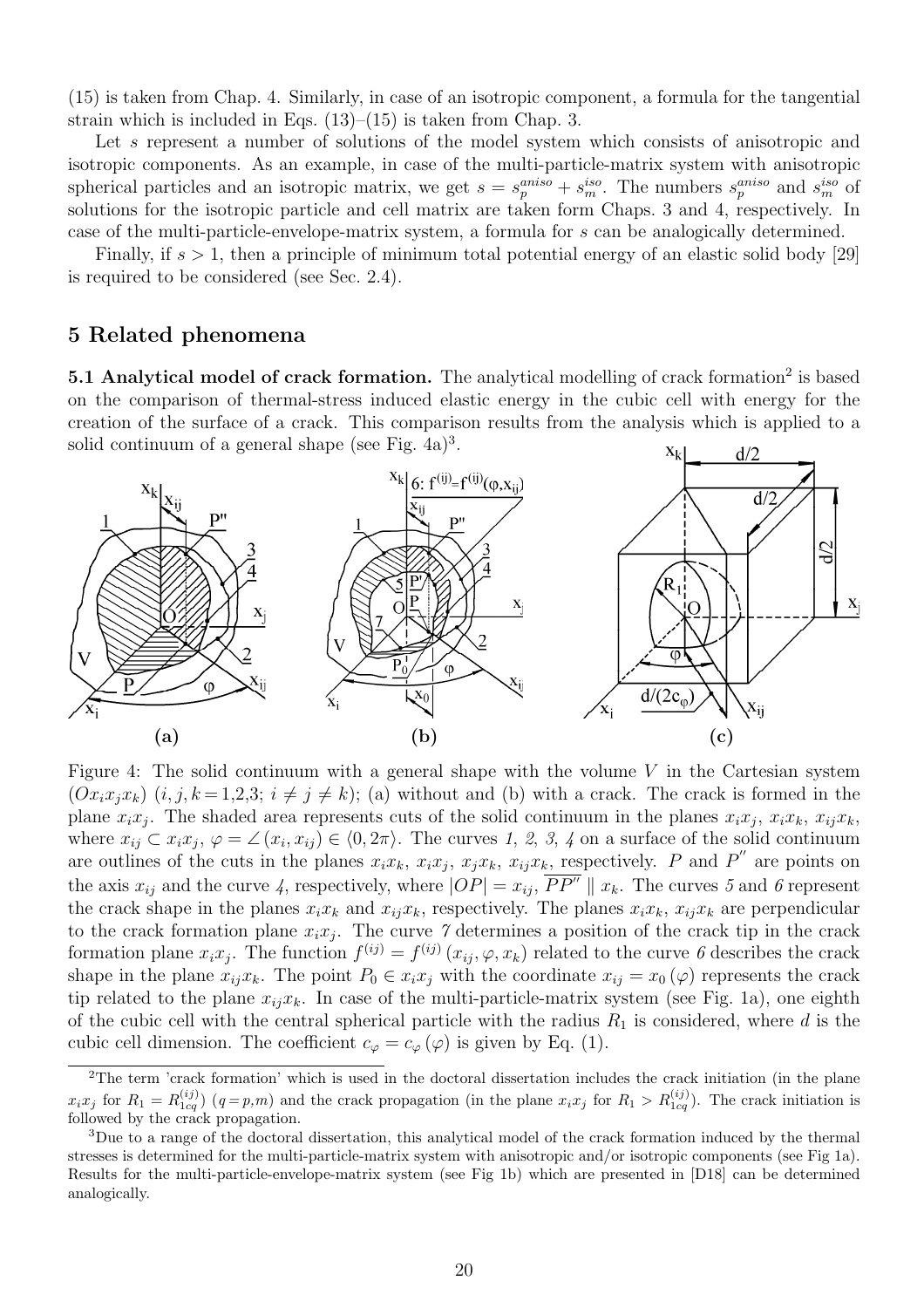(15) is taken from Chap. 4. Similarly, in case of an isotropic component, a formula for the tangential strain which is included in Eqs. (13)–(15) is taken from Chap. 3.

Let $s$ represent a number of solutions of the model system which consists of anisotropic and isotropic components. As an example, in case of the multi-particle-matrix system with anisotropic spherical particles and an isotropic matrix, we get $s = s_p^{aniso} + s_m^{iso}$. The numbers $s_p^{aniso}$ and $s_m^{iso}$ of solutions for the isotropic particle and cell matrix are taken form Chaps. 3 and 4, respectively. In case of the multi-particle-envelope-matrix system, a formula for $s$ can be analogically determined.

Finally, if $s > 1$, then a principle of minimum total potential energy of an elastic solid body [29] is required to be considered (see Sec. 2.4).

## 5 Related phenomena

**5.1 Analytical model of crack formation.** The analytical modelling of crack formation[2] is based on the comparison of thermal-stress induced elastic energy in the cubic cell with energy for the creation of the surface of a crack. This comparison results from the analysis which is applied to a solid continuum of a general shape (see Fig. 4a)[3].

Figure 4: The solid continuum with a general shape with the volume $V$ in the Cartesian system $(Ox_ix_jx_k)$ $(i,j,k = 1,2,3;\ i \neq j \neq k)$; (a) without and (b) with a crack. The crack is formed in the plane $x_ix_j$. The shaded area represents cuts of the solid continuum in the planes $x_ix_j$, $x_ix_k$, $x_{ij}x_k$, where $x_{ij} \subset x_ix_j$, $\varphi = \angle(x_i, x_{ij}) \in \langle 0, 2\pi \rangle$. The curves *1, 2, 3, 4* on a surface of the solid continuum are outlines of the cuts in the planes $x_ix_k$, $x_ix_j$, $x_jx_k$, $x_{ij}x_k$, respectively. $P$ and $P''$ are points on the axis $x_{ij}$ and the curve *4*, respectively, where $|OP| = x_{ij}$, $\overline{PP''} \parallel x_k$. The curves *5* and *6* represent the crack shape in the planes $x_ix_k$ and $x_{ij}x_k$, respectively. The planes $x_ix_k$, $x_{ij}x_k$ are perpendicular to the crack formation plane $x_ix_j$. The curve *7* determines a position of the crack tip in the crack formation plane $x_ix_j$. The function $f^{(ij)} = f^{(ij)}(x_{ij}, \varphi, x_k)$ related to the curve *6* describes the crack shape in the plane $x_{ij}x_k$. The point $P_0 \in x_ix_j$ with the coordinate $x_{ij} = x_0(\varphi)$ represents the crack tip related to the plane $x_{ij}x_k$. In case of the multi-particle-matrix system (see Fig. 1a), one eighth of the cubic cell with the central spherical particle with the radius $R_1$ is considered, where $d$ is the cubic cell dimension. The coefficient $c_\varphi = c_\varphi(\varphi)$ is given by Eq. (1).

[2] The term 'crack formation' which is used in the doctoral dissertation includes the crack initiation (in the plane $x_ix_j$ for $R_1 = R_{1cq}^{(ij)}$) $(q = p, m)$ and the crack propagation (in the plane $x_ix_j$ for $R_1 > R_{1cq}^{(ij)}$). The crack initiation is followed by the crack propagation.

[3] Due to a range of the doctoral dissertation, this analytical model of the crack formation induced by the thermal stresses is determined for the multi-particle-matrix system with anisotropic and/or isotropic components (see Fig 1a). Results for the multi-particle-envelope-matrix system (see Fig 1b) which are presented in [D18] can be determined analogically.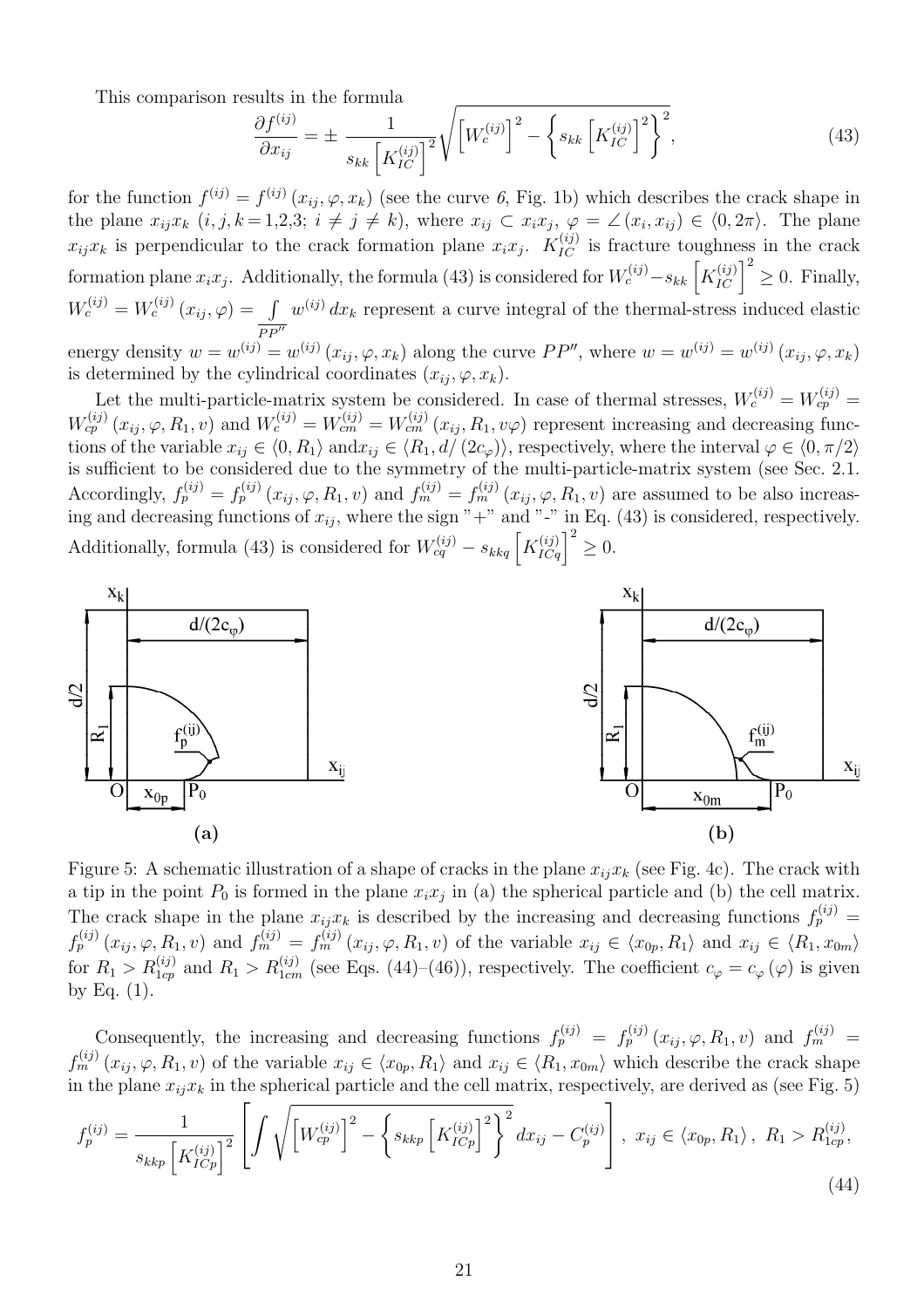This comparison results in the formula

$$\frac{\partial f^{(ij)}}{\partial x_{ij}} = \pm \frac{1}{s_{kk}\left[K_{IC}^{(ij)}\right]^2}\sqrt{\left[W_c^{(ij)}\right]^2 - \left\{s_{kk}\left[K_{IC}^{(ij)}\right]^2\right\}^2}, \tag{43}$$

for the function $f^{(ij)} = f^{(ij)}(x_{ij}, \varphi, x_k)$ (see the curve *6*, Fig. 1b) which describes the crack shape in the plane $x_{ij}x_k$ ($i, j, k = 1,2,3$; $i \neq j \neq k$), where $x_{ij} \subset x_i x_j$, $\varphi = \angle(x_i, x_{ij}) \in \langle 0, 2\pi)$. The plane $x_{ij}x_k$ is perpendicular to the crack formation plane $x_i x_j$. $K_{IC}^{(ij)}$ is fracture toughness in the crack formation plane $x_i x_j$. Additionally, the formula (43) is considered for $W_c^{(ij)} - s_{kk}\left[K_{IC}^{(ij)}\right]^2 \geq 0$. Finally, $W_c^{(ij)} = W_c^{(ij)}(x_{ij}, \varphi) = \int_{PP''} w^{(ij)}\, dx_k$ represent a curve integral of the thermal-stress induced elastic energy density $w = w^{(ij)} = w^{(ij)}(x_{ij}, \varphi, x_k)$ along the curve $PP''$, where $w = w^{(ij)} = w^{(ij)}(x_{ij}, \varphi, x_k)$ is determined by the cylindrical coordinates $(x_{ij}, \varphi, x_k)$.

Let the multi-particle-matrix system be considered. In case of thermal stresses, $W_c^{(ij)} = W_{cp}^{(ij)} = W_{cp}^{(ij)}(x_{ij}, \varphi, R_1, v)$ and $W_c^{(ij)} = W_{cm}^{(ij)} = W_{cm}^{(ij)}(x_{ij}, R_1, v\varphi)$ represent increasing and decreasing functions of the variable $x_{ij} \in \langle 0, R_1 \rangle$ and$x_{ij} \in \langle R_1, d/(2c_\varphi) \rangle$, respectively, where the interval $\varphi \in \langle 0, \pi/2 \rangle$ is sufficient to be considered due to the symmetry of the multi-particle-matrix system (see Sec. 2.1. Accordingly, $f_p^{(ij)} = f_p^{(ij)}(x_{ij}, \varphi, R_1, v)$ and $f_m^{(ij)} = f_m^{(ij)}(x_{ij}, \varphi, R_1, v)$ are assumed to be also increasing and decreasing functions of $x_{ij}$, where the sign "+" and "-" in Eq. (43) is considered, respectively. Additionally, formula (43) is considered for $W_{cq}^{(ij)} - s_{kkq}\left[K_{ICq}^{(ij)}\right]^2 \geq 0$.

Figure 5: A schematic illustration of a shape of cracks in the plane $x_{ij}x_k$ (see Fig. 4c). The crack with a tip in the point $P_0$ is formed in the plane $x_i x_j$ in (a) the spherical particle and (b) the cell matrix. The crack shape in the plane $x_{ij}x_k$ is described by the increasing and decreasing functions $f_p^{(ij)} = f_p^{(ij)}(x_{ij}, \varphi, R_1, v)$ and $f_m^{(ij)} = f_m^{(ij)}(x_{ij}, \varphi, R_1, v)$ of the variable $x_{ij} \in \langle x_{0p}, R_1 \rangle$ and $x_{ij} \in \langle R_1, x_{0m} \rangle$ for $R_1 > R_{1cp}^{(ij)}$ and $R_1 > R_{1cm}^{(ij)}$ (see Eqs. (44)–(46)), respectively. The coefficient $c_\varphi = c_\varphi(\varphi)$ is given by Eq. (1).

Consequently, the increasing and decreasing functions $f_p^{(ij)} = f_p^{(ij)}(x_{ij}, \varphi, R_1, v)$ and $f_m^{(ij)} = f_m^{(ij)}(x_{ij}, \varphi, R_1, v)$ of the variable $x_{ij} \in \langle x_{0p}, R_1 \rangle$ and $x_{ij} \in \langle R_1, x_{0m} \rangle$ which describe the crack shape in the plane $x_{ij}x_k$ in the spherical particle and the cell matrix, respectively, are derived as (see Fig. 5)

$$f_p^{(ij)} = \frac{1}{s_{kkp}\left[K_{ICp}^{(ij)}\right]^2}\left[\int \sqrt{\left[W_{cp}^{(ij)}\right]^2 - \left\{s_{kkp}\left[K_{ICp}^{(ij)}\right]^2\right\}^2}\, dx_{ij} - C_p^{(ij)}\right], \ x_{ij} \in \langle x_{0p}, R_1 \rangle, \ R_1 > R_{1cp}^{(ij)}, \tag{44}$$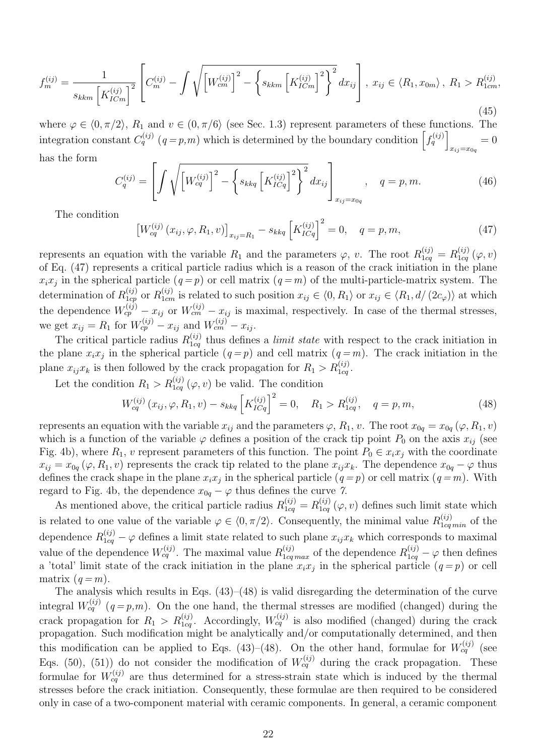$$f_m^{(ij)} = \frac{1}{s_{kkm}\left[K_{ICm}^{(ij)}\right]^2}\left[C_m^{(ij)} - \int \sqrt{\left[W_{cm}^{(ij)}\right]^2 - \left\{s_{kkm}\left[K_{ICm}^{(ij)}\right]^2\right\}^2}\,dx_{ij}\right],\ x_{ij} \in \langle R_1, x_{0m}\rangle,\ R_1 > R_{1cm}^{(ij)}, \tag{45}$$

where $\varphi \in \langle 0, \pi/2\rangle$, $R_1$ and $v \in (0, \pi/6)$ (see Sec. 1.3) represent parameters of these functions. The integration constant $C_q^{(ij)}$ $(q = p, m)$ which is determined by the boundary condition $\left[f_q^{(ij)}\right]_{x_{ij}=x_{0q}} = 0$ has the form

$$C_q^{(ij)} = \left[\int \sqrt{\left[W_{cq}^{(ij)}\right]^2 - \left\{s_{kkq}\left[K_{ICq}^{(ij)}\right]^2\right\}^2}\,dx_{ij}\right]_{x_{ij}=x_{0q}}, \quad q = p, m. \tag{46}$$

The condition

$$\left[W_{cq}^{(ij)}\left(x_{ij}, \varphi, R_1, v\right)\right]_{x_{ij}=R_1} - s_{kkq}\left[K_{ICq}^{(ij)}\right]^2 = 0, \quad q = p, m, \tag{47}$$

represents an equation with the variable $R_1$ and the parameters $\varphi$, $v$. The root $R_{1cq}^{(ij)} = R_{1cq}^{(ij)}(\varphi, v)$ of Eq. (47) represents a critical particle radius which is a reason of the crack initiation in the plane $x_i x_j$ in the spherical particle $(q = p)$ or cell matrix $(q = m)$ of the multi-particle-matrix system. The determination of $R_{1cp}^{(ij)}$ or $R_{1cm}^{(ij)}$ is related to such position $x_{ij} \in \langle 0, R_1\rangle$ or $x_{ij} \in \langle R_1, d/(2c_\varphi)\rangle$ at which the dependence $W_{cp}^{(ij)} - x_{ij}$ or $W_{cm}^{(ij)} - x_{ij}$ is maximal, respectively. In case of the thermal stresses, we get $x_{ij} = R_1$ for $W_{cp}^{(ij)} - x_{ij}$ and $W_{cm}^{(ij)} - x_{ij}$.

The critical particle radius $R_{1cq}^{(ij)}$ thus defines a *limit state* with respect to the crack initiation in the plane $x_i x_j$ in the spherical particle $(q = p)$ and cell matrix $(q = m)$. The crack initiation in the plane $x_{ij} x_k$ is then followed by the crack propagation for $R_1 > R_{1cq}^{(ij)}$.

Let the condition $R_1 > R_{1cq}^{(ij)}(\varphi, v)$ be valid. The condition

$$W_{cq}^{(ij)}\left(x_{ij}, \varphi, R_1, v\right) - s_{kkq}\left[K_{ICq}^{(ij)}\right]^2 = 0, \quad R_1 > R_{1cq}^{(ij)}, \quad q = p, m, \tag{48}$$

represents an equation with the variable $x_{ij}$ and the parameters $\varphi$, $R_1$, $v$. The root $x_{0q} = x_{0q}(\varphi, R_1, v)$ which is a function of the variable $\varphi$ defines a position of the crack tip point $P_0$ on the axis $x_{ij}$ (see Fig. 4b), where $R_1$, $v$ represent parameters of this function. The point $P_0 \in x_i x_j$ with the coordinate $x_{ij} = x_{0q}(\varphi, R_1, v)$ represents the crack tip related to the plane $x_{ij} x_k$. The dependence $x_{0q} - \varphi$ thus defines the crack shape in the plane $x_i x_j$ in the spherical particle $(q = p)$ or cell matrix $(q = m)$. With regard to Fig. 4b, the dependence $x_{0q} - \varphi$ thus defines the curve *7*.

As mentioned above, the critical particle radius $R_{1cq}^{(ij)} = R_{1cq}^{(ij)}(\varphi, v)$ defines such limit state which is related to one value of the variable $\varphi \in \langle 0, \pi/2\rangle$. Consequently, the minimal value $R_{1cq\,min}^{(ij)}$ of the dependence $R_{1cq}^{(ij)} - \varphi$ defines a limit state related to such plane $x_{ij} x_k$ which corresponds to maximal value of the dependence $W_{cq}^{(ij)}$. The maximal value $R_{1cq\,max}^{(ij)}$ of the dependence $R_{1cq}^{(ij)} - \varphi$ then defines a 'total' limit state of the crack initiation in the plane $x_i x_j$ in the spherical particle $(q = p)$ or cell matrix $(q = m)$.

The analysis which results in Eqs. (43)–(48) is valid disregarding the determination of the curve integral $W_{cq}^{(ij)}$ $(q = p, m)$. On the one hand, the thermal stresses are modified (changed) during the crack propagation for $R_1 > R_{1cq}^{(ij)}$. Accordingly, $W_{cq}^{(ij)}$ is also modified (changed) during the crack propagation. Such modification might be analytically and/or computationally determined, and then this modification can be applied to Eqs. (43)–(48). On the other hand, formulae for $W_{cq}^{(ij)}$ (see Eqs. (50), (51)) do not consider the modification of $W_{cq}^{(ij)}$ during the crack propagation. These formulae for $W_{cq}^{(ij)}$ are thus determined for a stress-strain state which is induced by the thermal stresses before the crack initiation. Consequently, these formulae are then required to be considered only in case of a two-component material with ceramic components. In general, a ceramic component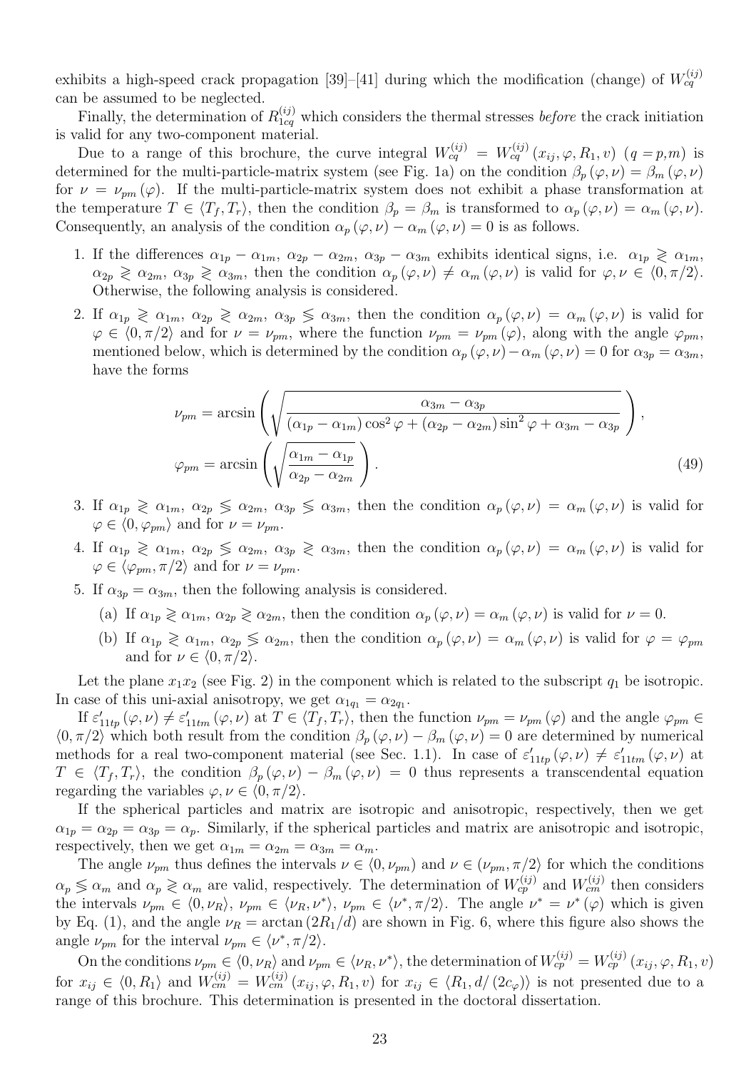exhibits a high-speed crack propagation [39]–[41] during which the modification (change) of $W_{cq}^{(ij)}$ can be assumed to be neglected.

Finally, the determination of $R_{1cq}^{(ij)}$ which considers the thermal stresses *before* the crack initiation is valid for any two-component material.

Due to a range of this brochure, the curve integral $W_{cq}^{(ij)} = W_{cq}^{(ij)}(x_{ij}, \varphi, R_1, v)$ $(q = p, m)$ is determined for the multi-particle-matrix system (see Fig. 1a) on the condition $\beta_p(\varphi, \nu) = \beta_m(\varphi, \nu)$ for $\nu = \nu_{pm}(\varphi)$. If the multi-particle-matrix system does not exhibit a phase transformation at the temperature $T \in \langle T_f, T_r \rangle$, then the condition $\beta_p = \beta_m$ is transformed to $\alpha_p(\varphi, \nu) = \alpha_m(\varphi, \nu)$. Consequently, an analysis of the condition $\alpha_p(\varphi, \nu) - \alpha_m(\varphi, \nu) = 0$ is as follows.

1. If the differences $\alpha_{1p} - \alpha_{1m}$, $\alpha_{2p} - \alpha_{2m}$, $\alpha_{3p} - \alpha_{3m}$ exhibits identical signs, i.e. $\alpha_{1p} \gtrless \alpha_{1m}$, $\alpha_{2p} \gtrless \alpha_{2m}$, $\alpha_{3p} \gtrless \alpha_{3m}$, then the condition $\alpha_p(\varphi, \nu) \neq \alpha_m(\varphi, \nu)$ is valid for $\varphi, \nu \in \langle 0, \pi/2 \rangle$. Otherwise, the following analysis is considered.
2. If $\alpha_{1p} \gtrless \alpha_{1m}$, $\alpha_{2p} \gtrless \alpha_{2m}$, $\alpha_{3p} \lessgtr \alpha_{3m}$, then the condition $\alpha_p(\varphi, \nu) = \alpha_m(\varphi, \nu)$ is valid for $\varphi \in \langle 0, \pi/2 \rangle$ and for $\nu = \nu_{pm}$, where the function $\nu_{pm} = \nu_{pm}(\varphi)$, along with the angle $\varphi_{pm}$, mentioned below, which is determined by the condition $\alpha_p(\varphi, \nu) - \alpha_m(\varphi, \nu) = 0$ for $\alpha_{3p} = \alpha_{3m}$, have the forms

$$\nu_{pm} = \arcsin\left(\sqrt{\frac{\alpha_{3m} - \alpha_{3p}}{(\alpha_{1p} - \alpha_{1m})\cos^2\varphi + (\alpha_{2p} - \alpha_{2m})\sin^2\varphi + \alpha_{3m} - \alpha_{3p}}}\right),$$
$$\varphi_{pm} = \arcsin\left(\sqrt{\frac{\alpha_{1m} - \alpha_{1p}}{\alpha_{2p} - \alpha_{2m}}}\right). \tag{49}$$

3. If $\alpha_{1p} \gtrless \alpha_{1m}$, $\alpha_{2p} \lessgtr \alpha_{2m}$, $\alpha_{3p} \lessgtr \alpha_{3m}$, then the condition $\alpha_p(\varphi, \nu) = \alpha_m(\varphi, \nu)$ is valid for $\varphi \in \langle 0, \varphi_{pm} \rangle$ and for $\nu = \nu_{pm}$.
4. If $\alpha_{1p} \gtrless \alpha_{1m}$, $\alpha_{2p} \lessgtr \alpha_{2m}$, $\alpha_{3p} \gtrless \alpha_{3m}$, then the condition $\alpha_p(\varphi, \nu) = \alpha_m(\varphi, \nu)$ is valid for $\varphi \in \langle \varphi_{pm}, \pi/2 \rangle$ and for $\nu = \nu_{pm}$.
5. If $\alpha_{3p} = \alpha_{3m}$, then the following analysis is considered.
   (a) If $\alpha_{1p} \gtrless \alpha_{1m}$, $\alpha_{2p} \gtrless \alpha_{2m}$, then the condition $\alpha_p(\varphi, \nu) = \alpha_m(\varphi, \nu)$ is valid for $\nu = 0$.
   (b) If $\alpha_{1p} \gtrless \alpha_{1m}$, $\alpha_{2p} \lessgtr \alpha_{2m}$, then the condition $\alpha_p(\varphi, \nu) = \alpha_m(\varphi, \nu)$ is valid for $\varphi = \varphi_{pm}$ and for $\nu \in \langle 0, \pi/2 \rangle$.

Let the plane $x_1x_2$ (see Fig. 2) in the component which is related to the subscript $q_1$ be isotropic. In case of this uni-axial anisotropy, we get $\alpha_{1q_1} = \alpha_{2q_1}$.

If $\varepsilon'_{11tp}(\varphi, \nu) \neq \varepsilon'_{11tm}(\varphi, \nu)$ at $T \in \langle T_f, T_r \rangle$, then the function $\nu_{pm} = \nu_{pm}(\varphi)$ and the angle $\varphi_{pm} \in \langle 0, \pi/2 \rangle$ which both result from the condition $\beta_p(\varphi, \nu) - \beta_m(\varphi, \nu) = 0$ are determined by numerical methods for a real two-component material (see Sec. 1.1). In case of $\varepsilon'_{11tp}(\varphi, \nu) \neq \varepsilon'_{11tm}(\varphi, \nu)$ at $T \in \langle T_f, T_r \rangle$, the condition $\beta_p(\varphi, \nu) - \beta_m(\varphi, \nu) = 0$ thus represents a transcendental equation regarding the variables $\varphi, \nu \in \langle 0, \pi/2 \rangle$.

If the spherical particles and matrix are isotropic and anisotropic, respectively, then we get $\alpha_{1p} = \alpha_{2p} = \alpha_{3p} = \alpha_p$. Similarly, if the spherical particles and matrix are anisotropic and isotropic, respectively, then we get $\alpha_{1m} = \alpha_{2m} = \alpha_{3m} = \alpha_m$.

The angle $\nu_{pm}$ thus defines the intervals $\nu \in \langle 0, \nu_{pm})$ and $\nu \in (\nu_{pm}, \pi/2\rangle$ for which the conditions $\alpha_p \lessgtr \alpha_m$ and $\alpha_p \gtrless \alpha_m$ are valid, respectively. The determination of $W_{cp}^{(ij)}$ and $W_{cm}^{(ij)}$ then considers the intervals $\nu_{pm} \in \langle 0, \nu_R \rangle$, $\nu_{pm} \in \langle \nu_R, \nu^* \rangle$, $\nu_{pm} \in \langle \nu^*, \pi/2 \rangle$. The angle $\nu^* = \nu^*(\varphi)$ which is given by Eq. (1), and the angle $\nu_R = \arctan(2R_1/d)$ are shown in Fig. 6, where this figure also shows the angle $\nu_{pm}$ for the interval $\nu_{pm} \in \langle \nu^*, \pi/2 \rangle$.

On the conditions $\nu_{pm} \in \langle 0, \nu_R \rangle$ and $\nu_{pm} \in \langle \nu_R, \nu^* \rangle$, the determination of $W_{cp}^{(ij)} = W_{cp}^{(ij)}(x_{ij}, \varphi, R_1, v)$ for $x_{ij} \in \langle 0, R_1 \rangle$ and $W_{cm}^{(ij)} = W_{cm}^{(ij)}(x_{ij}, \varphi, R_1, v)$ for $x_{ij} \in \langle R_1, d/(2c_\varphi) \rangle$ is not presented due to a range of this brochure. This determination is presented in the doctoral dissertation.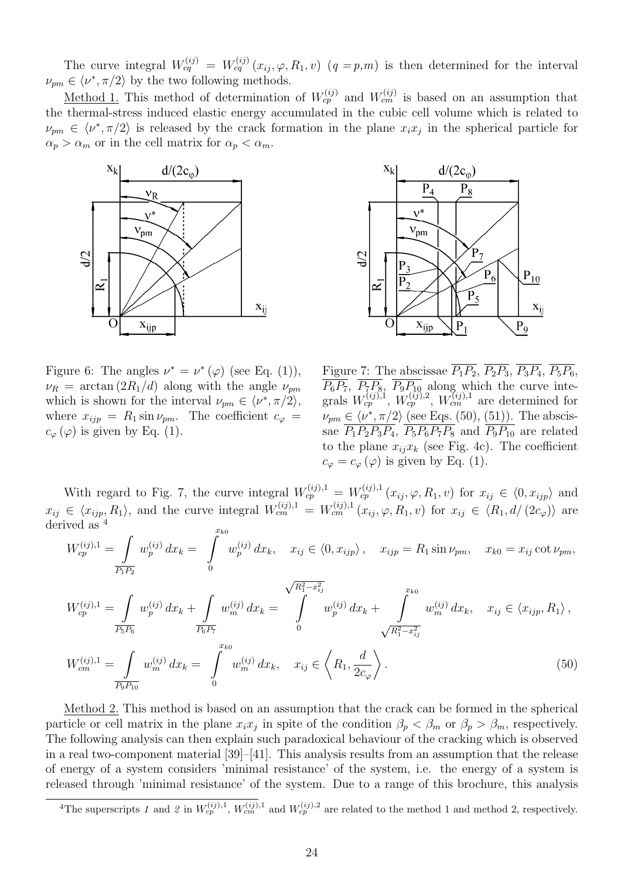The curve integral $W_{cq}^{(ij)} = W_{cq}^{(ij)}(x_{ij}, \varphi, R_1, v)$ $(q = p, m)$ is then determined for the interval $\nu_{pm} \in \langle \nu^*, \pi/2 \rangle$ by the two following methods.

Method 1. This method of determination of $W_{cp}^{(ij)}$ and $W_{cm}^{(ij)}$ is based on an assumption that the thermal-stress induced elastic energy accumulated in the cubic cell volume which is related to $\nu_{pm} \in \langle \nu^*, \pi/2 \rangle$ is released by the crack formation in the plane $x_i x_j$ in the spherical particle for $\alpha_p > \alpha_m$ or in the cell matrix for $\alpha_p < \alpha_m$.

Figure 6: The angles $\nu^* = \nu^*(\varphi)$ (see Eq. (1)), $\nu_R = \arctan(2R_1/d)$ along with the angle $\nu_{pm}$ which is shown for the interval $\nu_{pm} \in \langle \nu^*, \pi/2 \rangle$, where $x_{ijp} = R_1 \sin \nu_{pm}$. The coefficient $c_\varphi = c_\varphi(\varphi)$ is given by Eq. (1).

Figure 7: The abscissae $\overline{P_1P_2}$, $\overline{P_2P_3}$, $\overline{P_3P_4}$, $\overline{P_5P_6}$, $\overline{P_6P_7}$, $\overline{P_7P_8}$, $\overline{P_9P_{10}}$ along which the curve integrals $W_{cp}^{(ij),1}$, $W_{cp}^{(ij),2}$, $W_{cm}^{(ij),1}$ are determined for $\nu_{pm} \in \langle \nu^*, \pi/2 \rangle$ (see Eqs. (50), (51)). The abscissae $\overline{P_1P_2P_3P_4}$, $\overline{P_5P_6P_7P_8}$ and $\overline{P_9P_{10}}$ are related to the plane $x_{ij}x_k$ (see Fig. 4c). The coefficient $c_\varphi = c_\varphi(\varphi)$ is given by Eq. (1).

With regard to Fig. 7, the curve integral $W_{cp}^{(ij),1} = W_{cp}^{(ij),1}(x_{ij}, \varphi, R_1, v)$ for $x_{ij} \in \langle 0, x_{ijp} \rangle$ and $x_{ij} \in \langle x_{ijp}, R_1 \rangle$, and the curve integral $W_{cm}^{(ij),1} = W_{cm}^{(ij),1}(x_{ij}, \varphi, R_1, v)$ for $x_{ij} \in \langle R_1, d/(2c_\varphi) \rangle$ are derived as [4]

$$
\begin{aligned}
W_{cp}^{(ij),1} &= \int\limits_{\overline{P_1P_2}} w_p^{(ij)}\, dx_k = \int\limits_0^{x_{k0}} w_p^{(ij)}\, dx_k, \quad x_{ij} \in \langle 0, x_{ijp} \rangle, \quad x_{ijp} = R_1 \sin \nu_{pm}, \quad x_{k0} = x_{ij} \cot \nu_{pm}, \\
W_{cp}^{(ij),1} &= \int\limits_{\overline{P_5P_6}} w_p^{(ij)}\, dx_k + \int\limits_{\overline{P_6P_7}} w_m^{(ij)}\, dx_k = \int\limits_0^{\sqrt{R_1^2 - x_{ij}^2}} w_p^{(ij)}\, dx_k + \int\limits_{\sqrt{R_1^2 - x_{ij}^2}}^{x_{k0}} w_m^{(ij)}\, dx_k, \quad x_{ij} \in \langle x_{ijp}, R_1 \rangle, \\
W_{cm}^{(ij),1} &= \int\limits_{\overline{P_9P_{10}}} w_m^{(ij)}\, dx_k = \int\limits_0^{x_{k0}} w_m^{(ij)}\, dx_k, \quad x_{ij} \in \left\langle R_1, \frac{d}{2c_\varphi} \right\rangle.
\end{aligned} \tag{50}
$$

Method 2. This method is based on an assumption that the crack can be formed in the spherical particle or cell matrix in the plane $x_i x_j$ in spite of the condition $\beta_p < \beta_m$ or $\beta_p > \beta_m$, respectively. The following analysis can then explain such paradoxical behaviour of the cracking which is observed in a real two-component material [39]–[41]. This analysis results from an assumption that the release of energy of a system considers 'minimal resistance' of the system, i.e. the energy of a system is released through 'minimal resistance' of the system. Due to a range of this brochure, this analysis

[4] The superscripts *1* and *2* in $W_{cp}^{(ij),1}$, $W_{cm}^{(ij),1}$ and $W_{cp}^{(ij),2}$ are related to the method 1 and method 2, respectively.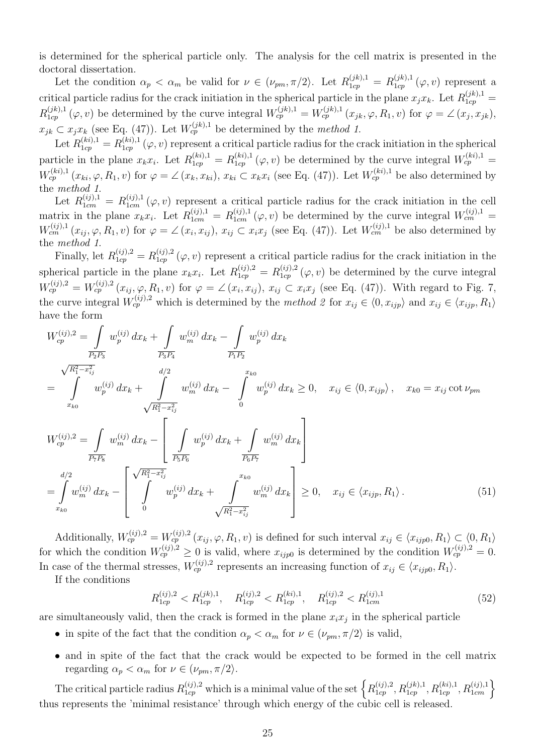is determined for the spherical particle only. The analysis for the cell matrix is presented in the doctoral dissertation.

Let the condition $\alpha_p < \alpha_m$ be valid for $\nu \in (\nu_{pm}, \pi/2\rangle$. Let $R_{1cp}^{(jk),1} = R_{1cp}^{(jk),1}(\varphi, v)$ represent a critical particle radius for the crack initiation in the spherical particle in the plane $x_j x_k$. Let $R_{1cp}^{(jk),1} = R_{1cp}^{(jk),1}(\varphi, v)$ be determined by the curve integral $W_{cp}^{(jk),1} = W_{cp}^{(jk),1}(x_{jk}, \varphi, R_1, v)$ for $\varphi = \angle(x_j, x_{jk})$, $x_{jk} \subset x_j x_k$ (see Eq. (47)). Let $W_{cp}^{(jk),1}$ be determined by the *method 1*.

Let $R_{1cp}^{(ki),1} = R_{1cp}^{(ki),1}(\varphi, v)$ represent a critical particle radius for the crack initiation in the spherical particle in the plane $x_k x_i$. Let $R_{1cp}^{(ki),1} = R_{1cp}^{(ki),1}(\varphi, v)$ be determined by the curve integral $W_{cp}^{(ki),1} = W_{cp}^{(ki),1}(x_{ki}, \varphi, R_1, v)$ for $\varphi = \angle(x_k, x_{ki})$, $x_{ki} \subset x_k x_i$ (see Eq. (47)). Let $W_{cp}^{(ki),1}$ be also determined by the *method 1*.

Let $R_{1cm}^{(ij),1} = R_{1cm}^{(ij),1}(\varphi, v)$ represent a critical particle radius for the crack initiation in the cell matrix in the plane $x_k x_i$. Let $R_{1cm}^{(ij),1} = R_{1cm}^{(ij),1}(\varphi, v)$ be determined by the curve integral $W_{cm}^{(ij),1} = W_{cm}^{(ij),1}(x_{ij}, \varphi, R_1, v)$ for $\varphi = \angle(x_i, x_{ij})$, $x_{ij} \subset x_i x_j$ (see Eq. (47)). Let $W_{cm}^{(ij),1}$ be also determined by the *method 1*.

Finally, let $R_{1cp}^{(ij),2} = R_{1cp}^{(ij),2}(\varphi, v)$ represent a critical particle radius for the crack initiation in the spherical particle in the plane $x_k x_i$. Let $R_{1cp}^{(ij),2} = R_{1cp}^{(ij),2}(\varphi, v)$ be determined by the curve integral $W_{cp}^{(ij),2} = W_{cp}^{(ij),2}(x_{ij}, \varphi, R_1, v)$ for $\varphi = \angle(x_i, x_{ij})$, $x_{ij} \subset x_i x_j$ (see Eq. (47)). With regard to Fig. 7, the curve integral $W_{cp}^{(ij),2}$ which is determined by the *method 2* for $x_{ij} \in \langle 0, x_{ijp}\rangle$ and $x_{ij} \in \langle x_{ijp}, R_1\rangle$ have the form

$$
\begin{aligned}
W_{cp}^{(ij),2} &= \int\limits_{\overline{P_2P_3}} w_p^{(ij)}\, dx_k + \int\limits_{\overline{P_3P_4}} w_m^{(ij)}\, dx_k - \int\limits_{\overline{P_1P_2}} w_p^{(ij)}\, dx_k \\
&= \int\limits_{x_{k0}}^{\sqrt{R_1^2 - x_{ij}^2}} w_p^{(ij)}\, dx_k + \int\limits_{\sqrt{R_1^2 - x_{ij}^2}}^{d/2} w_m^{(ij)}\, dx_k - \int\limits_{0}^{x_{k0}} w_p^{(ij)}\, dx_k \geq 0, \quad x_{ij} \in \langle 0, x_{ijp}\rangle, \quad x_{k0} = x_{ij}\cot\nu_{pm} \\
W_{cp}^{(ij),2} &= \int\limits_{\overline{P_7P_8}} w_m^{(ij)}\, dx_k - \left[\, \int\limits_{\overline{P_5P_6}} w_p^{(ij)}\, dx_k + \int\limits_{\overline{P_6P_7}} w_m^{(ij)}\, dx_k \right] \\
&= \int\limits_{x_{k0}}^{d/2} w_m^{(ij)}\, dx_k - \left[\, \int\limits_{0}^{\sqrt{R_1^2 - x_{ij}^2}} w_p^{(ij)}\, dx_k + \int\limits_{\sqrt{R_1^2 - x_{ij}^2}}^{x_{k0}} w_m^{(ij)}\, dx_k \right] \geq 0, \quad x_{ij} \in \langle x_{ijp}, R_1\rangle. 
\end{aligned}
\tag{51}
$$

Additionally, $W_{cp}^{(ij),2} = W_{cp}^{(ij),2}(x_{ij}, \varphi, R_1, v)$ is defined for such interval $x_{ij} \in \langle x_{ijp0}, R_1\rangle \subset \langle 0, R_1\rangle$ for which the condition $W_{cp}^{(ij),2} \geq 0$ is valid, where $x_{ijp0}$ is determined by the condition $W_{cp}^{(ij),2} = 0$. In case of the thermal stresses, $W_{cp}^{(ij),2}$ represents an increasing function of $x_{ij} \in \langle x_{ijp0}, R_1\rangle$.

If the conditions

$$
R_{1cp}^{(ij),2} < R_{1cp}^{(jk),1}, \quad R_{1cp}^{(ij),2} < R_{1cp}^{(ki),1}, \quad R_{1cp}^{(ij),2} < R_{1cm}^{(ij),1} \tag{52}
$$

are simultaneously valid, then the crack is formed in the plane $x_i x_j$ in the spherical particle

- in spite of the fact that the condition $\alpha_p < \alpha_m$ for $\nu \in (\nu_{pm}, \pi/2\rangle$ is valid,
- and in spite of the fact that the crack would be expected to be formed in the cell matrix regarding $\alpha_p < \alpha_m$ for $\nu \in (\nu_{pm}, \pi/2\rangle$.

The critical particle radius $R_{1cp}^{(ij),2}$ which is a minimal value of the set $\left\{R_{1cp}^{(ij),2}, R_{1cp}^{(jk),1}, R_{1cp}^{(ki),1}, R_{1cm}^{(ij),1}\right\}$ thus represents the 'minimal resistance' through which energy of the cubic cell is released.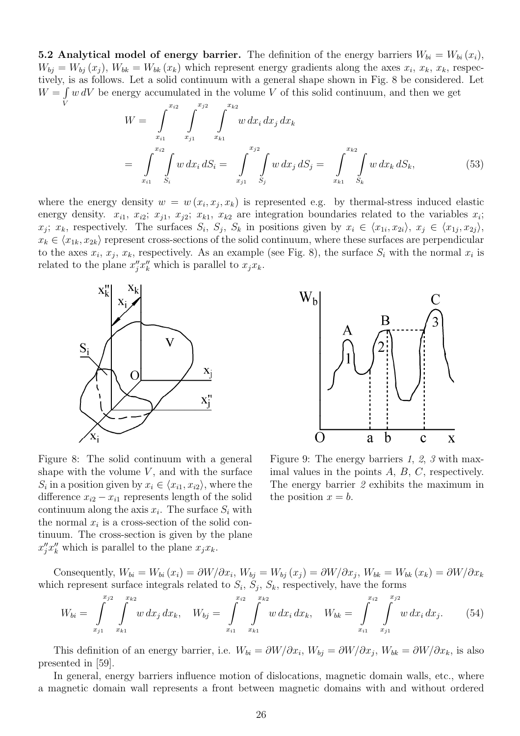**5.2 Analytical model of energy barrier.** The definition of the energy barriers $W_{bi} = W_{bi}(x_i)$, $W_{bj} = W_{bj}(x_j)$, $W_{bk} = W_{bk}(x_k)$ which represent energy gradients along the axes $x_i$, $x_k$, $x_k$, respectively, is as follows. Let a solid continuum with a general shape shown in Fig. 8 be considered. Let $W = \int_V w \, dV$ be energy accumulated in the volume $V$ of this solid continuum, and then we get

$$
\begin{aligned}
W &= \int_{x_{i1}}^{x_{i2}} \int_{x_{j1}}^{x_{j2}} \int_{x_{k1}}^{x_{k2}} w \, dx_i \, dx_j \, dx_k \\
&= \int_{x_{i1}}^{x_{i2}} \int_{S_i} w \, dx_i \, dS_i = \int_{x_{j1}}^{x_{j2}} \int_{S_j} w \, dx_j \, dS_j = \int_{x_{k1}}^{x_{k2}} \int_{S_k} w \, dx_k \, dS_k,
\end{aligned}
\tag{53}
$$

where the energy density $w = w(x_i, x_j, x_k)$ is represented e.g. by thermal-stress induced elastic energy density. $x_{i1}$, $x_{i2}$; $x_{j1}$, $x_{j2}$; $x_{k1}$, $x_{k2}$ are integration boundaries related to the variables $x_i$; $x_j$; $x_k$, respectively. The surfaces $S_i$, $S_j$, $S_k$ in positions given by $x_i \in \langle x_{1i}, x_{2i} \rangle$, $x_j \in \langle x_{1j}, x_{2j} \rangle$, $x_k \in \langle x_{1k}, x_{2k} \rangle$ represent cross-sections of the solid continuum, where these surfaces are perpendicular to the axes $x_i$, $x_j$, $x_k$, respectively. As an example (see Fig. 8), the surface $S_i$ with the normal $x_i$ is related to the plane $x''_j x''_k$ which is parallel to $x_j x_k$.

Figure 8: The solid continuum with a general shape with the volume $V$, and with the surface $S_i$ in a position given by $x_i \in \langle x_{i1}, x_{i2} \rangle$, where the difference $x_{i2} - x_{i1}$ represents length of the solid continuum along the axis $x_i$. The surface $S_i$ with the normal $x_i$ is a cross-section of the solid continuum. The cross-section is given by the plane $x''_j x''_k$ which is parallel to the plane $x_j x_k$.

Figure 9: The energy barriers *1*, *2*, *3* with maximal values in the points $A$, $B$, $C$, respectively. The energy barrier *2* exhibits the maximum in the position $x = b$.

Consequently, $W_{bi} = W_{bi}(x_i) = \partial W / \partial x_i$, $W_{bj} = W_{bj}(x_j) = \partial W / \partial x_j$, $W_{bk} = W_{bk}(x_k) = \partial W / \partial x_k$ which represent surface integrals related to $S_i$, $S_j$, $S_k$, respectively, have the forms

$$
W_{bi} = \int_{x_{j1}}^{x_{j2}} \int_{x_{k1}}^{x_{k2}} w \, dx_j \, dx_k, \quad W_{bj} = \int_{x_{i1}}^{x_{i2}} \int_{x_{k1}}^{x_{k2}} w \, dx_i \, dx_k, \quad W_{bk} = \int_{x_{i1}}^{x_{i2}} \int_{x_{j1}}^{x_{j2}} w \, dx_i \, dx_j. \tag{54}
$$

This definition of an energy barrier, i.e. $W_{bi} = \partial W / \partial x_i$, $W_{bj} = \partial W / \partial x_j$, $W_{bk} = \partial W / \partial x_k$, is also presented in [59].

In general, energy barriers influence motion of dislocations, magnetic domain walls, etc., where a magnetic domain wall represents a front between magnetic domains with and without ordered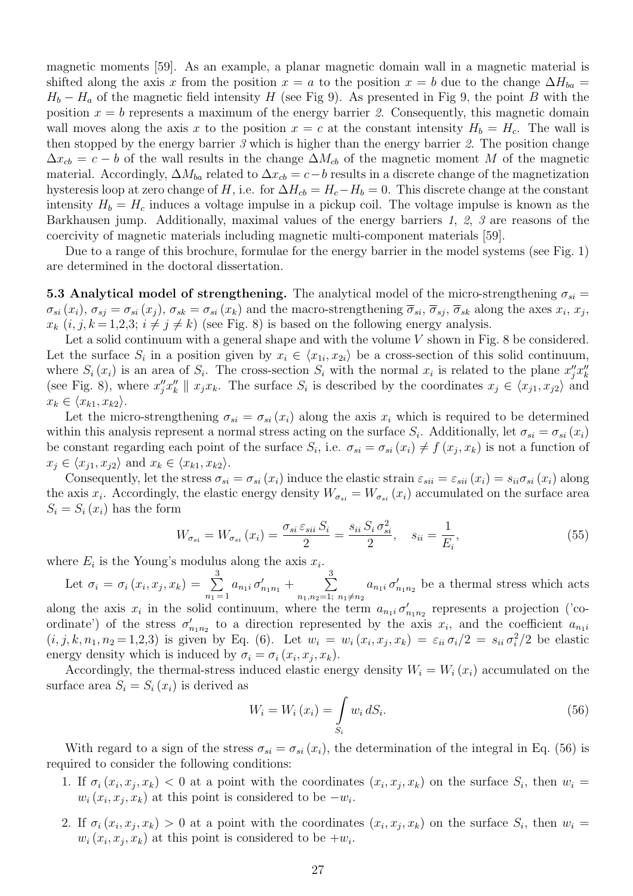magnetic moments [59]. As an example, a planar magnetic domain wall in a magnetic material is shifted along the axis $x$ from the position $x = a$ to the position $x = b$ due to the change $\Delta H_{ba} = H_b - H_a$ of the magnetic field intensity $H$ (see Fig 9). As presented in Fig 9, the point $B$ with the position $x = b$ represents a maximum of the energy barrier *2*. Consequently, this magnetic domain wall moves along the axis $x$ to the position $x = c$ at the constant intensity $H_b = H_c$. The wall is then stopped by the energy barrier *3* which is higher than the energy barrier *2*. The position change $\Delta x_{cb} = c - b$ of the wall results in the change $\Delta M_{cb}$ of the magnetic moment $M$ of the magnetic material. Accordingly, $\Delta M_{ba}$ related to $\Delta x_{cb} = c - b$ results in a discrete change of the magnetization hysteresis loop at zero change of $H$, i.e. for $\Delta H_{cb} = H_c - H_b = 0$. This discrete change at the constant intensity $H_b = H_c$ induces a voltage impulse in a pickup coil. The voltage impulse is known as the Barkhausen jump. Additionally, maximal values of the energy barriers *1*, *2*, *3* are reasons of the coercivity of magnetic materials including magnetic multi-component materials [59].

Due to a range of this brochure, formulae for the energy barrier in the model systems (see Fig. 1) are determined in the doctoral dissertation.

**5.3 Analytical model of strengthening.** The analytical model of the micro-strengthening $\sigma_{si} = \sigma_{si}(x_i)$, $\sigma_{sj} = \sigma_{si}(x_j)$, $\sigma_{sk} = \sigma_{si}(x_k)$ and the macro-strengthening $\overline{\sigma}_{si}$, $\overline{\sigma}_{sj}$, $\overline{\sigma}_{sk}$ along the axes $x_i$, $x_j$, $x_k$ $(i, j, k = 1{,}2{,}3;\ i \neq j \neq k)$ (see Fig. 8) is based on the following energy analysis.

Let a solid continuum with a general shape and with the volume $V$ shown in Fig. 8 be considered. Let the surface $S_i$ in a position given by $x_i \in \langle x_{1i}, x_{2i} \rangle$ be a cross-section of this solid continuum, where $S_i(x_i)$ is an area of $S_i$. The cross-section $S_i$ with the normal $x_i$ is related to the plane $x_j'' x_k''$ (see Fig. 8), where $x_j'' x_k'' \parallel x_j x_k$. The surface $S_i$ is described by the coordinates $x_j \in \langle x_{j1}, x_{j2} \rangle$ and $x_k \in \langle x_{k1}, x_{k2} \rangle$.

Let the micro-strengthening $\sigma_{si} = \sigma_{si}(x_i)$ along the axis $x_i$ which is required to be determined within this analysis represent a normal stress acting on the surface $S_i$. Additionally, let $\sigma_{si} = \sigma_{si}(x_i)$ be constant regarding each point of the surface $S_i$, i.e. $\sigma_{si} = \sigma_{si}(x_i) \neq f(x_j, x_k)$ is not a function of $x_j \in \langle x_{j1}, x_{j2} \rangle$ and $x_k \in \langle x_{k1}, x_{k2} \rangle$.

Consequently, let the stress $\sigma_{si} = \sigma_{si}(x_i)$ induce the elastic strain $\varepsilon_{sii} = \varepsilon_{sii}(x_i) = s_{ii}\sigma_{si}(x_i)$ along the axis $x_i$. Accordingly, the elastic energy density $W_{\sigma_{si}} = W_{\sigma_{si}}(x_i)$ accumulated on the surface area $S_i = S_i(x_i)$ has the form

$$W_{\sigma_{si}} = W_{\sigma_{si}}(x_i) = \frac{\sigma_{si}\,\varepsilon_{sii}\,S_i}{2} = \frac{s_{ii}\,S_i\,\sigma_{si}^2}{2}, \quad s_{ii} = \frac{1}{E_i}, \tag{55}$$

where $E_i$ is the Young's modulus along the axis $x_i$.

Let $\sigma_i = \sigma_i(x_i, x_j, x_k) = \sum\limits_{n_1=1}^{3} a_{n_1 i}\,\sigma'_{n_1 n_1} + \sum\limits_{n_1,n_2=1;\ n_1 \neq n_2}^{3} a_{n_1 i}\,\sigma'_{n_1 n_2}$ be a thermal stress which acts along the axis $x_i$ in the solid continuum, where the term $a_{n_1 i}\,\sigma'_{n_1 n_2}$ represents a projection ('co-ordinate') of the stress $\sigma'_{n_1 n_2}$ to a direction represented by the axis $x_i$, and the coefficient $a_{n_1 i}$ $(i, j, k, n_1, n_2 = 1{,}2{,}3)$ is given by Eq. (6). Let $w_i = w_i(x_i, x_j, x_k) = \varepsilon_{ii}\,\sigma_i/2 = s_{ii}\,\sigma_i^2/2$ be elastic energy density which is induced by $\sigma_i = \sigma_i(x_i, x_j, x_k)$.

Accordingly, the thermal-stress induced elastic energy density $W_i = W_i(x_i)$ accumulated on the surface area $S_i = S_i(x_i)$ is derived as

$$W_i = W_i(x_i) = \int\limits_{S_i} w_i\, dS_i. \tag{56}$$

With regard to a sign of the stress $\sigma_{si} = \sigma_{si}(x_i)$, the determination of the integral in Eq. (56) is required to consider the following conditions:

1. If $\sigma_i(x_i, x_j, x_k) < 0$ at a point with the coordinates $(x_i, x_j, x_k)$ on the surface $S_i$, then $w_i = w_i(x_i, x_j, x_k)$ at this point is considered to be $-w_i$.

2. If $\sigma_i(x_i, x_j, x_k) > 0$ at a point with the coordinates $(x_i, x_j, x_k)$ on the surface $S_i$, then $w_i = w_i(x_i, x_j, x_k)$ at this point is considered to be $+w_i$.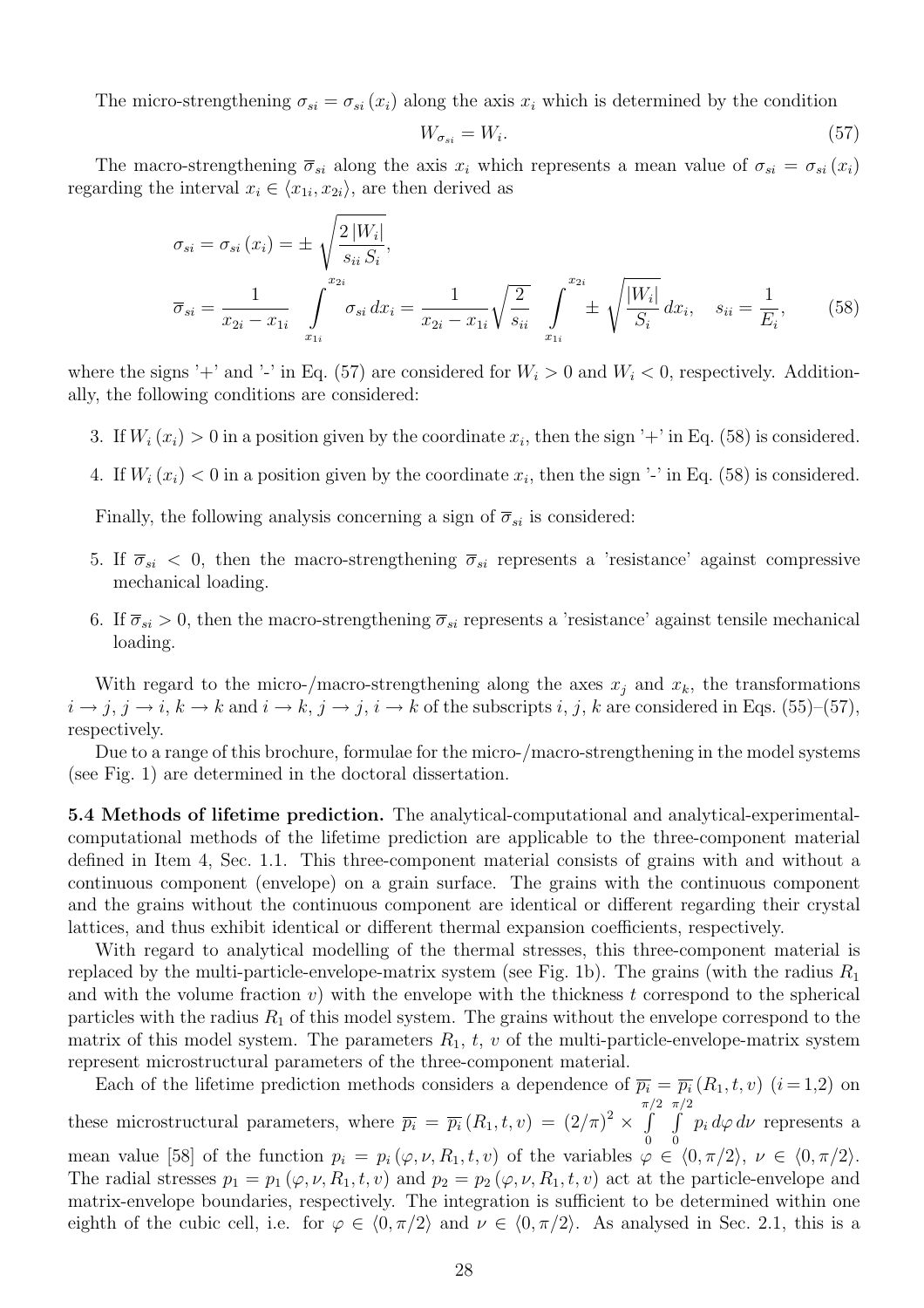The micro-strengthening $\sigma_{si} = \sigma_{si}(x_i)$ along the axis $x_i$ which is determined by the condition

$$W_{\sigma_{si}} = W_i. \tag{57}$$

The macro-strengthening $\overline{\sigma}_{si}$ along the axis $x_i$ which represents a mean value of $\sigma_{si} = \sigma_{si}(x_i)$ regarding the interval $x_i \in \langle x_{1i}, x_{2i} \rangle$, are then derived as

$$\sigma_{si} = \sigma_{si}(x_i) = \pm \sqrt{\frac{2\,|W_i|}{s_{ii}\,S_i}},$$

$$\overline{\sigma}_{si} = \frac{1}{x_{2i} - x_{1i}} \int\limits_{x_{1i}}^{x_{2i}} \sigma_{si}\, dx_i = \frac{1}{x_{2i} - x_{1i}} \sqrt{\frac{2}{s_{ii}}} \int\limits_{x_{1i}}^{x_{2i}} \pm \sqrt{\frac{|W_i|}{S_i}}\, dx_i, \quad s_{ii} = \frac{1}{E_i}, \tag{58}$$

where the signs '+' and '-' in Eq. (57) are considered for $W_i > 0$ and $W_i < 0$, respectively. Additionally, the following conditions are considered:

3. If $W_i(x_i) > 0$ in a position given by the coordinate $x_i$, then the sign '+' in Eq. (58) is considered.
4. If $W_i(x_i) < 0$ in a position given by the coordinate $x_i$, then the sign '-' in Eq. (58) is considered.

Finally, the following analysis concerning a sign of $\overline{\sigma}_{si}$ is considered:

5. If $\overline{\sigma}_{si} < 0$, then the macro-strengthening $\overline{\sigma}_{si}$ represents a 'resistance' against compressive mechanical loading.
6. If $\overline{\sigma}_{si} > 0$, then the macro-strengthening $\overline{\sigma}_{si}$ represents a 'resistance' against tensile mechanical loading.

With regard to the micro-/macro-strengthening along the axes $x_j$ and $x_k$, the transformations $i \to j$, $j \to i$, $k \to k$ and $i \to k$, $j \to j$, $i \to k$ of the subscripts $i$, $j$, $k$ are considered in Eqs. (55)–(57), respectively.

Due to a range of this brochure, formulae for the micro-/macro-strengthening in the model systems (see Fig. 1) are determined in the doctoral dissertation.

**5.4 Methods of lifetime prediction.** The analytical-computational and analytical-experimental-computational methods of the lifetime prediction are applicable to the three-component material defined in Item 4, Sec. 1.1. This three-component material consists of grains with and without a continuous component (envelope) on a grain surface. The grains with the continuous component and the grains without the continuous component are identical or different regarding their crystal lattices, and thus exhibit identical or different thermal expansion coefficients, respectively.

With regard to analytical modelling of the thermal stresses, this three-component material is replaced by the multi-particle-envelope-matrix system (see Fig. 1b). The grains (with the radius $R_1$ and with the volume fraction $v$) with the envelope with the thickness $t$ correspond to the spherical particles with the radius $R_1$ of this model system. The grains without the envelope correspond to the matrix of this model system. The parameters $R_1$, $t$, $v$ of the multi-particle-envelope-matrix system represent microstructural parameters of the three-component material.

Each of the lifetime prediction methods considers a dependence of $\overline{p_i} = \overline{p_i}(R_1, t, v)$ $(i = 1,2)$ on these microstructural parameters, where $\overline{p_i} = \overline{p_i}(R_1, t, v) = (2/\pi)^2 \times \int_0^{\pi/2} \int_0^{\pi/2} p_i \, d\varphi \, d\nu$ represents a mean value [58] of the function $p_i = p_i(\varphi, \nu, R_1, t, v)$ of the variables $\varphi \in \langle 0, \pi/2 \rangle$, $\nu \in \langle 0, \pi/2 \rangle$. The radial stresses $p_1 = p_1(\varphi, \nu, R_1, t, v)$ and $p_2 = p_2(\varphi, \nu, R_1, t, v)$ act at the particle-envelope and matrix-envelope boundaries, respectively. The integration is sufficient to be determined within one eighth of the cubic cell, i.e. for $\varphi \in \langle 0, \pi/2 \rangle$ and $\nu \in \langle 0, \pi/2 \rangle$. As analysed in Sec. 2.1, this is a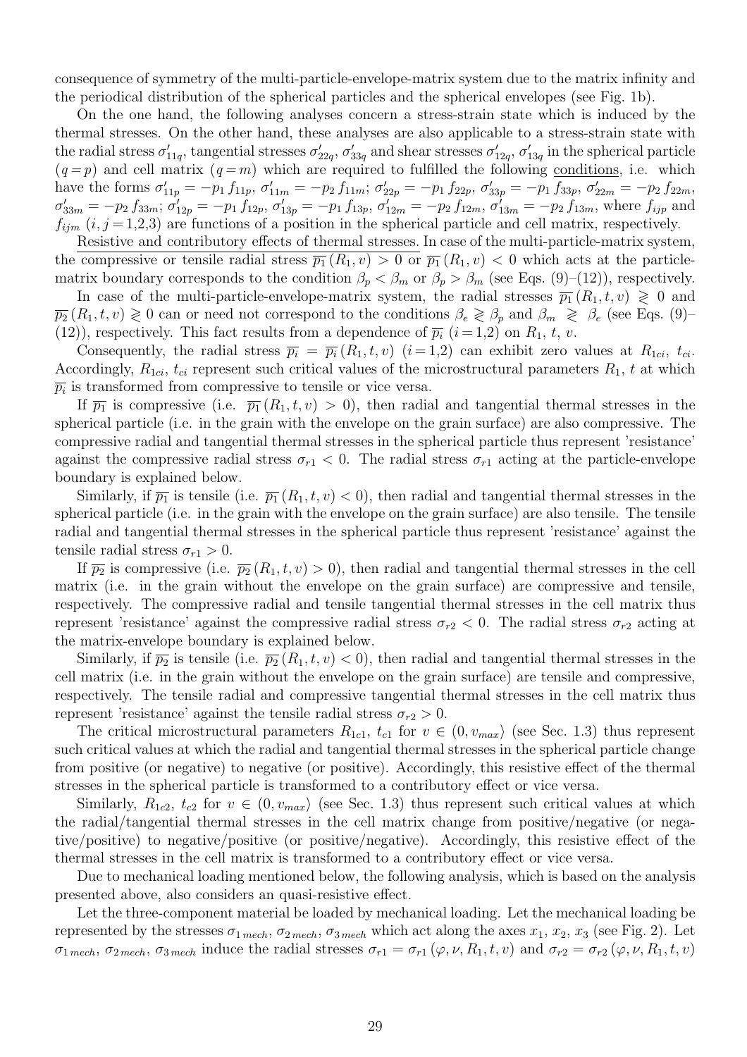consequence of symmetry of the multi-particle-envelope-matrix system due to the matrix infinity and the periodical distribution of the spherical particles and the spherical envelopes (see Fig. 1b).

On the one hand, the following analyses concern a stress-strain state which is induced by the thermal stresses. On the other hand, these analyses are also applicable to a stress-strain state with the radial stress $\sigma'_{11q}$, tangential stresses $\sigma'_{22q}$, $\sigma'_{33q}$ and shear stresses $\sigma'_{12q}$, $\sigma'_{13q}$ in the spherical particle $(q = p)$ and cell matrix $(q = m)$ which are required to fulfilled the following conditions, i.e. which have the forms $\sigma'_{11p} = -p_1\, f_{11p}$, $\sigma'_{11m} = -p_2\, f_{11m}$; $\sigma'_{22p} = -p_1\, f_{22p}$, $\sigma'_{33p} = -p_1\, f_{33p}$, $\sigma'_{22m} = -p_2\, f_{22m}$, $\sigma'_{33m} = -p_2\, f_{33m}$; $\sigma'_{12p} = -p_1\, f_{12p}$, $\sigma'_{13p} = -p_1\, f_{13p}$, $\sigma'_{12m} = -p_2\, f_{12m}$, $\sigma'_{13m} = -p_2\, f_{13m}$, where $f_{ijp}$ and $f_{ijm}$ $(i, j = 1,2,3)$ are functions of a position in the spherical particle and cell matrix, respectively.

Resistive and contributory effects of thermal stresses. In case of the multi-particle-matrix system, the compressive or tensile radial stress $\overline{p_1}\,(R_1, v) > 0$ or $\overline{p_1}\,(R_1, v) < 0$ which acts at the particle-matrix boundary corresponds to the condition $\beta_p < \beta_m$ or $\beta_p > \beta_m$ (see Eqs. (9)–(12)), respectively.

In case of the multi-particle-envelope-matrix system, the radial stresses $\overline{p_1}\,(R_1, t, v) \gtrless 0$ and $\overline{p_2}\,(R_1, t, v) \gtrless 0$ can or need not correspond to the conditions $\beta_e \gtrless \beta_p$ and $\beta_m \gtrless \beta_e$ (see Eqs. (9)–(12)), respectively. This fact results from a dependence of $\overline{p_i}$ $(i = 1,2)$ on $R_1$, $t$, $v$.

Consequently, the radial stress $\overline{p_i} = \overline{p_i}\,(R_1, t, v)$ $(i = 1,2)$ can exhibit zero values at $R_{1ci}$, $t_{ci}$. Accordingly, $R_{1ci}$, $t_{ci}$ represent such critical values of the microstructural parameters $R_1$, $t$ at which $\overline{p_i}$ is transformed from compressive to tensile or vice versa.

If $\overline{p_1}$ is compressive (i.e. $\overline{p_1}\,(R_1, t, v) > 0$), then radial and tangential thermal stresses in the spherical particle (i.e. in the grain with the envelope on the grain surface) are also compressive. The compressive radial and tangential thermal stresses in the spherical particle thus represent 'resistance' against the compressive radial stress $\sigma_{r1} < 0$. The radial stress $\sigma_{r1}$ acting at the particle-envelope boundary is explained below.

Similarly, if $\overline{p_1}$ is tensile (i.e. $\overline{p_1}\,(R_1, t, v) < 0$), then radial and tangential thermal stresses in the spherical particle (i.e. in the grain with the envelope on the grain surface) are also tensile. The tensile radial and tangential thermal stresses in the spherical particle thus represent 'resistance' against the tensile radial stress $\sigma_{r1} > 0$.

If $\overline{p_2}$ is compressive (i.e. $\overline{p_2}\,(R_1, t, v) > 0$), then radial and tangential thermal stresses in the cell matrix (i.e. in the grain without the envelope on the grain surface) are compressive and tensile, respectively. The compressive radial and tensile tangential thermal stresses in the cell matrix thus represent 'resistance' against the compressive radial stress $\sigma_{r2} < 0$. The radial stress $\sigma_{r2}$ acting at the matrix-envelope boundary is explained below.

Similarly, if $\overline{p_2}$ is tensile (i.e. $\overline{p_2}\,(R_1, t, v) < 0$), then radial and tangential thermal stresses in the cell matrix (i.e. in the grain without the envelope on the grain surface) are tensile and compressive, respectively. The tensile radial and compressive tangential thermal stresses in the cell matrix thus represent 'resistance' against the tensile radial stress $\sigma_{r2} > 0$.

The critical microstructural parameters $R_{1c1}$, $t_{c1}$ for $v \in (0, v_{max}\rangle$ (see Sec. 1.3) thus represent such critical values at which the radial and tangential thermal stresses in the spherical particle change from positive (or negative) to negative (or positive). Accordingly, this resistive effect of the thermal stresses in the spherical particle is transformed to a contributory effect or vice versa.

Similarly, $R_{1c2}$, $t_{c2}$ for $v \in (0, v_{max}\rangle$ (see Sec. 1.3) thus represent such critical values at which the radial/tangential thermal stresses in the cell matrix change from positive/negative (or negative/positive) to negative/positive (or positive/negative). Accordingly, this resistive effect of the thermal stresses in the cell matrix is transformed to a contributory effect or vice versa.

Due to mechanical loading mentioned below, the following analysis, which is based on the analysis presented above, also considers an quasi-resistive effect.

Let the three-component material be loaded by mechanical loading. Let the mechanical loading be represented by the stresses $\sigma_{1\,mech}$, $\sigma_{2\,mech}$, $\sigma_{3\,mech}$ which act along the axes $x_1$, $x_2$, $x_3$ (see Fig. 2). Let $\sigma_{1\,mech}$, $\sigma_{2\,mech}$, $\sigma_{3\,mech}$ induce the radial stresses $\sigma_{r1} = \sigma_{r1}\,(\varphi, \nu, R_1, t, v)$ and $\sigma_{r2} = \sigma_{r2}\,(\varphi, \nu, R_1, t, v)$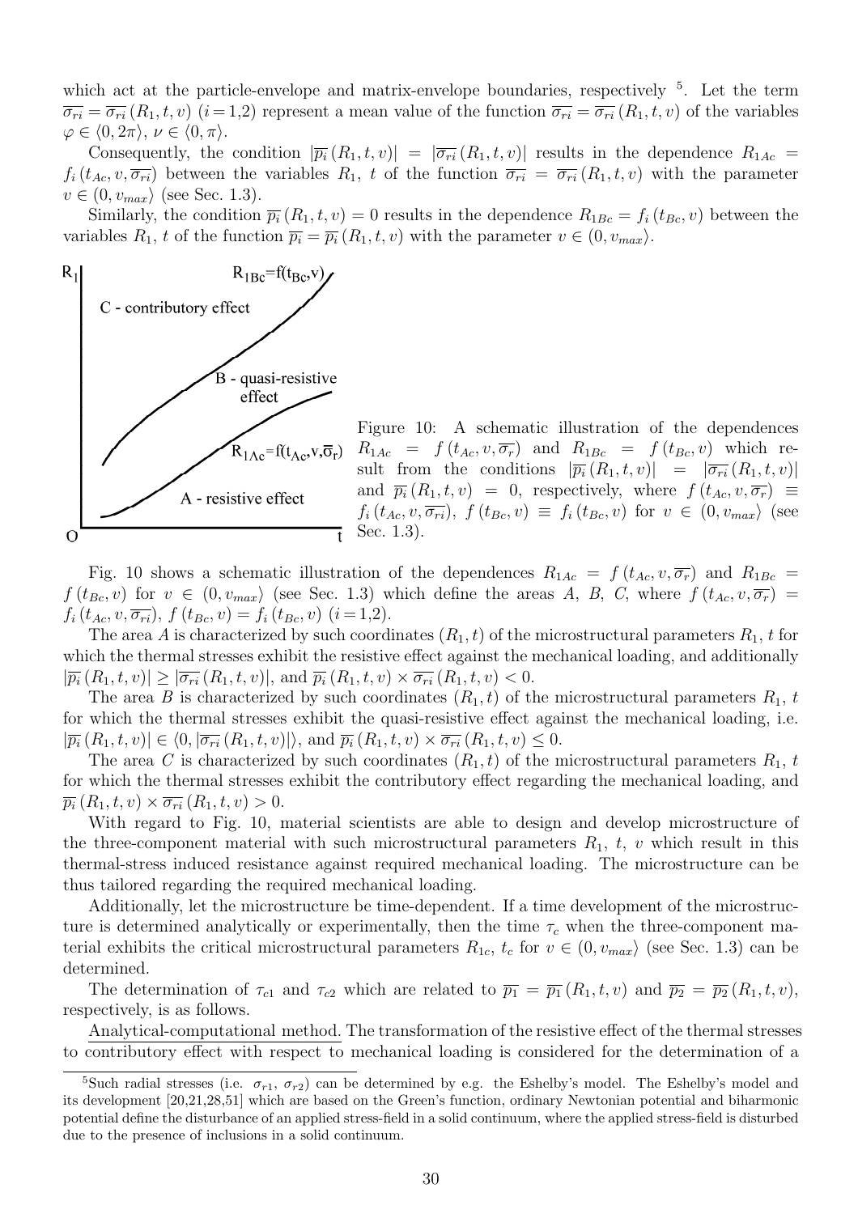which act at the particle-envelope and matrix-envelope boundaries, respectively [5]. Let the term $\overline{\sigma_{ri}} = \overline{\sigma_{ri}}(R_1, t, v)$ $(i = 1{,}2)$ represent a mean value of the function $\overline{\sigma_{ri}} = \overline{\sigma_{ri}}(R_1, t, v)$ of the variables $\varphi \in \langle 0, 2\pi \rangle$, $\nu \in \langle 0, \pi \rangle$.

Consequently, the condition $|\overline{p_i}(R_1, t, v)| = |\overline{\sigma_{ri}}(R_1, t, v)|$ results in the dependence $R_{1Ac} = f_i(t_{Ac}, v, \overline{\sigma_{ri}})$ between the variables $R_1$, $t$ of the function $\overline{\sigma_{ri}} = \overline{\sigma_{ri}}(R_1, t, v)$ with the parameter $v \in (0, v_{max}\rangle$ (see Sec. 1.3).

Similarly, the condition $\overline{p_i}(R_1, t, v) = 0$ results in the dependence $R_{1Bc} = f_i(t_{Bc}, v)$ between the variables $R_1$, $t$ of the function $\overline{p_i} = \overline{p_i}(R_1, t, v)$ with the parameter $v \in (0, v_{max}\rangle$.

Figure 10: A schematic illustration of the dependences $R_{1Ac} = f(t_{Ac}, v, \overline{\sigma_r})$ and $R_{1Bc} = f(t_{Bc}, v)$ which result from the conditions $|\overline{p_i}(R_1, t, v)| = |\overline{\sigma_{ri}}(R_1, t, v)|$ and $\overline{p_i}(R_1, t, v) = 0$, respectively, where $f(t_{Ac}, v, \overline{\sigma_r}) \equiv f_i(t_{Ac}, v, \overline{\sigma_{ri}})$, $f(t_{Bc}, v) \equiv f_i(t_{Bc}, v)$ for $v \in (0, v_{max}\rangle$ (see Sec. 1.3).

Fig. 10 shows a schematic illustration of the dependences $R_{1Ac} = f(t_{Ac}, v, \overline{\sigma_r})$ and $R_{1Bc} = f(t_{Bc}, v)$ for $v \in (0, v_{max}\rangle$ (see Sec. 1.3) which define the areas $A$, $B$, $C$, where $f(t_{Ac}, v, \overline{\sigma_r}) = f_i(t_{Ac}, v, \overline{\sigma_{ri}})$, $f(t_{Bc}, v) = f_i(t_{Bc}, v)$ $(i = 1{,}2)$.

The area $A$ is characterized by such coordinates $(R_1, t)$ of the microstructural parameters $R_1$, $t$ for which the thermal stresses exhibit the resistive effect against the mechanical loading, and additionally $|\overline{p_i}(R_1, t, v)| \geq |\overline{\sigma_{ri}}(R_1, t, v)|$, and $\overline{p_i}(R_1, t, v) \times \overline{\sigma_{ri}}(R_1, t, v) < 0$.

The area $B$ is characterized by such coordinates $(R_1, t)$ of the microstructural parameters $R_1$, $t$ for which the thermal stresses exhibit the quasi-resistive effect against the mechanical loading, i.e. $|\overline{p_i}(R_1, t, v)| \in \langle 0, |\overline{\sigma_{ri}}(R_1, t, v)|\rangle$, and $\overline{p_i}(R_1, t, v) \times \overline{\sigma_{ri}}(R_1, t, v) \leq 0$.

The area $C$ is characterized by such coordinates $(R_1, t)$ of the microstructural parameters $R_1$, $t$ for which the thermal stresses exhibit the contributory effect regarding the mechanical loading, and $\overline{p_i}(R_1, t, v) \times \overline{\sigma_{ri}}(R_1, t, v) > 0$.

With regard to Fig. 10, material scientists are able to design and develop microstructure of the three-component material with such microstructural parameters $R_1$, $t$, $v$ which result in this thermal-stress induced resistance against required mechanical loading. The microstructure can be thus tailored regarding the required mechanical loading.

Additionally, let the microstructure be time-dependent. If a time development of the microstructure is determined analytically or experimentally, then the time $\tau_c$ when the three-component material exhibits the critical microstructural parameters $R_{1c}$, $t_c$ for $v \in (0, v_{max}\rangle$ (see Sec. 1.3) can be determined.

The determination of $\tau_{c1}$ and $\tau_{c2}$ which are related to $\overline{p_1} = \overline{p_1}(R_1, t, v)$ and $\overline{p_2} = \overline{p_2}(R_1, t, v)$, respectively, is as follows.

Analytical-computational method. The transformation of the resistive effect of the thermal stresses to contributory effect with respect to mechanical loading is considered for the determination of a

[5] Such radial stresses (i.e. $\sigma_{r1}$, $\sigma_{r2}$) can be determined by e.g. the Eshelby's model. The Eshelby's model and its development [20,21,28,51] which are based on the Green's function, ordinary Newtonian potential and biharmonic potential define the disturbance of an applied stress-field in a solid continuum, where the applied stress-field is disturbed due to the presence of inclusions in a solid continuum.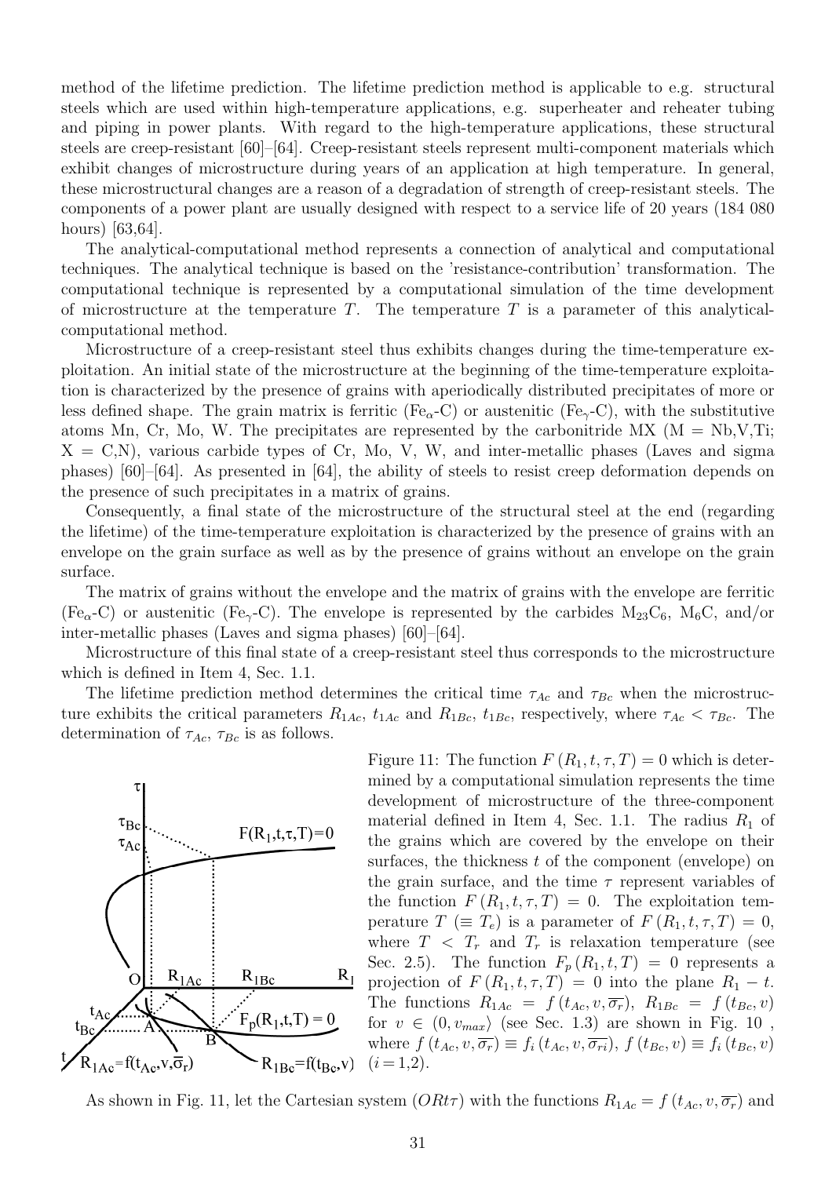method of the lifetime prediction. The lifetime prediction method is applicable to e.g. structural steels which are used within high-temperature applications, e.g. superheater and reheater tubing and piping in power plants. With regard to the high-temperature applications, these structural steels are creep-resistant [60]–[64]. Creep-resistant steels represent multi-component materials which exhibit changes of microstructure during years of an application at high temperature. In general, these microstructural changes are a reason of a degradation of strength of creep-resistant steels. The components of a power plant are usually designed with respect to a service life of 20 years (184 080 hours) [63,64].

The analytical-computational method represents a connection of analytical and computational techniques. The analytical technique is based on the 'resistance-contribution' transformation. The computational technique is represented by a computational simulation of the time development of microstructure at the temperature $T$. The temperature $T$ is a parameter of this analytical-computational method.

Microstructure of a creep-resistant steel thus exhibits changes during the time-temperature exploitation. An initial state of the microstructure at the beginning of the time-temperature exploitation is characterized by the presence of grains with aperiodically distributed precipitates of more or less defined shape. The grain matrix is ferritic ($Fe_{\alpha}$-C) or austenitic ($Fe_{\gamma}$-C), with the substitutive atoms Mn, Cr, Mo, W. The precipitates are represented by the carbonitride MX (M = Nb,V,Ti; X = C,N), various carbide types of Cr, Mo, V, W, and inter-metallic phases (Laves and sigma phases) [60]–[64]. As presented in [64], the ability of steels to resist creep deformation depends on the presence of such precipitates in a matrix of grains.

Consequently, a final state of the microstructure of the structural steel at the end (regarding the lifetime) of the time-temperature exploitation is characterized by the presence of grains with an envelope on the grain surface as well as by the presence of grains without an envelope on the grain surface.

The matrix of grains without the envelope and the matrix of grains with the envelope are ferritic ($Fe_{\alpha}$-C) or austenitic ($Fe_{\gamma}$-C). The envelope is represented by the carbides $M_{23}C_6$, $M_6C$, and/or inter-metallic phases (Laves and sigma phases) [60]–[64].

Microstructure of this final state of a creep-resistant steel thus corresponds to the microstructure which is defined in Item 4, Sec. 1.1.

The lifetime prediction method determines the critical time $\tau_{Ac}$ and $\tau_{Bc}$ when the microstructure exhibits the critical parameters $R_{1Ac}$, $t_{1Ac}$ and $R_{1Bc}$, $t_{1Bc}$, respectively, where $\tau_{Ac} < \tau_{Bc}$. The determination of $\tau_{Ac}$, $\tau_{Bc}$ is as follows.

Figure 11: The function $F(R_1, t, \tau, T) = 0$ which is determined by a computational simulation represents the time development of microstructure of the three-component material defined in Item 4, Sec. 1.1. The radius $R_1$ of the grains which are covered by the envelope on their surfaces, the thickness $t$ of the component (envelope) on the grain surface, and the time $\tau$ represent variables of the function $F(R_1, t, \tau, T) = 0$. The exploitation temperature $T$ ($\equiv T_e$) is a parameter of $F(R_1, t, \tau, T) = 0$, where $T < T_r$ and $T_r$ is relaxation temperature (see Sec. 2.5). The function $F_p(R_1, t, T) = 0$ represents a projection of $F(R_1, t, \tau, T) = 0$ into the plane $R_1 - t$. The functions $R_{1Ac} = f(t_{Ac}, v, \overline{\sigma_r})$, $R_{1Bc} = f(t_{Bc}, v)$ for $v \in (0, v_{max}\rangle$ (see Sec. 1.3) are shown in Fig. 10 , where $f(t_{Ac}, v, \overline{\sigma_r}) \equiv f_i(t_{Ac}, v, \overline{\sigma_{ri}})$, $f(t_{Bc}, v) \equiv f_i(t_{Bc}, v)$ $(i = 1,2)$.

As shown in Fig. 11, let the Cartesian system $(ORt\tau)$ with the functions $R_{1Ac} = f(t_{Ac}, v, \overline{\sigma_r})$ and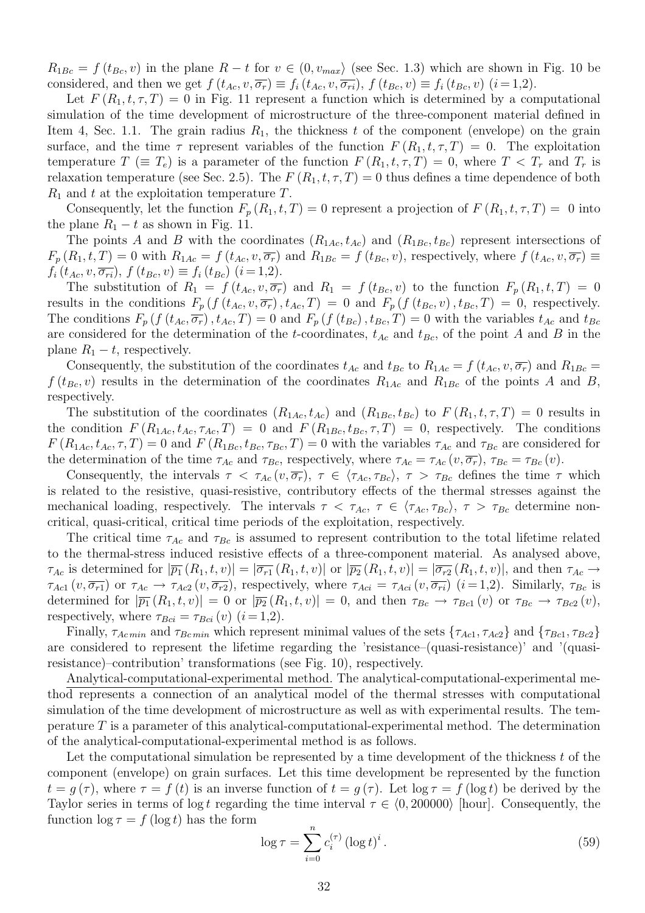$R_{1Bc} = f(t_{Bc}, v)$ in the plane $R - t$ for $v \in (0, v_{max}\rangle$ (see Sec. 1.3) which are shown in Fig. 10 be considered, and then we get $f(t_{Ac}, v, \overline{\sigma_r}) \equiv f_i(t_{Ac}, v, \overline{\sigma_{ri}})$, $f(t_{Bc}, v) \equiv f_i(t_{Bc}, v)$ $(i = 1,2)$.

Let $F(R_1, t, \tau, T) = 0$ in Fig. 11 represent a function which is determined by a computational simulation of the time development of microstructure of the three-component material defined in Item 4, Sec. 1.1. The grain radius $R_1$, the thickness $t$ of the component (envelope) on the grain surface, and the time $\tau$ represent variables of the function $F(R_1, t, \tau, T) = 0$. The exploitation temperature $T$ $(\equiv T_e)$ is a parameter of the function $F(R_1, t, \tau, T) = 0$, where $T < T_r$ and $T_r$ is relaxation temperature (see Sec. 2.5). The $F(R_1, t, \tau, T) = 0$ thus defines a time dependence of both $R_1$ and $t$ at the exploitation temperature $T$.

Consequently, let the function $F_p(R_1, t, T) = 0$ represent a projection of $F(R_1, t, \tau, T) = 0$ into the plane $R_1 - t$ as shown in Fig. 11.

The points $A$ and $B$ with the coordinates $(R_{1Ac}, t_{Ac})$ and $(R_{1Bc}, t_{Bc})$ represent intersections of $F_p(R_1, t, T) = 0$ with $R_{1Ac} = f(t_{Ac}, v, \overline{\sigma_r})$ and $R_{1Bc} = f(t_{Bc}, v)$, respectively, where $f(t_{Ac}, v, \overline{\sigma_r}) \equiv f_i(t_{Ac}, v, \overline{\sigma_{ri}})$, $f(t_{Bc}, v) \equiv f_i(t_{Bc})$ $(i = 1,2)$.

The substitution of $R_1 = f(t_{Ac}, v, \overline{\sigma_r})$ and $R_1 = f(t_{Bc}, v)$ to the function $F_p(R_1, t, T) = 0$ results in the conditions $F_p(f(t_{Ac}, v, \overline{\sigma_r}), t_{Ac}, T) = 0$ and $F_p(f(t_{Bc}, v), t_{Bc}, T) = 0$, respectively. The conditions $F_p(f(t_{Ac}, \overline{\sigma_r}), t_{Ac}, T) = 0$ and $F_p(f(t_{Bc}), t_{Bc}, T) = 0$ with the variables $t_{Ac}$ and $t_{Bc}$ are considered for the determination of the $t$-coordinates, $t_{Ac}$ and $t_{Bc}$, of the point $A$ and $B$ in the plane $R_1 - t$, respectively.

Consequently, the substitution of the coordinates $t_{Ac}$ and $t_{Bc}$ to $R_{1Ac} = f(t_{Ac}, v, \overline{\sigma_r})$ and $R_{1Bc} = f(t_{Bc}, v)$ results in the determination of the coordinates $R_{1Ac}$ and $R_{1Bc}$ of the points $A$ and $B$, respectively.

The substitution of the coordinates $(R_{1Ac}, t_{Ac})$ and $(R_{1Bc}, t_{Bc})$ to $F(R_1, t, \tau, T) = 0$ results in the condition $F(R_{1Ac}, t_{Ac}, \tau_{Ac}, T) = 0$ and $F(R_{1Bc}, t_{Bc}, \tau, T) = 0$, respectively. The conditions $F(R_{1Ac}, t_{Ac}, \tau, T) = 0$ and $F(R_{1Bc}, t_{Bc}, \tau_{Bc}, T) = 0$ with the variables $\tau_{Ac}$ and $\tau_{Bc}$ are considered for the determination of the time $\tau_{Ac}$ and $\tau_{Bc}$, respectively, where $\tau_{Ac} = \tau_{Ac}(v, \overline{\sigma_r})$, $\tau_{Bc} = \tau_{Bc}(v)$.

Consequently, the intervals $\tau < \tau_{Ac}(v, \overline{\sigma_r})$, $\tau \in \langle \tau_{Ac}, \tau_{Bc} \rangle$, $\tau > \tau_{Bc}$ defines the time $\tau$ which is related to the resistive, quasi-resistive, contributory effects of the thermal stresses against the mechanical loading, respectively. The intervals $\tau < \tau_{Ac}$, $\tau \in \langle \tau_{Ac}, \tau_{Bc} \rangle$, $\tau > \tau_{Bc}$ determine non-critical, quasi-critical, critical time periods of the exploitation, respectively.

The critical time $\tau_{Ac}$ and $\tau_{Bc}$ is assumed to represent contribution to the total lifetime related to the thermal-stress induced resistive effects of a three-component material. As analysed above, $\tau_{Ac}$ is determined for $|\overline{p_1}(R_1, t, v)| = |\overline{\sigma_{r1}}(R_1, t, v)|$ or $|\overline{p_2}(R_1, t, v)| = |\overline{\sigma_{r2}}(R_1, t, v)|$, and then $\tau_{Ac} \to \tau_{Ac1}(v, \overline{\sigma_{r1}})$ or $\tau_{Ac} \to \tau_{Ac2}(v, \overline{\sigma_{r2}})$, respectively, where $\tau_{Aci} = \tau_{Aci}(v, \overline{\sigma_{ri}})$ $(i = 1,2)$. Similarly, $\tau_{Bc}$ is determined for $|\overline{p_1}(R_1, t, v)| = 0$ or $|\overline{p_2}(R_1, t, v)| = 0$, and then $\tau_{Bc} \to \tau_{Bc1}(v)$ or $\tau_{Bc} \to \tau_{Bc2}(v)$, respectively, where $\tau_{Bci} = \tau_{Bci}(v)$ $(i = 1,2)$.

Finally, $\tau_{Ac\,min}$ and $\tau_{Bc\,min}$ which represent minimal values of the sets $\{\tau_{Ac1}, \tau_{Ac2}\}$ and $\{\tau_{Bc1}, \tau_{Bc2}\}$ are considered to represent the lifetime regarding the 'resistance–(quasi-resistance)' and '(quasi-resistance)–contribution' transformations (see Fig. 10), respectively.

Analytical-computational-experimental method. The analytical-computational-experimental method represents a connection of an analytical model of the thermal stresses with computational simulation of the time development of microstructure as well as with experimental results. The temperature $T$ is a parameter of this analytical-computational-experimental method. The determination of the analytical-computational-experimental method is as follows.

Let the computational simulation be represented by a time development of the thickness $t$ of the component (envelope) on grain surfaces. Let this time development be represented by the function $t = g(\tau)$, where $\tau = f(t)$ is an inverse function of $t = g(\tau)$. Let $\log \tau = f(\log t)$ be derived by the Taylor series in terms of $\log t$ regarding the time interval $\tau \in \langle 0, 200000 \rangle$ [hour]. Consequently, the function $\log \tau = f(\log t)$ has the form

$$\log \tau = \sum_{i=0}^{n} c_i^{(\tau)} (\log t)^i . \tag{59}$$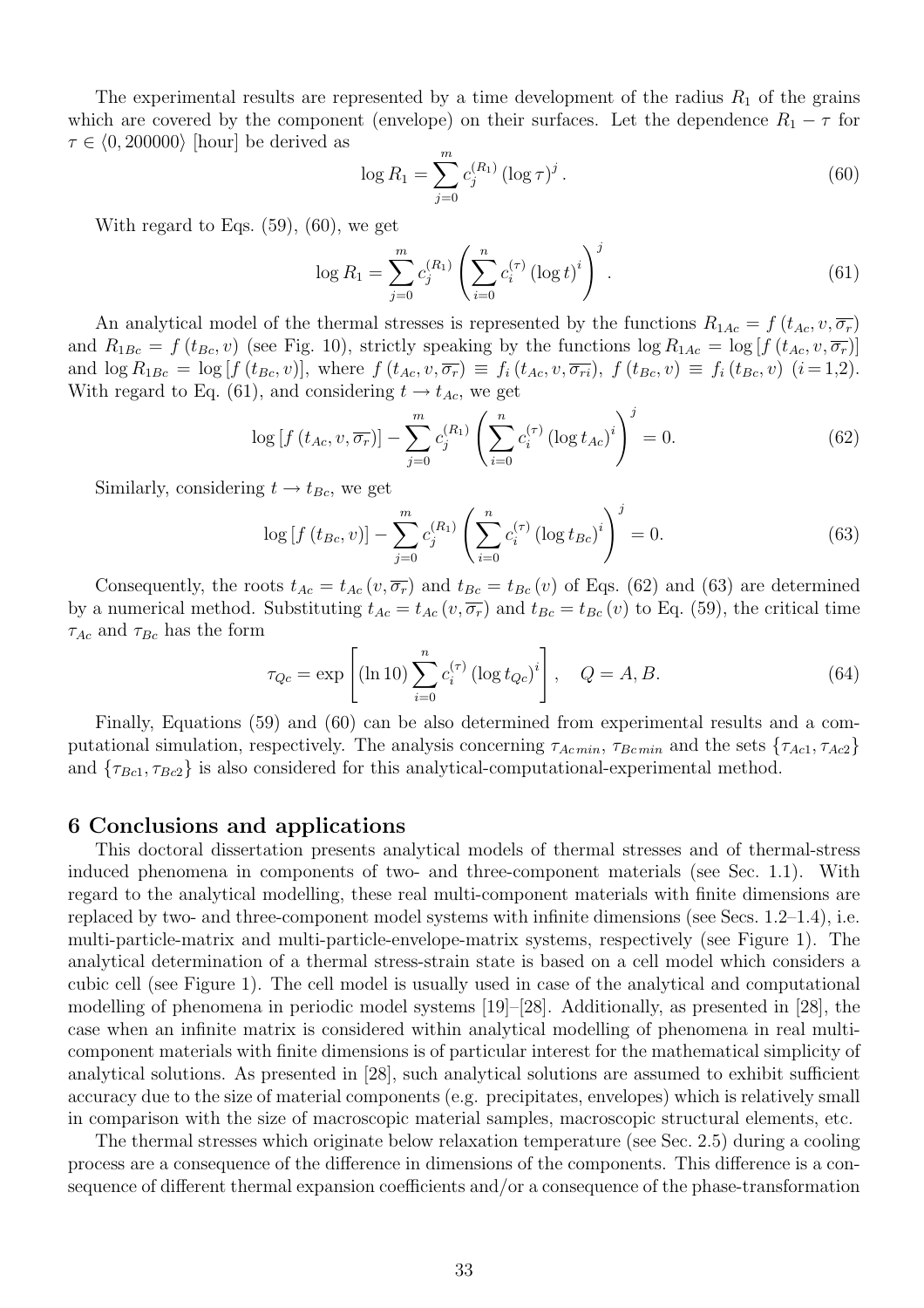The experimental results are represented by a time development of the radius $R_1$ of the grains which are covered by the component (envelope) on their surfaces. Let the dependence $R_1 - \tau$ for $\tau \in \langle 0, 200000 \rangle$ [hour] be derived as

$$\log R_1 = \sum_{j=0}^{m} c_j^{(R_1)} \left(\log \tau\right)^j . \tag{60}$$

With regard to Eqs. (59), (60), we get

$$\log R_1 = \sum_{j=0}^{m} c_j^{(R_1)} \left( \sum_{i=0}^{n} c_i^{(\tau)} \left(\log t\right)^i \right)^j . \tag{61}$$

An analytical model of the thermal stresses is represented by the functions $R_{1Ac} = f\left(t_{Ac}, v, \overline{\sigma_r}\right)$ and $R_{1Bc} = f\left(t_{Bc}, v\right)$ (see Fig. 10), strictly speaking by the functions $\log R_{1Ac} = \log\left[f\left(t_{Ac}, v, \overline{\sigma_r}\right)\right]$ and $\log R_{1Bc} = \log\left[f\left(t_{Bc}, v\right)\right]$, where $f\left(t_{Ac}, v, \overline{\sigma_r}\right) \equiv f_i\left(t_{Ac}, v, \overline{\sigma_{ri}}\right)$, $f\left(t_{Bc}, v\right) \equiv f_i\left(t_{Bc}, v\right)$ $(i = 1,2)$. With regard to Eq. (61), and considering $t \to t_{Ac}$, we get

$$\log\left[f\left(t_{Ac}, v, \overline{\sigma_r}\right)\right] - \sum_{j=0}^{m} c_j^{(R_1)} \left( \sum_{i=0}^{n} c_i^{(\tau)} \left(\log t_{Ac}\right)^i \right)^j = 0. \tag{62}$$

Similarly, considering $t \to t_{Bc}$, we get

$$\log\left[f\left(t_{Bc}, v\right)\right] - \sum_{j=0}^{m} c_j^{(R_1)} \left( \sum_{i=0}^{n} c_i^{(\tau)} \left(\log t_{Bc}\right)^i \right)^j = 0. \tag{63}$$

Consequently, the roots $t_{Ac} = t_{Ac}\left(v, \overline{\sigma_r}\right)$ and $t_{Bc} = t_{Bc}\left(v\right)$ of Eqs. (62) and (63) are determined by a numerical method. Substituting $t_{Ac} = t_{Ac}\left(v, \overline{\sigma_r}\right)$ and $t_{Bc} = t_{Bc}\left(v\right)$ to Eq. (59), the critical time $\tau_{Ac}$ and $\tau_{Bc}$ has the form

$$\tau_{Qc} = \exp\left[ \left(\ln 10\right) \sum_{i=0}^{n} c_i^{(\tau)} \left(\log t_{Qc}\right)^i \right], \quad Q = A, B. \tag{64}$$

Finally, Equations (59) and (60) can be also determined from experimental results and a computational simulation, respectively. The analysis concerning $\tau_{Acmin}$, $\tau_{Bcmin}$ and the sets $\{\tau_{Ac1}, \tau_{Ac2}\}$ and $\{\tau_{Bc1}, \tau_{Bc2}\}$ is also considered for this analytical-computational-experimental method.

## 6 Conclusions and applications

This doctoral dissertation presents analytical models of thermal stresses and of thermal-stress induced phenomena in components of two- and three-component materials (see Sec. 1.1). With regard to the analytical modelling, these real multi-component materials with finite dimensions are replaced by two- and three-component model systems with infinite dimensions (see Secs. 1.2–1.4), i.e. multi-particle-matrix and multi-particle-envelope-matrix systems, respectively (see Figure 1). The analytical determination of a thermal stress-strain state is based on a cell model which considers a cubic cell (see Figure 1). The cell model is usually used in case of the analytical and computational modelling of phenomena in periodic model systems [19]–[28]. Additionally, as presented in [28], the case when an infinite matrix is considered within analytical modelling of phenomena in real multi-component materials with finite dimensions is of particular interest for the mathematical simplicity of analytical solutions. As presented in [28], such analytical solutions are assumed to exhibit sufficient accuracy due to the size of material components (e.g. precipitates, envelopes) which is relatively small in comparison with the size of macroscopic material samples, macroscopic structural elements, etc.

The thermal stresses which originate below relaxation temperature (see Sec. 2.5) during a cooling process are a consequence of the difference in dimensions of the components. This difference is a consequence of different thermal expansion coefficients and/or a consequence of the phase-transformation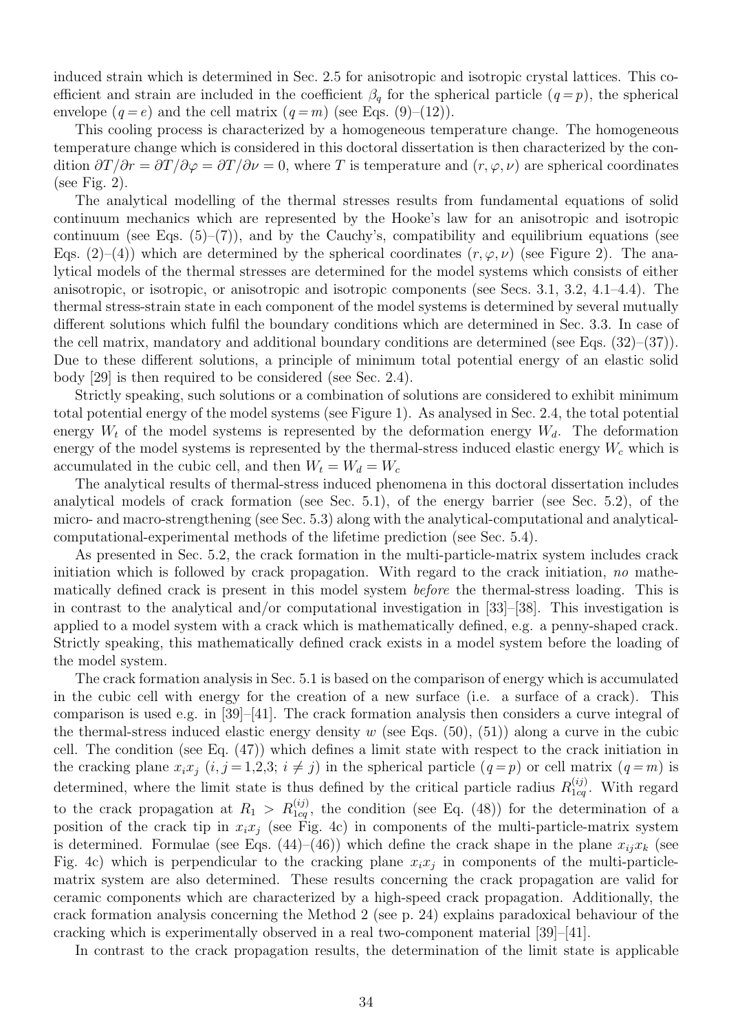induced strain which is determined in Sec. 2.5 for anisotropic and isotropic crystal lattices. This coefficient and strain are included in the coefficient $\beta_q$ for the spherical particle ($q = p$), the spherical envelope ($q = e$) and the cell matrix ($q = m$) (see Eqs. (9)–(12)).

This cooling process is characterized by a homogeneous temperature change. The homogeneous temperature change which is considered in this doctoral dissertation is then characterized by the condition $\partial T/\partial r = \partial T/\partial \varphi = \partial T/\partial \nu = 0$, where $T$ is temperature and $(r, \varphi, \nu)$ are spherical coordinates (see Fig. 2).

The analytical modelling of the thermal stresses results from fundamental equations of solid continuum mechanics which are represented by the Hooke's law for an anisotropic and isotropic continuum (see Eqs. (5)–(7)), and by the Cauchy's, compatibility and equilibrium equations (see Eqs. (2)–(4)) which are determined by the spherical coordinates $(r, \varphi, \nu)$ (see Figure 2). The analytical models of the thermal stresses are determined for the model systems which consists of either anisotropic, or isotropic, or anisotropic and isotropic components (see Secs. 3.1, 3.2, 4.1–4.4). The thermal stress-strain state in each component of the model systems is determined by several mutually different solutions which fulfil the boundary conditions which are determined in Sec. 3.3. In case of the cell matrix, mandatory and additional boundary conditions are determined (see Eqs. (32)–(37)). Due to these different solutions, a principle of minimum total potential energy of an elastic solid body [29] is then required to be considered (see Sec. 2.4).

Strictly speaking, such solutions or a combination of solutions are considered to exhibit minimum total potential energy of the model systems (see Figure 1). As analysed in Sec. 2.4, the total potential energy $W_t$ of the model systems is represented by the deformation energy $W_d$. The deformation energy of the model systems is represented by the thermal-stress induced elastic energy $W_c$ which is accumulated in the cubic cell, and then $W_t = W_d = W_c$

The analytical results of thermal-stress induced phenomena in this doctoral dissertation includes analytical models of crack formation (see Sec. 5.1), of the energy barrier (see Sec. 5.2), of the micro- and macro-strengthening (see Sec. 5.3) along with the analytical-computational and analytical-computational-experimental methods of the lifetime prediction (see Sec. 5.4).

As presented in Sec. 5.2, the crack formation in the multi-particle-matrix system includes crack initiation which is followed by crack propagation. With regard to the crack initiation, *no* mathematically defined crack is present in this model system *before* the thermal-stress loading. This is in contrast to the analytical and/or computational investigation in [33]–[38]. This investigation is applied to a model system with a crack which is mathematically defined, e.g. a penny-shaped crack. Strictly speaking, this mathematically defined crack exists in a model system before the loading of the model system.

The crack formation analysis in Sec. 5.1 is based on the comparison of energy which is accumulated in the cubic cell with energy for the creation of a new surface (i.e. a surface of a crack). This comparison is used e.g. in [39]–[41]. The crack formation analysis then considers a curve integral of the thermal-stress induced elastic energy density $w$ (see Eqs. (50), (51)) along a curve in the cubic cell. The condition (see Eq. (47)) which defines a limit state with respect to the crack initiation in the cracking plane $x_i x_j$ ($i, j = 1,2,3$; $i \neq j$) in the spherical particle ($q = p$) or cell matrix ($q = m$) is determined, where the limit state is thus defined by the critical particle radius $R_{1cq}^{(ij)}$. With regard to the crack propagation at $R_1 > R_{1cq}^{(ij)}$, the condition (see Eq. (48)) for the determination of a position of the crack tip in $x_i x_j$ (see Fig. 4c) in components of the multi-particle-matrix system is determined. Formulae (see Eqs. (44)–(46)) which define the crack shape in the plane $x_{ij} x_k$ (see Fig. 4c) which is perpendicular to the cracking plane $x_i x_j$ in components of the multi-particle-matrix system are also determined. These results concerning the crack propagation are valid for ceramic components which are characterized by a high-speed crack propagation. Additionally, the crack formation analysis concerning the Method 2 (see p. 24) explains paradoxical behaviour of the cracking which is experimentally observed in a real two-component material [39]–[41].

In contrast to the crack propagation results, the determination of the limit state is applicable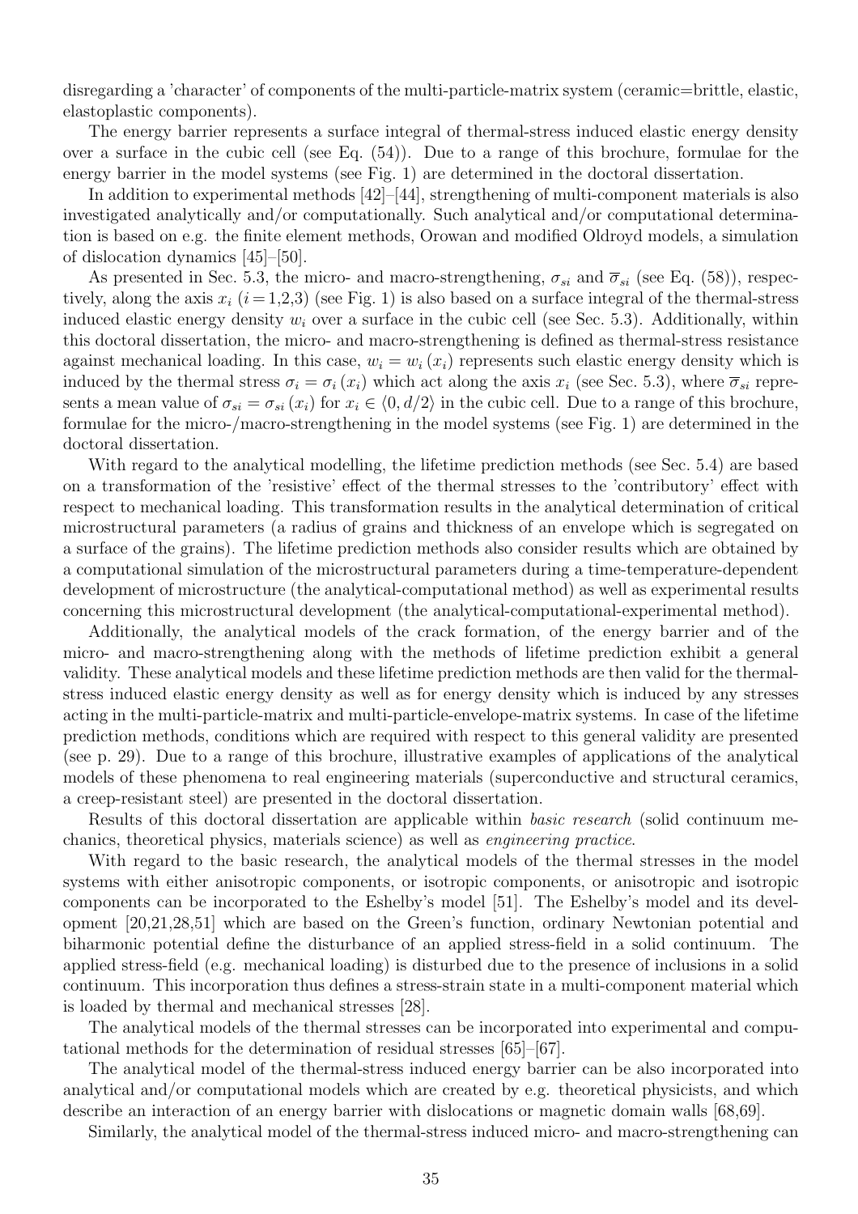disregarding a 'character' of components of the multi-particle-matrix system (ceramic=brittle, elastic, elastoplastic components).

The energy barrier represents a surface integral of thermal-stress induced elastic energy density over a surface in the cubic cell (see Eq. (54)). Due to a range of this brochure, formulae for the energy barrier in the model systems (see Fig. 1) are determined in the doctoral dissertation.

In addition to experimental methods [42]–[44], strengthening of multi-component materials is also investigated analytically and/or computationally. Such analytical and/or computational determination is based on e.g. the finite element methods, Orowan and modified Oldroyd models, a simulation of dislocation dynamics [45]–[50].

As presented in Sec. 5.3, the micro- and macro-strengthening, $\sigma_{si}$ and $\overline{\sigma}_{si}$ (see Eq. (58)), respectively, along the axis $x_i$ $(i = 1,2,3)$ (see Fig. 1) is also based on a surface integral of the thermal-stress induced elastic energy density $w_i$ over a surface in the cubic cell (see Sec. 5.3). Additionally, within this doctoral dissertation, the micro- and macro-strengthening is defined as thermal-stress resistance against mechanical loading. In this case, $w_i = w_i(x_i)$ represents such elastic energy density which is induced by the thermal stress $\sigma_i = \sigma_i(x_i)$ which act along the axis $x_i$ (see Sec. 5.3), where $\overline{\sigma}_{si}$ represents a mean value of $\sigma_{si} = \sigma_{si}(x_i)$ for $x_i \in \langle 0, d/2 \rangle$ in the cubic cell. Due to a range of this brochure, formulae for the micro-/macro-strengthening in the model systems (see Fig. 1) are determined in the doctoral dissertation.

With regard to the analytical modelling, the lifetime prediction methods (see Sec. 5.4) are based on a transformation of the 'resistive' effect of the thermal stresses to the 'contributory' effect with respect to mechanical loading. This transformation results in the analytical determination of critical microstructural parameters (a radius of grains and thickness of an envelope which is segregated on a surface of the grains). The lifetime prediction methods also consider results which are obtained by a computational simulation of the microstructural parameters during a time-temperature-dependent development of microstructure (the analytical-computational method) as well as experimental results concerning this microstructural development (the analytical-computational-experimental method).

Additionally, the analytical models of the crack formation, of the energy barrier and of the micro- and macro-strengthening along with the methods of lifetime prediction exhibit a general validity. These analytical models and these lifetime prediction methods are then valid for the thermal-stress induced elastic energy density as well as for energy density which is induced by any stresses acting in the multi-particle-matrix and multi-particle-envelope-matrix systems. In case of the lifetime prediction methods, conditions which are required with respect to this general validity are presented (see p. 29). Due to a range of this brochure, illustrative examples of applications of the analytical models of these phenomena to real engineering materials (superconductive and structural ceramics, a creep-resistant steel) are presented in the doctoral dissertation.

Results of this doctoral dissertation are applicable within *basic research* (solid continuum mechanics, theoretical physics, materials science) as well as *engineering practice*.

With regard to the basic research, the analytical models of the thermal stresses in the model systems with either anisotropic components, or isotropic components, or anisotropic and isotropic components can be incorporated to the Eshelby's model [51]. The Eshelby's model and its development [20,21,28,51] which are based on the Green's function, ordinary Newtonian potential and biharmonic potential define the disturbance of an applied stress-field in a solid continuum. The applied stress-field (e.g. mechanical loading) is disturbed due to the presence of inclusions in a solid continuum. This incorporation thus defines a stress-strain state in a multi-component material which is loaded by thermal and mechanical stresses [28].

The analytical models of the thermal stresses can be incorporated into experimental and computational methods for the determination of residual stresses [65]–[67].

The analytical model of the thermal-stress induced energy barrier can be also incorporated into analytical and/or computational models which are created by e.g. theoretical physicists, and which describe an interaction of an energy barrier with dislocations or magnetic domain walls [68,69].

Similarly, the analytical model of the thermal-stress induced micro- and macro-strengthening can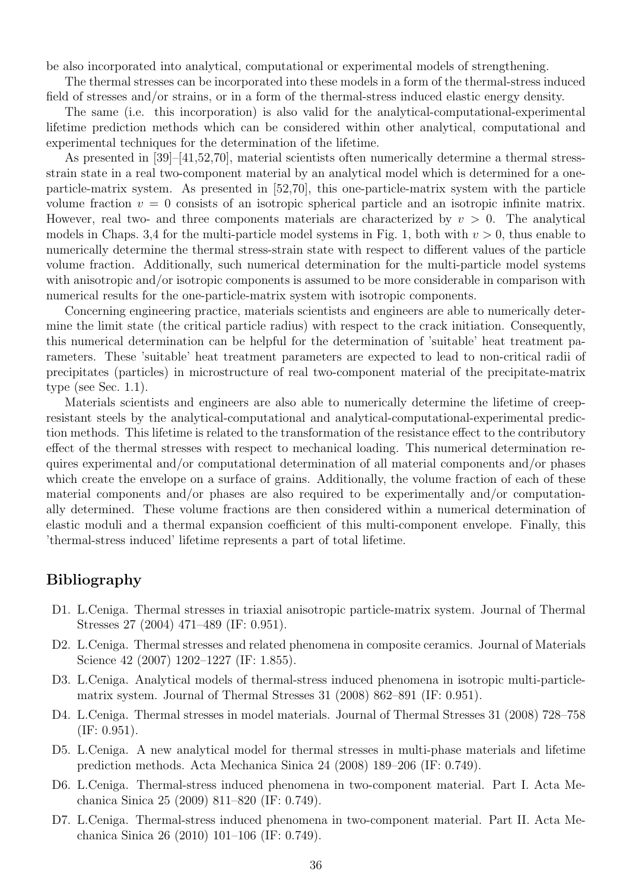be also incorporated into analytical, computational or experimental models of strengthening.

The thermal stresses can be incorporated into these models in a form of the thermal-stress induced field of stresses and/or strains, or in a form of the thermal-stress induced elastic energy density.

The same (i.e. this incorporation) is also valid for the analytical-computational-experimental lifetime prediction methods which can be considered within other analytical, computational and experimental techniques for the determination of the lifetime.

As presented in [39]–[41,52,70], material scientists often numerically determine a thermal stress-strain state in a real two-component material by an analytical model which is determined for a one-particle-matrix system. As presented in [52,70], this one-particle-matrix system with the particle volume fraction $v = 0$ consists of an isotropic spherical particle and an isotropic infinite matrix. However, real two- and three components materials are characterized by $v > 0$. The analytical models in Chaps. 3,4 for the multi-particle model systems in Fig. 1, both with $v > 0$, thus enable to numerically determine the thermal stress-strain state with respect to different values of the particle volume fraction. Additionally, such numerical determination for the multi-particle model systems with anisotropic and/or isotropic components is assumed to be more considerable in comparison with numerical results for the one-particle-matrix system with isotropic components.

Concerning engineering practice, materials scientists and engineers are able to numerically determine the limit state (the critical particle radius) with respect to the crack initiation. Consequently, this numerical determination can be helpful for the determination of 'suitable' heat treatment parameters. These 'suitable' heat treatment parameters are expected to lead to non-critical radii of precipitates (particles) in microstructure of real two-component material of the precipitate-matrix type (see Sec. 1.1).

Materials scientists and engineers are also able to numerically determine the lifetime of creep-resistant steels by the analytical-computational and analytical-computational-experimental prediction methods. This lifetime is related to the transformation of the resistance effect to the contributory effect of the thermal stresses with respect to mechanical loading. This numerical determination requires experimental and/or computational determination of all material components and/or phases which create the envelope on a surface of grains. Additionally, the volume fraction of each of these material components and/or phases are also required to be experimentally and/or computationally determined. These volume fractions are then considered within a numerical determination of elastic moduli and a thermal expansion coefficient of this multi-component envelope. Finally, this 'thermal-stress induced' lifetime represents a part of total lifetime.

## Bibliography

- D1. L.Ceniga. Thermal stresses in triaxial anisotropic particle-matrix system. Journal of Thermal Stresses 27 (2004) 471–489 (IF: 0.951).
- D2. L.Ceniga. Thermal stresses and related phenomena in composite ceramics. Journal of Materials Science 42 (2007) 1202–1227 (IF: 1.855).
- D3. L.Ceniga. Analytical models of thermal-stress induced phenomena in isotropic multi-particle-matrix system. Journal of Thermal Stresses 31 (2008) 862–891 (IF: 0.951).
- D4. L.Ceniga. Thermal stresses in model materials. Journal of Thermal Stresses 31 (2008) 728–758 (IF: 0.951).
- D5. L.Ceniga. A new analytical model for thermal stresses in multi-phase materials and lifetime prediction methods. Acta Mechanica Sinica 24 (2008) 189–206 (IF: 0.749).
- D6. L.Ceniga. Thermal-stress induced phenomena in two-component material. Part I. Acta Mechanica Sinica 25 (2009) 811–820 (IF: 0.749).
- D7. L.Ceniga. Thermal-stress induced phenomena in two-component material. Part II. Acta Mechanica Sinica 26 (2010) 101–106 (IF: 0.749).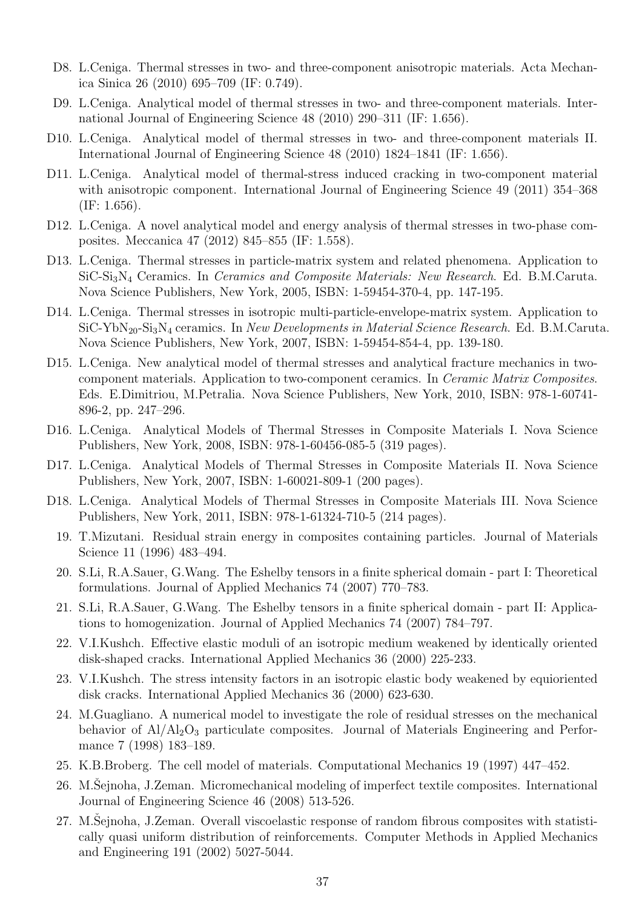- D8. L.Ceniga. Thermal stresses in two- and three-component anisotropic materials. Acta Mechanica Sinica 26 (2010) 695–709 (IF: 0.749).
- D9. L.Ceniga. Analytical model of thermal stresses in two- and three-component materials. International Journal of Engineering Science 48 (2010) 290–311 (IF: 1.656).
- D10. L.Ceniga. Analytical model of thermal stresses in two- and three-component materials II. International Journal of Engineering Science 48 (2010) 1824–1841 (IF: 1.656).
- D11. L.Ceniga. Analytical model of thermal-stress induced cracking in two-component material with anisotropic component. International Journal of Engineering Science 49 (2011) 354–368 (IF: 1.656).
- D12. L.Ceniga. A novel analytical model and energy analysis of thermal stresses in two-phase composites. Meccanica 47 (2012) 845–855 (IF: 1.558).
- D13. L.Ceniga. Thermal stresses in particle-matrix system and related phenomena. Application to SiC-$Si_3N_4$ Ceramics. In *Ceramics and Composite Materials: New Research*. Ed. B.M.Caruta. Nova Science Publishers, New York, 2005, ISBN: 1-59454-370-4, pp. 147-195.
- D14. L.Ceniga. Thermal stresses in isotropic multi-particle-envelope-matrix system. Application to SiC-$YbN_{20}$-$Si_3N_4$ ceramics. In *New Developments in Material Science Research*. Ed. B.M.Caruta. Nova Science Publishers, New York, 2007, ISBN: 1-59454-854-4, pp. 139-180.
- D15. L.Ceniga. New analytical model of thermal stresses and analytical fracture mechanics in two-component materials. Application to two-component ceramics. In *Ceramic Matrix Composites*. Eds. E.Dimitriou, M.Petralia. Nova Science Publishers, New York, 2010, ISBN: 978-1-60741-896-2, pp. 247–296.
- D16. L.Ceniga. Analytical Models of Thermal Stresses in Composite Materials I. Nova Science Publishers, New York, 2008, ISBN: 978-1-60456-085-5 (319 pages).
- D17. L.Ceniga. Analytical Models of Thermal Stresses in Composite Materials II. Nova Science Publishers, New York, 2007, ISBN: 1-60021-809-1 (200 pages).
- D18. L.Ceniga. Analytical Models of Thermal Stresses in Composite Materials III. Nova Science Publishers, New York, 2011, ISBN: 978-1-61324-710-5 (214 pages).

19. T.Mizutani. Residual strain energy in composites containing particles. Journal of Materials Science 11 (1996) 483–494.
20. S.Li, R.A.Sauer, G.Wang. The Eshelby tensors in a finite spherical domain - part I: Theoretical formulations. Journal of Applied Mechanics 74 (2007) 770–783.
21. S.Li, R.A.Sauer, G.Wang. The Eshelby tensors in a finite spherical domain - part II: Applications to homogenization. Journal of Applied Mechanics 74 (2007) 784–797.
22. V.I.Kushch. Effective elastic moduli of an isotropic medium weakened by identically oriented disk-shaped cracks. International Applied Mechanics 36 (2000) 225-233.
23. V.I.Kushch. The stress intensity factors in an isotropic elastic body weakened by equioriented disk cracks. International Applied Mechanics 36 (2000) 623-630.
24. M.Guagliano. A numerical model to investigate the role of residual stresses on the mechanical behavior of $Al/Al_2O_3$ particulate composites. Journal of Materials Engineering and Performance 7 (1998) 183–189.
25. K.B.Broberg. The cell model of materials. Computational Mechanics 19 (1997) 447–452.
26. M.Šejnoha, J.Zeman. Micromechanical modeling of imperfect textile composites. International Journal of Engineering Science 46 (2008) 513-526.
27. M.Šejnoha, J.Zeman. Overall viscoelastic response of random fibrous composites with statistically quasi uniform distribution of reinforcements. Computer Methods in Applied Mechanics and Engineering 191 (2002) 5027-5044.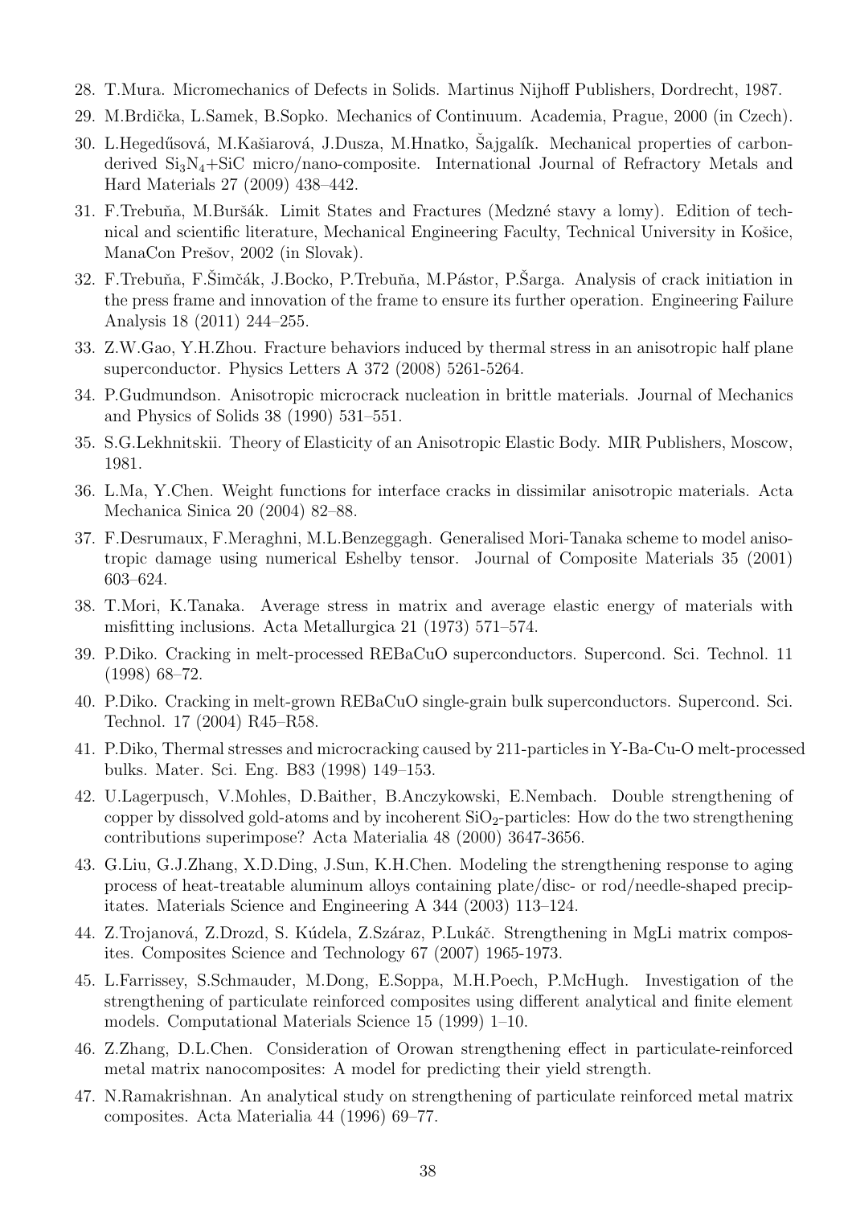28. T.Mura. Micromechanics of Defects in Solids. Martinus Nijhoff Publishers, Dordrecht, 1987.
29. M.Brdička, L.Samek, B.Sopko. Mechanics of Continuum. Academia, Prague, 2000 (in Czech).
30. L.Hegedűsová, M.Kašiarová, J.Dusza, M.Hnatko, Šajgalík. Mechanical properties of carbon-derived $Si_3N_4$+SiC micro/nano-composite. International Journal of Refractory Metals and Hard Materials 27 (2009) 438–442.
31. F.Trebuňa, M.Buršák. Limit States and Fractures (Medzné stavy a lomy). Edition of technical and scientific literature, Mechanical Engineering Faculty, Technical University in Košice, ManaCon Prešov, 2002 (in Slovak).
32. F.Trebuňa, F.Šimčák, J.Bocko, P.Trebuňa, M.Pástor, P.Šarga. Analysis of crack initiation in the press frame and innovation of the frame to ensure its further operation. Engineering Failure Analysis 18 (2011) 244–255.
33. Z.W.Gao, Y.H.Zhou. Fracture behaviors induced by thermal stress in an anisotropic half plane superconductor. Physics Letters A 372 (2008) 5261-5264.
34. P.Gudmundson. Anisotropic microcrack nucleation in brittle materials. Journal of Mechanics and Physics of Solids 38 (1990) 531–551.
35. S.G.Lekhnitskii. Theory of Elasticity of an Anisotropic Elastic Body. MIR Publishers, Moscow, 1981.
36. L.Ma, Y.Chen. Weight functions for interface cracks in dissimilar anisotropic materials. Acta Mechanica Sinica 20 (2004) 82–88.
37. F.Desrumaux, F.Meraghni, M.L.Benzeggagh. Generalised Mori-Tanaka scheme to model anisotropic damage using numerical Eshelby tensor. Journal of Composite Materials 35 (2001) 603–624.
38. T.Mori, K.Tanaka. Average stress in matrix and average elastic energy of materials with misfitting inclusions. Acta Metallurgica 21 (1973) 571–574.
39. P.Diko. Cracking in melt-processed REBaCuO superconductors. Supercond. Sci. Technol. 11 (1998) 68–72.
40. P.Diko. Cracking in melt-grown REBaCuO single-grain bulk superconductors. Supercond. Sci. Technol. 17 (2004) R45–R58.
41. P.Diko, Thermal stresses and microcracking caused by 211-particles in Y-Ba-Cu-O melt-processed bulks. Mater. Sci. Eng. B83 (1998) 149–153.
42. U.Lagerpusch, V.Mohles, D.Baither, B.Anczykowski, E.Nembach. Double strengthening of copper by dissolved gold-atoms and by incoherent $SiO_2$-particles: How do the two strengthening contributions superimpose? Acta Materialia 48 (2000) 3647-3656.
43. G.Liu, G.J.Zhang, X.D.Ding, J.Sun, K.H.Chen. Modeling the strengthening response to aging process of heat-treatable aluminum alloys containing plate/disc- or rod/needle-shaped precipitates. Materials Science and Engineering A 344 (2003) 113–124.
44. Z.Trojanová, Z.Drozd, S. Kúdela, Z.Száraz, P.Lukáč. Strengthening in MgLi matrix composites. Composites Science and Technology 67 (2007) 1965-1973.
45. L.Farrissey, S.Schmauder, M.Dong, E.Soppa, M.H.Poech, P.McHugh. Investigation of the strengthening of particulate reinforced composites using different analytical and finite element models. Computational Materials Science 15 (1999) 1–10.
46. Z.Zhang, D.L.Chen. Consideration of Orowan strengthening effect in particulate-reinforced metal matrix nanocomposites: A model for predicting their yield strength.
47. N.Ramakrishnan. An analytical study on strengthening of particulate reinforced metal matrix composites. Acta Materialia 44 (1996) 69–77.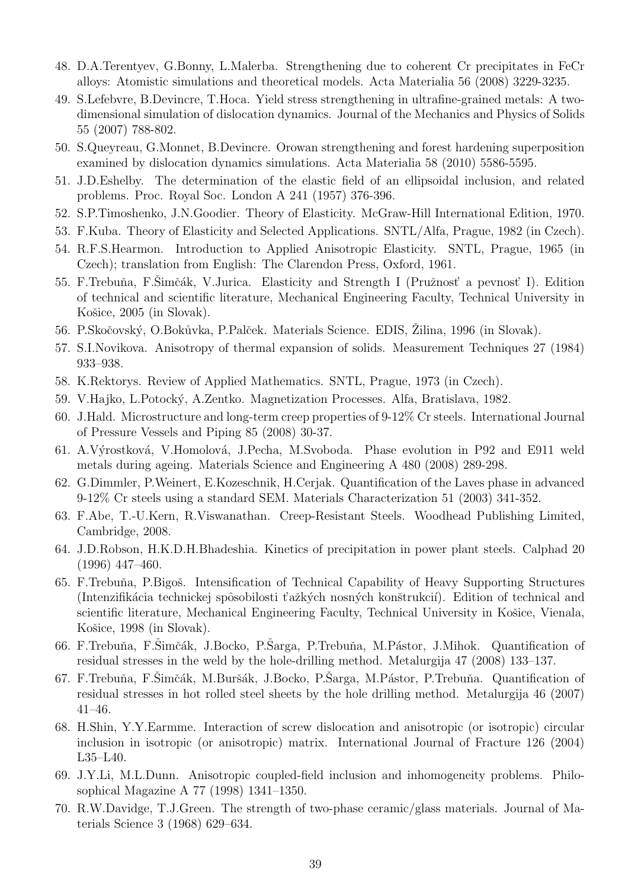48. D.A.Terentyev, G.Bonny, L.Malerba. Strengthening due to coherent Cr precipitates in FeCr alloys: Atomistic simulations and theoretical models. Acta Materialia 56 (2008) 3229-3235.
49. S.Lefebvre, B.Devincre, T.Hoca. Yield stress strengthening in ultrafine-grained metals: A two-dimensional simulation of dislocation dynamics. Journal of the Mechanics and Physics of Solids 55 (2007) 788-802.
50. S.Queyreau, G.Monnet, B.Devincre. Orowan strengthening and forest hardening superposition examined by dislocation dynamics simulations. Acta Materialia 58 (2010) 5586-5595.
51. J.D.Eshelby. The determination of the elastic field of an ellipsoidal inclusion, and related problems. Proc. Royal Soc. London A 241 (1957) 376-396.
52. S.P.Timoshenko, J.N.Goodier. Theory of Elasticity. McGraw-Hill International Edition, 1970.
53. F.Kuba. Theory of Elasticity and Selected Applications. SNTL/Alfa, Prague, 1982 (in Czech).
54. R.F.S.Hearmon. Introduction to Applied Anisotropic Elasticity. SNTL, Prague, 1965 (in Czech); translation from English: The Clarendon Press, Oxford, 1961.
55. F.Trebuňa, F.Šimčák, V.Jurica. Elasticity and Strength I (Pružnosť a pevnosť I). Edition of technical and scientific literature, Mechanical Engineering Faculty, Technical University in Košice, 2005 (in Slovak).
56. P.Skočovský, O.Bokůvka, P.Palček. Materials Science. EDIS, Žilina, 1996 (in Slovak).
57. S.I.Novikova. Anisotropy of thermal expansion of solids. Measurement Techniques 27 (1984) 933–938.
58. K.Rektorys. Review of Applied Mathematics. SNTL, Prague, 1973 (in Czech).
59. V.Hajko, L.Potocký, A.Zentko. Magnetization Processes. Alfa, Bratislava, 1982.
60. J.Hald. Microstructure and long-term creep properties of 9-12% Cr steels. International Journal of Pressure Vessels and Piping 85 (2008) 30-37.
61. A.Výrostková, V.Homolová, J.Pecha, M.Svoboda. Phase evolution in P92 and E911 weld metals during ageing. Materials Science and Engineering A 480 (2008) 289-298.
62. G.Dimmler, P.Weinert, E.Kozeschnik, H.Cerjak. Quantification of the Laves phase in advanced 9-12% Cr steels using a standard SEM. Materials Characterization 51 (2003) 341-352.
63. F.Abe, T.-U.Kern, R.Viswanathan. Creep-Resistant Steels. Woodhead Publishing Limited, Cambridge, 2008.
64. J.D.Robson, H.K.D.H.Bhadeshia. Kinetics of precipitation in power plant steels. Calphad 20 (1996) 447–460.
65. F.Trebuňa, P.Bigoš. Intensification of Technical Capability of Heavy Supporting Structures (Intenzifikácia technickej spôsobilosti ťažkých nosných konštrukcií). Edition of technical and scientific literature, Mechanical Engineering Faculty, Technical University in Košice, Vienala, Košice, 1998 (in Slovak).
66. F.Trebuňa, F.Šimčák, J.Bocko, P.Šarga, P.Trebuňa, M.Pástor, J.Mihok. Quantification of residual stresses in the weld by the hole-drilling method. Metalurgija 47 (2008) 133–137.
67. F.Trebuňa, F.Šimčák, M.Buršák, J.Bocko, P.Šarga, M.Pástor, P.Trebuňa. Quantification of residual stresses in hot rolled steel sheets by the hole drilling method. Metalurgija 46 (2007) 41–46.
68. H.Shin, Y.Y.Earmme. Interaction of screw dislocation and anisotropic (or isotropic) circular inclusion in isotropic (or anisotropic) matrix. International Journal of Fracture 126 (2004) L35–L40.
69. J.Y.Li, M.L.Dunn. Anisotropic coupled-field inclusion and inhomogeneity problems. Philosophical Magazine A 77 (1998) 1341–1350.
70. R.W.Davidge, T.J.Green. The strength of two-phase ceramic/glass materials. Journal of Materials Science 3 (1968) 629–634.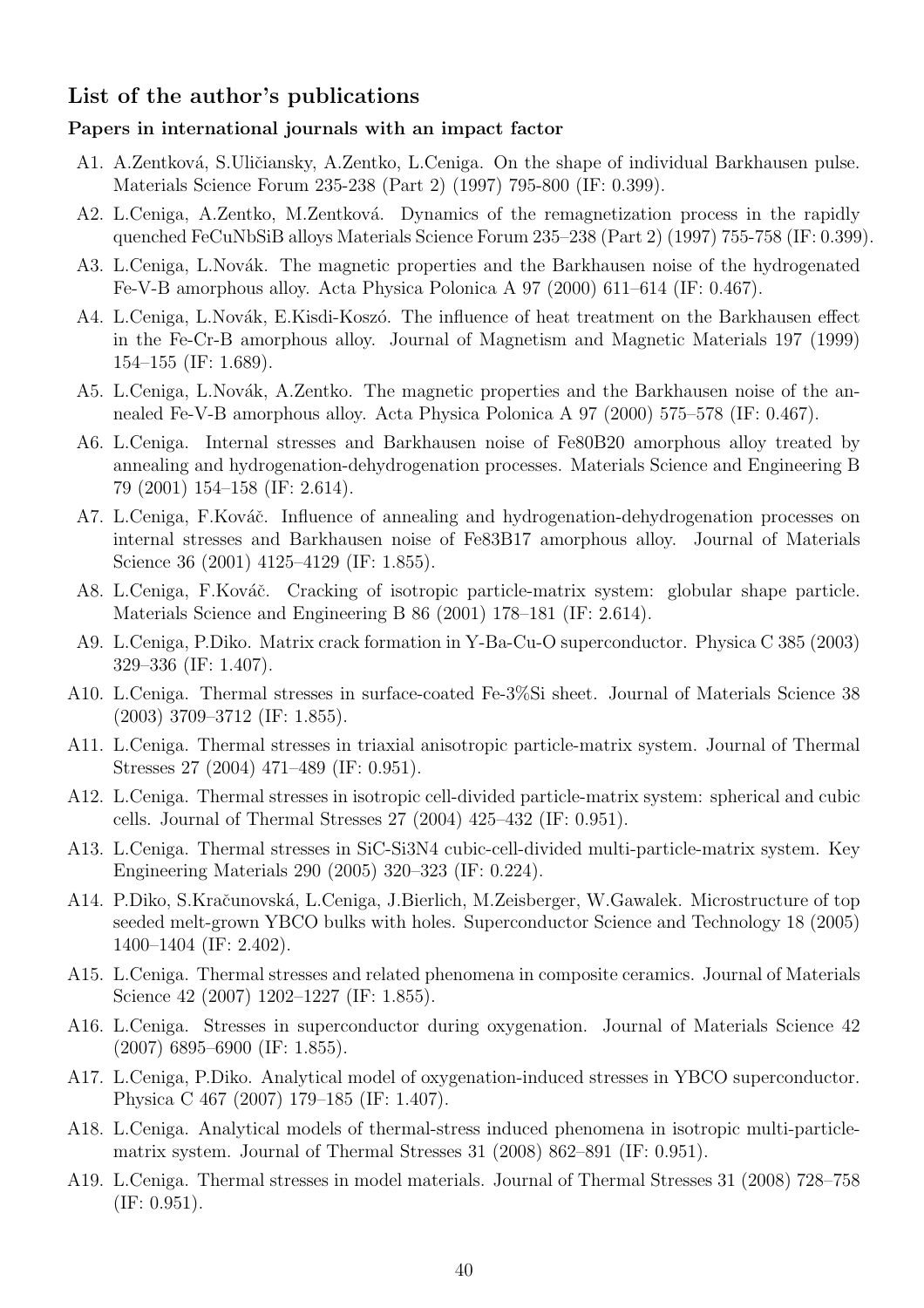## List of the author's publications

### Papers in international journals with an impact factor

A1. A.Zentková, S.Uličiansky, A.Zentko, L.Ceniga. On the shape of individual Barkhausen pulse. Materials Science Forum 235-238 (Part 2) (1997) 795-800 (IF: 0.399).

A2. L.Ceniga, A.Zentko, M.Zentková. Dynamics of the remagnetization process in the rapidly quenched FeCuNbSiB alloys Materials Science Forum 235–238 (Part 2) (1997) 755-758 (IF: 0.399).

A3. L.Ceniga, L.Novák. The magnetic properties and the Barkhausen noise of the hydrogenated Fe-V-B amorphous alloy. Acta Physica Polonica A 97 (2000) 611–614 (IF: 0.467).

A4. L.Ceniga, L.Novák, E.Kisdi-Koszó. The influence of heat treatment on the Barkhausen effect in the Fe-Cr-B amorphous alloy. Journal of Magnetism and Magnetic Materials 197 (1999) 154–155 (IF: 1.689).

A5. L.Ceniga, L.Novák, A.Zentko. The magnetic properties and the Barkhausen noise of the annealed Fe-V-B amorphous alloy. Acta Physica Polonica A 97 (2000) 575–578 (IF: 0.467).

A6. L.Ceniga. Internal stresses and Barkhausen noise of $Fe_{80}B_{20}$ amorphous alloy treated by annealing and hydrogenation-dehydrogenation processes. Materials Science and Engineering B 79 (2001) 154–158 (IF: 2.614).

A7. L.Ceniga, F.Kováč. Influence of annealing and hydrogenation-dehydrogenation processes on internal stresses and Barkhausen noise of $Fe_{83}B_{17}$ amorphous alloy. Journal of Materials Science 36 (2001) 4125–4129 (IF: 1.855).

A8. L.Ceniga, F.Kováč. Cracking of isotropic particle-matrix system: globular shape particle. Materials Science and Engineering B 86 (2001) 178–181 (IF: 2.614).

A9. L.Ceniga, P.Diko. Matrix crack formation in Y-Ba-Cu-O superconductor. Physica C 385 (2003) 329–336 (IF: 1.407).

A10. L.Ceniga. Thermal stresses in surface-coated Fe-3%Si sheet. Journal of Materials Science 38 (2003) 3709–3712 (IF: 1.855).

A11. L.Ceniga. Thermal stresses in triaxial anisotropic particle-matrix system. Journal of Thermal Stresses 27 (2004) 471–489 (IF: 0.951).

A12. L.Ceniga. Thermal stresses in isotropic cell-divided particle-matrix system: spherical and cubic cells. Journal of Thermal Stresses 27 (2004) 425–432 (IF: 0.951).

A13. L.Ceniga. Thermal stresses in SiC-$Si_3N_4$ cubic-cell-divided multi-particle-matrix system. Key Engineering Materials 290 (2005) 320–323 (IF: 0.224).

A14. P.Diko, S.Kračunovská, L.Ceniga, J.Bierlich, M.Zeisberger, W.Gawalek. Microstructure of top seeded melt-grown YBCO bulks with holes. Superconductor Science and Technology 18 (2005) 1400–1404 (IF: 2.402).

A15. L.Ceniga. Thermal stresses and related phenomena in composite ceramics. Journal of Materials Science 42 (2007) 1202–1227 (IF: 1.855).

A16. L.Ceniga. Stresses in superconductor during oxygenation. Journal of Materials Science 42 (2007) 6895–6900 (IF: 1.855).

A17. L.Ceniga, P.Diko. Analytical model of oxygenation-induced stresses in YBCO superconductor. Physica C 467 (2007) 179–185 (IF: 1.407).

A18. L.Ceniga. Analytical models of thermal-stress induced phenomena in isotropic multi-particle-matrix system. Journal of Thermal Stresses 31 (2008) 862–891 (IF: 0.951).

A19. L.Ceniga. Thermal stresses in model materials. Journal of Thermal Stresses 31 (2008) 728–758 (IF: 0.951).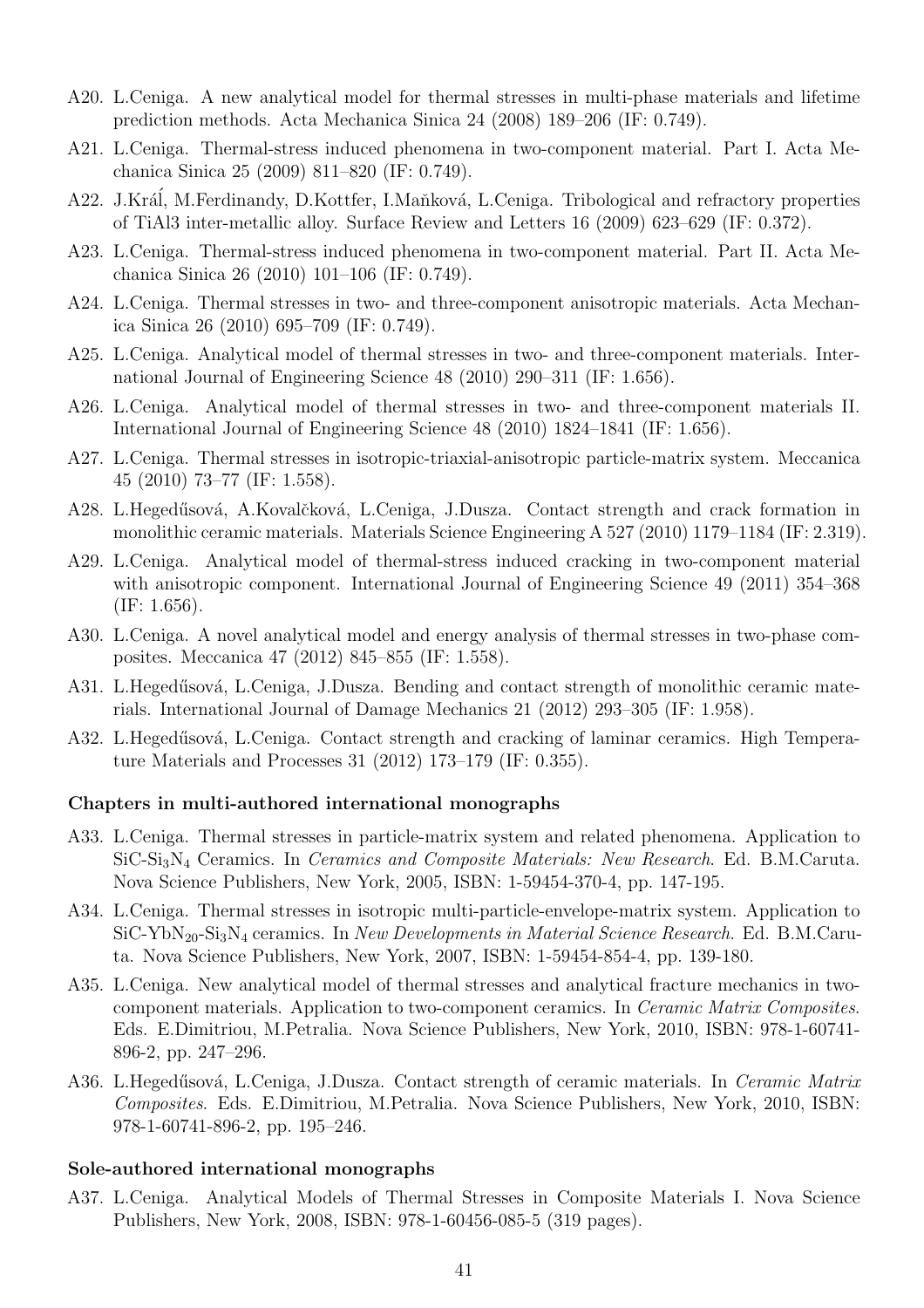A20. L.Ceniga. A new analytical model for thermal stresses in multi-phase materials and lifetime prediction methods. Acta Mechanica Sinica 24 (2008) 189–206 (IF: 0.749).

A21. L.Ceniga. Thermal-stress induced phenomena in two-component material. Part I. Acta Mechanica Sinica 25 (2009) 811–820 (IF: 0.749).

A22. J.Kráĺ, M.Ferdinandy, D.Kottfer, I.Maňková, L.Ceniga. Tribological and refractory properties of TiAl3 inter-metallic alloy. Surface Review and Letters 16 (2009) 623–629 (IF: 0.372).

A23. L.Ceniga. Thermal-stress induced phenomena in two-component material. Part II. Acta Mechanica Sinica 26 (2010) 101–106 (IF: 0.749).

A24. L.Ceniga. Thermal stresses in two- and three-component anisotropic materials. Acta Mechanica Sinica 26 (2010) 695–709 (IF: 0.749).

A25. L.Ceniga. Analytical model of thermal stresses in two- and three-component materials. International Journal of Engineering Science 48 (2010) 290–311 (IF: 1.656).

A26. L.Ceniga. Analytical model of thermal stresses in two- and three-component materials II. International Journal of Engineering Science 48 (2010) 1824–1841 (IF: 1.656).

A27. L.Ceniga. Thermal stresses in isotropic-triaxial-anisotropic particle-matrix system. Meccanica 45 (2010) 73–77 (IF: 1.558).

A28. L.Hegedűsová, A.Kovalčková, L.Ceniga, J.Dusza. Contact strength and crack formation in monolithic ceramic materials. Materials Science Engineering A 527 (2010) 1179–1184 (IF: 2.319).

A29. L.Ceniga. Analytical model of thermal-stress induced cracking in two-component material with anisotropic component. International Journal of Engineering Science 49 (2011) 354–368 (IF: 1.656).

A30. L.Ceniga. A novel analytical model and energy analysis of thermal stresses in two-phase composites. Meccanica 47 (2012) 845–855 (IF: 1.558).

A31. L.Hegedűsová, L.Ceniga, J.Dusza. Bending and contact strength of monolithic ceramic materials. International Journal of Damage Mechanics 21 (2012) 293–305 (IF: 1.958).

A32. L.Hegedűsová, L.Ceniga. Contact strength and cracking of laminar ceramics. High Temperature Materials and Processes 31 (2012) 173–179 (IF: 0.355).

**Chapters in multi-authored international monographs**

A33. L.Ceniga. Thermal stresses in particle-matrix system and related phenomena. Application to SiC-$Si_3N_4$ Ceramics. In *Ceramics and Composite Materials: New Research*. Ed. B.M.Caruta. Nova Science Publishers, New York, 2005, ISBN: 1-59454-370-4, pp. 147-195.

A34. L.Ceniga. Thermal stresses in isotropic multi-particle-envelope-matrix system. Application to SiC-$YbN_{20}$-$Si_3N_4$ ceramics. In *New Developments in Material Science Research*. Ed. B.M.Caruta. Nova Science Publishers, New York, 2007, ISBN: 1-59454-854-4, pp. 139-180.

A35. L.Ceniga. New analytical model of thermal stresses and analytical fracture mechanics in two-component materials. Application to two-component ceramics. In *Ceramic Matrix Composites*. Eds. E.Dimitriou, M.Petralia. Nova Science Publishers, New York, 2010, ISBN: 978-1-60741-896-2, pp. 247–296.

A36. L.Hegedűsová, L.Ceniga, J.Dusza. Contact strength of ceramic materials. In *Ceramic Matrix Composites*. Eds. E.Dimitriou, M.Petralia. Nova Science Publishers, New York, 2010, ISBN: 978-1-60741-896-2, pp. 195–246.

**Sole-authored international monographs**

A37. L.Ceniga. Analytical Models of Thermal Stresses in Composite Materials I. Nova Science Publishers, New York, 2008, ISBN: 978-1-60456-085-5 (319 pages).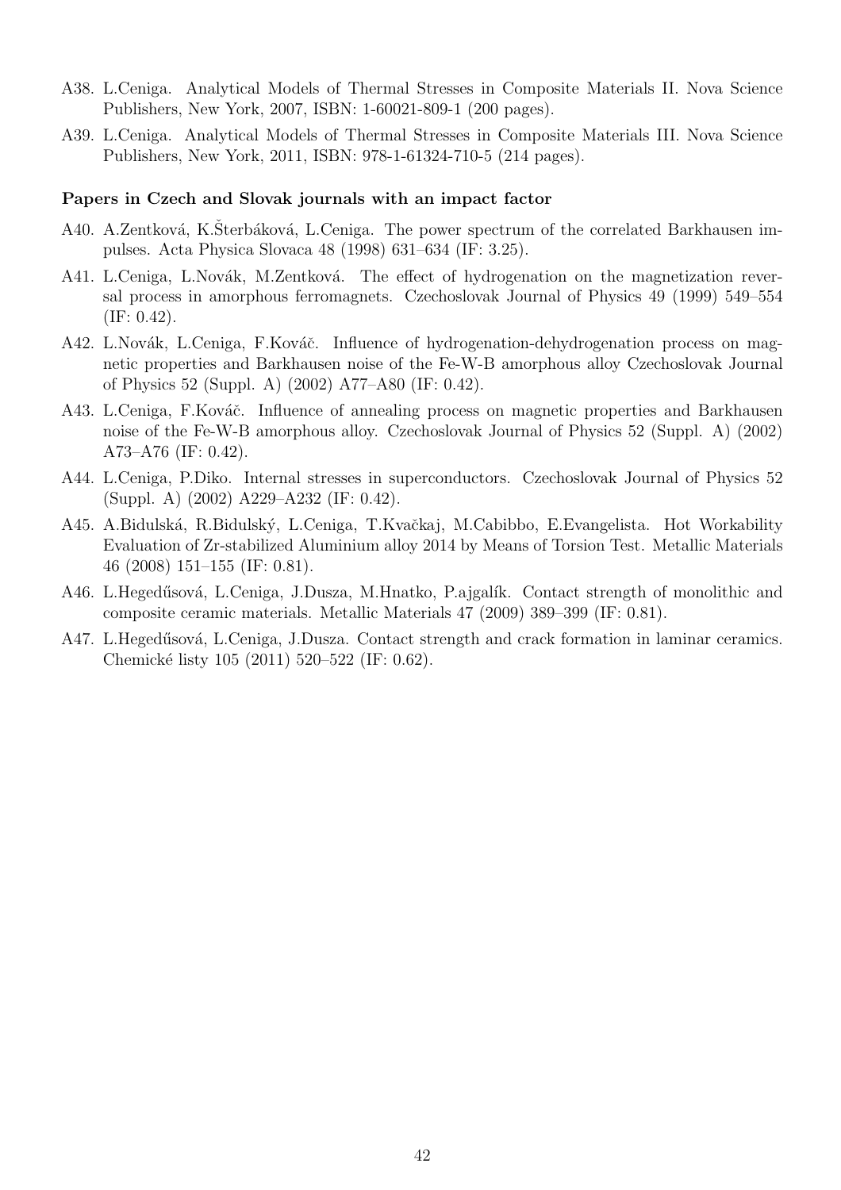A38. L.Ceniga. Analytical Models of Thermal Stresses in Composite Materials II. Nova Science Publishers, New York, 2007, ISBN: 1-60021-809-1 (200 pages).

A39. L.Ceniga. Analytical Models of Thermal Stresses in Composite Materials III. Nova Science Publishers, New York, 2011, ISBN: 978-1-61324-710-5 (214 pages).

**Papers in Czech and Slovak journals with an impact factor**

A40. A.Zentková, K.Šterbáková, L.Ceniga. The power spectrum of the correlated Barkhausen impulses. Acta Physica Slovaca 48 (1998) 631–634 (IF: 3.25).

A41. L.Ceniga, L.Novák, M.Zentková. The effect of hydrogenation on the magnetization reversal process in amorphous ferromagnets. Czechoslovak Journal of Physics 49 (1999) 549–554 (IF: 0.42).

A42. L.Novák, L.Ceniga, F.Kováč. Influence of hydrogenation-dehydrogenation process on magnetic properties and Barkhausen noise of the Fe-W-B amorphous alloy Czechoslovak Journal of Physics 52 (Suppl. A) (2002) A77–A80 (IF: 0.42).

A43. L.Ceniga, F.Kováč. Influence of annealing process on magnetic properties and Barkhausen noise of the Fe-W-B amorphous alloy. Czechoslovak Journal of Physics 52 (Suppl. A) (2002) A73–A76 (IF: 0.42).

A44. L.Ceniga, P.Diko. Internal stresses in superconductors. Czechoslovak Journal of Physics 52 (Suppl. A) (2002) A229–A232 (IF: 0.42).

A45. A.Bidulská, R.Bidulský, L.Ceniga, T.Kvačkaj, M.Cabibbo, E.Evangelista. Hot Workability Evaluation of Zr-stabilized Aluminium alloy 2014 by Means of Torsion Test. Metallic Materials 46 (2008) 151–155 (IF: 0.81).

A46. L.Hegedűsová, L.Ceniga, J.Dusza, M.Hnatko, P.ajgalík. Contact strength of monolithic and composite ceramic materials. Metallic Materials 47 (2009) 389–399 (IF: 0.81).

A47. L.Hegedűsová, L.Ceniga, J.Dusza. Contact strength and crack formation in laminar ceramics. Chemické listy 105 (2011) 520–522 (IF: 0.62).